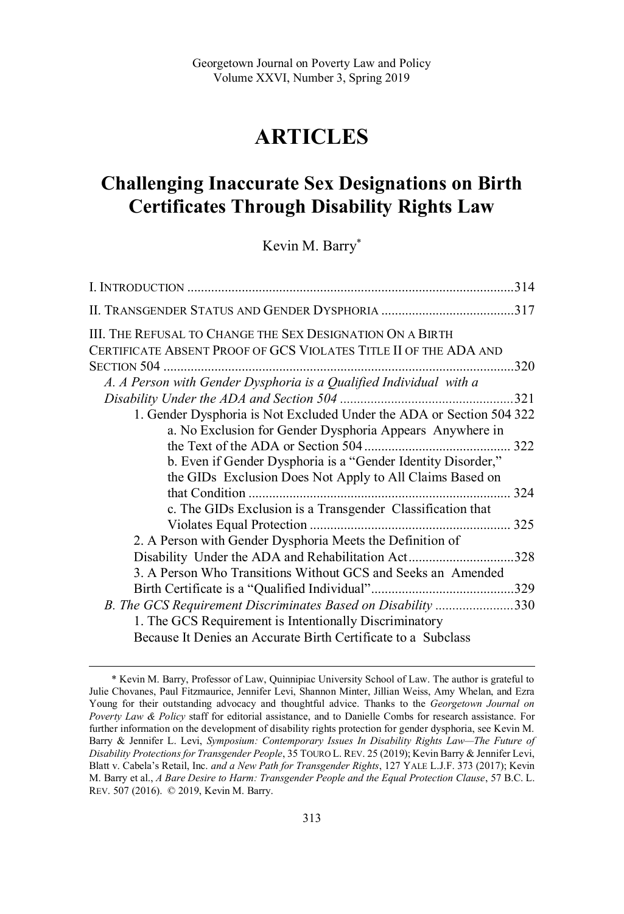# ARTICLES

## Challenging Inaccurate Sex Designations on Birth Certificates Through Disability Rights Law

Kevin M. Barry*

I. INTRODUCTION ....................................................................................... 314

II. TRANSGENDER STATUS AND GENDER DYSPHORIA ....................................... 317

III. THE REFUSAL TO CHANGE THE SEX DESIGNATION ON A BIRTH CERTIFICATE ABSENT PROOF OF GCS VIOLATES TITLE II OF THE ADA AND SECTION 504 ....................................................................................... 320

*A. A Person with Gender Dysphoria is a Qualified Individual with a Disability Under the ADA and Section 504* ........................................ 321

1. Gender Dysphoria is Not Excluded Under the ADA or Section 504 322

a. No Exclusion for Gender Dysphoria Appears Anywhere in the Text of the ADA or Section 504 ........................................ 322

b. Even if Gender Dysphoria is a "Gender Identity Disorder," the GIDs Exclusion Does Not Apply to All Claims Based on that Condition ........................................................... 324

c. The GIDs Exclusion is a Transgender Classification that Violates Equal Protection ................................................... 325

2. A Person with Gender Dysphoria Meets the Definition of Disability Under the ADA and Rehabilitation Act ............................ 328

3. A Person Who Transitions Without GCS and Seeks an Amended Birth Certificate is a "Qualified Individual" ................................ 329

*B. The GCS Requirement Discriminates Based on Disability* ...................... 330

1. The GCS Requirement is Intentionally Discriminatory Because It Denies an Accurate Birth Certificate to a Subclass

---

\* Kevin M. Barry, Professor of Law, Quinnipiac University School of Law. The author is grateful to Julie Chovanes, Paul Fitzmaurice, Jennifer Levi, Shannon Minter, Jillian Weiss, Amy Whelan, and Ezra Young for their outstanding advocacy and thoughtful advice. Thanks to the *Georgetown Journal on Poverty Law & Policy* staff for editorial assistance, and to Danielle Combs for research assistance. For further information on the development of disability rights protection for gender dysphoria, see Kevin M. Barry & Jennifer L. Levi, *Symposium: Contemporary Issues In Disability Rights Law—The Future of Disability Protections for Transgender People*, 35 TOURO L. REV. 25 (2019); Kevin Barry & Jennifer Levi, Blatt v. Cabela's Retail, Inc. *and a New Path for Transgender Rights*, 127 YALE L.J.F. 373 (2017); Kevin M. Barry et al., *A Bare Desire to Harm: Transgender People and the Equal Protection Clause*, 57 B.C. L. REV. 507 (2016). © 2019, Kevin M. Barry.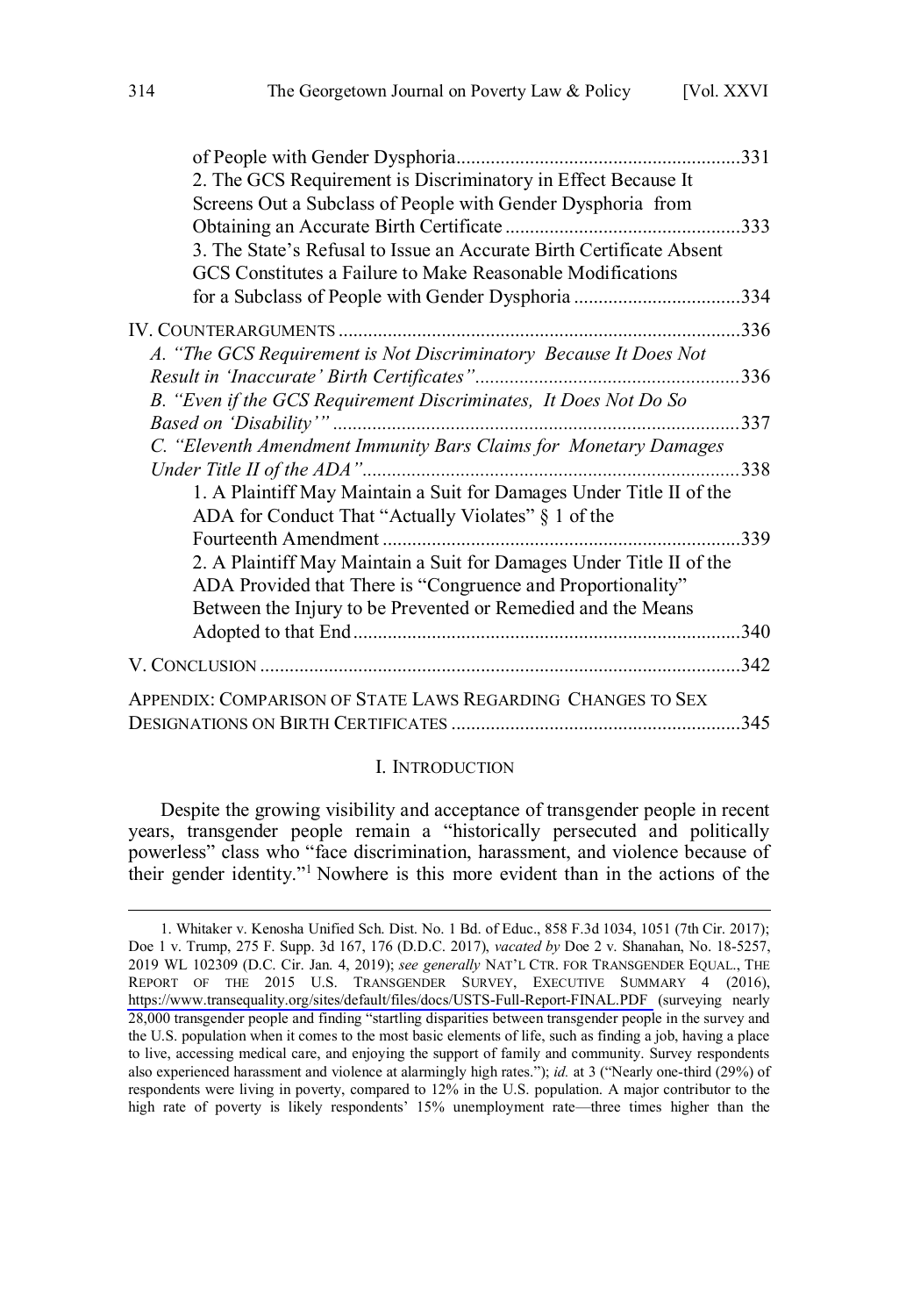of People with Gender Dysphoria .......................................................... 331
2. The GCS Requirement is Discriminatory in Effect Because It Screens Out a Subclass of People with Gender Dysphoria from Obtaining an Accurate Birth Certificate ................................................ 333
3. The State's Refusal to Issue an Accurate Birth Certificate Absent GCS Constitutes a Failure to Make Reasonable Modifications for a Subclass of People with Gender Dysphoria .................................. 334

IV. COUNTERARGUMENTS .................................................................................. 336
*A. "The GCS Requirement is Not Discriminatory Because It Does Not Result in 'Inaccurate' Birth Certificates"* ...................................................... 336
*B. "Even if the GCS Requirement Discriminates, It Does Not Do So Based on 'Disability'"* ................................................................................. 337
*C. "Eleventh Amendment Immunity Bars Claims for Monetary Damages Under Title II of the ADA"* ............................................................................ 338
1. A Plaintiff May Maintain a Suit for Damages Under Title II of the ADA for Conduct That "Actually Violates" § 1 of the Fourteenth Amendment .......................................................................... 339
2. A Plaintiff May Maintain a Suit for Damages Under Title II of the ADA Provided that There is "Congruence and Proportionality" Between the Injury to be Prevented or Remedied and the Means Adopted to that End .............................................................................. 340

V. CONCLUSION .................................................................................................. 342

APPENDIX: COMPARISON OF STATE LAWS REGARDING CHANGES TO SEX DESIGNATIONS ON BIRTH CERTIFICATES ........................................................... 345

## I. INTRODUCTION

Despite the growing visibility and acceptance of transgender people in recent years, transgender people remain a "historically persecuted and politically powerless" class who "face discrimination, harassment, and violence because of their gender identity."[1] Nowhere is this more evident than in the actions of the

---

1. Whitaker v. Kenosha Unified Sch. Dist. No. 1 Bd. of Educ., 858 F.3d 1034, 1051 (7th Cir. 2017); Doe 1 v. Trump, 275 F. Supp. 3d 167, 176 (D.D.C. 2017), *vacated by* Doe 2 v. Shanahan, No. 18-5257, 2019 WL 102309 (D.C. Cir. Jan. 4, 2019); *see generally* NAT'L CTR. FOR TRANSGENDER EQUAL., THE REPORT OF THE 2015 U.S. TRANSGENDER SURVEY, EXECUTIVE SUMMARY 4 (2016), https://www.transequality.org/sites/default/files/docs/USTS-Full-Report-FINAL.PDF (surveying nearly 28,000 transgender people and finding "startling disparities between transgender people in the survey and the U.S. population when it comes to the most basic elements of life, such as finding a job, having a place to live, accessing medical care, and enjoying the support of family and community. Survey respondents also experienced harassment and violence at alarmingly high rates."); *id.* at 3 ("Nearly one-third (29%) of respondents were living in poverty, compared to 12% in the U.S. population. A major contributor to the high rate of poverty is likely respondents' 15% unemployment rate—three times higher than the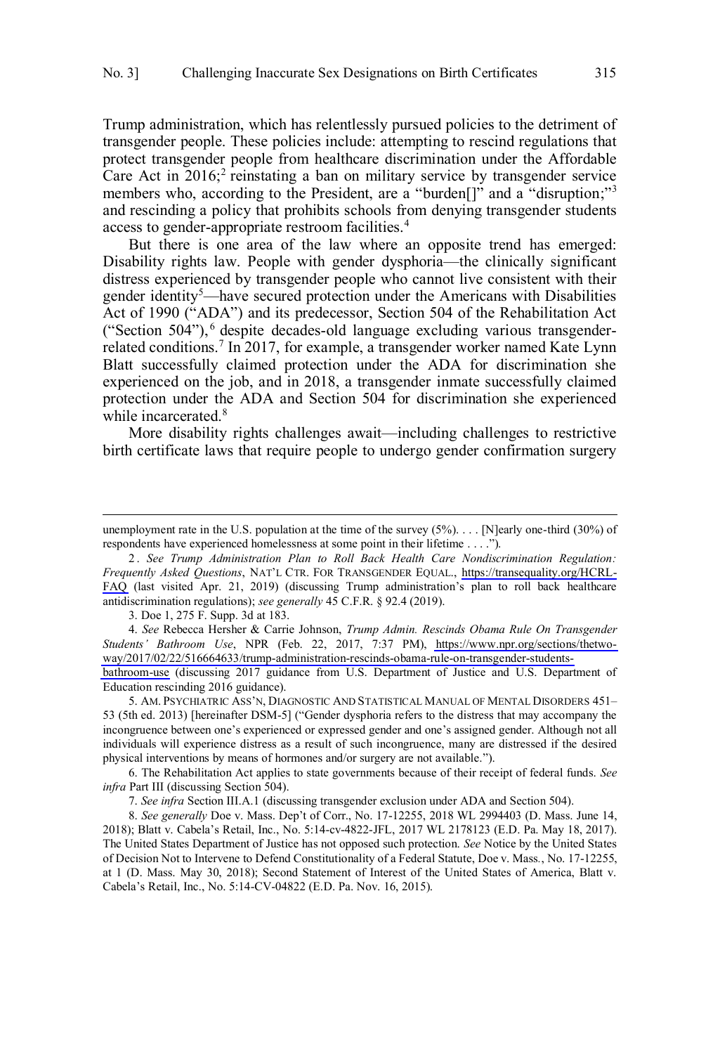Trump administration, which has relentlessly pursued policies to the detriment of transgender people. These policies include: attempting to rescind regulations that protect transgender people from healthcare discrimination under the Affordable Care Act in 2016;[2] reinstating a ban on military service by transgender service members who, according to the President, are a "burden[]" and a "disruption;"[3] and rescinding a policy that prohibits schools from denying transgender students access to gender-appropriate restroom facilities.[4]

But there is one area of the law where an opposite trend has emerged: Disability rights law. People with gender dysphoria—the clinically significant distress experienced by transgender people who cannot live consistent with their gender identity[5]—have secured protection under the Americans with Disabilities Act of 1990 ("ADA") and its predecessor, Section 504 of the Rehabilitation Act ("Section 504"),[6] despite decades-old language excluding various transgender-related conditions.[7] In 2017, for example, a transgender worker named Kate Lynn Blatt successfully claimed protection under the ADA for discrimination she experienced on the job, and in 2018, a transgender inmate successfully claimed protection under the ADA and Section 504 for discrimination she experienced while incarcerated.[8]

More disability rights challenges await—including challenges to restrictive birth certificate laws that require people to undergo gender confirmation surgery

---

unemployment rate in the U.S. population at the time of the survey (5%). . . . [N]early one-third (30%) of respondents have experienced homelessness at some point in their lifetime . . . .").

2. *See Trump Administration Plan to Roll Back Health Care Nondiscrimination Regulation: Frequently Asked Questions*, NAT'L CTR. FOR TRANSGENDER EQUAL., https://transequality.org/HCRL-FAQ (last visited Apr. 21, 2019) (discussing Trump administration's plan to roll back healthcare antidiscrimination regulations); *see generally* 45 C.F.R. § 92.4 (2019).

3. Doe 1, 275 F. Supp. 3d at 183.

4. *See* Rebecca Hersher & Carrie Johnson, *Trump Admin. Rescinds Obama Rule On Transgender Students' Bathroom Use*, NPR (Feb. 22, 2017, 7:37 PM), https://www.npr.org/sections/thetwo-way/2017/02/22/516664633/trump-administration-rescinds-obama-rule-on-transgender-students-bathroom-use (discussing 2017 guidance from U.S. Department of Justice and U.S. Department of Education rescinding 2016 guidance).

5. AM. PSYCHIATRIC ASS'N, DIAGNOSTIC AND STATISTICAL MANUAL OF MENTAL DISORDERS 451–53 (5th ed. 2013) [hereinafter DSM-5] ("Gender dysphoria refers to the distress that may accompany the incongruence between one's experienced or expressed gender and one's assigned gender. Although not all individuals will experience distress as a result of such incongruence, many are distressed if the desired physical interventions by means of hormones and/or surgery are not available.").

6. The Rehabilitation Act applies to state governments because of their receipt of federal funds. *See infra* Part III (discussing Section 504).

7. *See infra* Section III.A.1 (discussing transgender exclusion under ADA and Section 504).

8. *See generally* Doe v. Mass. Dep't of Corr., No. 17-12255, 2018 WL 2994403 (D. Mass. June 14, 2018); Blatt v. Cabela's Retail, Inc., No. 5:14-cv-4822-JFL, 2017 WL 2178123 (E.D. Pa. May 18, 2017). The United States Department of Justice has not opposed such protection. *See* Notice by the United States of Decision Not to Intervene to Defend Constitutionality of a Federal Statute, Doe v. Mass., No. 17-12255, at 1 (D. Mass. May 30, 2018); Second Statement of Interest of the United States of America, Blatt v. Cabela's Retail, Inc., No. 5:14-CV-04822 (E.D. Pa. Nov. 16, 2015).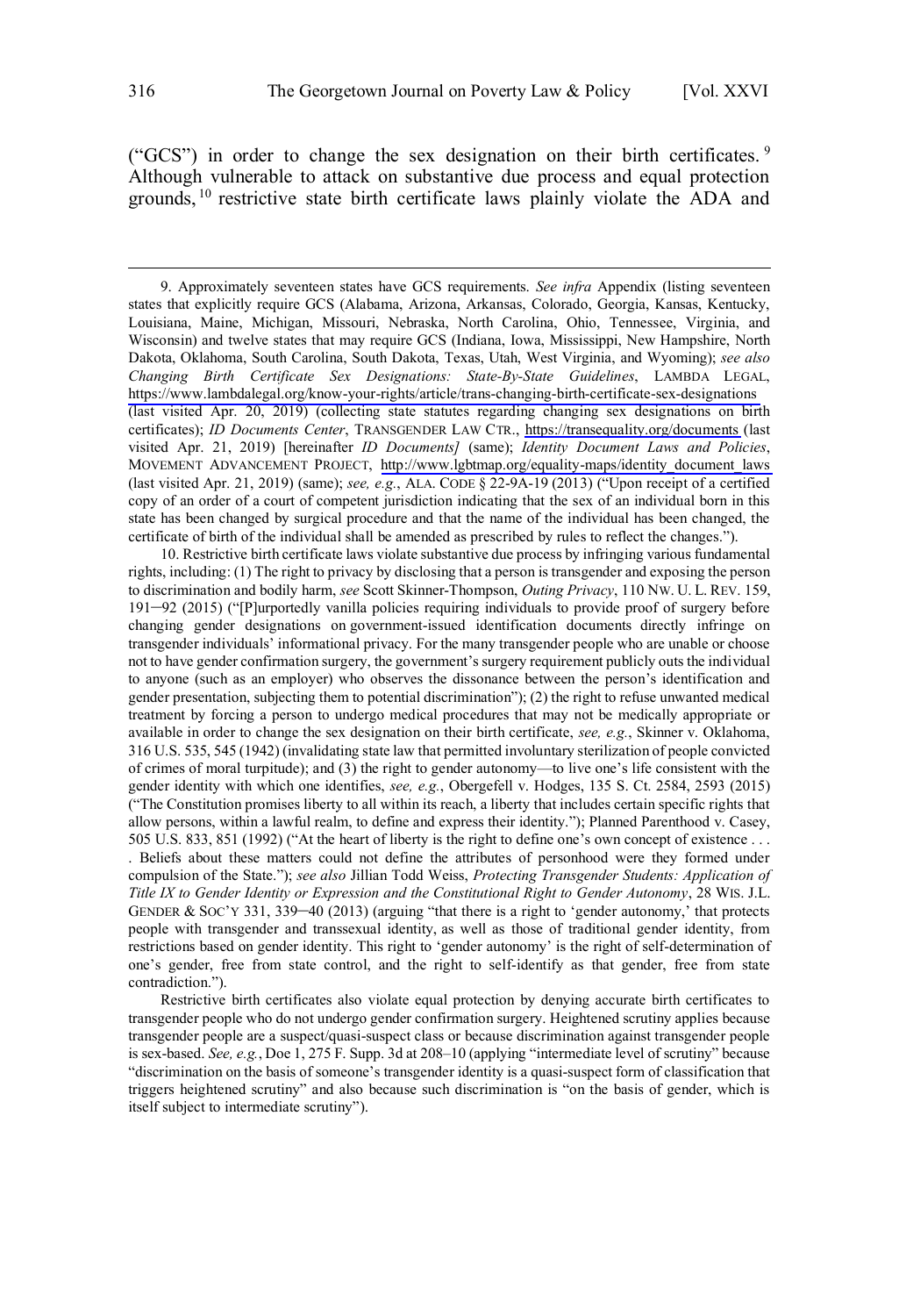("GCS") in order to change the sex designation on their birth certificates.[9] Although vulnerable to attack on substantive due process and equal protection grounds,[10] restrictive state birth certificate laws plainly violate the ADA and

---

9. Approximately seventeen states have GCS requirements. *See infra* Appendix (listing seventeen states that explicitly require GCS (Alabama, Arizona, Arkansas, Colorado, Georgia, Kansas, Kentucky, Louisiana, Maine, Michigan, Missouri, Nebraska, North Carolina, Ohio, Tennessee, Virginia, and Wisconsin) and twelve states that may require GCS (Indiana, Iowa, Mississippi, New Hampshire, North Dakota, Oklahoma, South Carolina, South Dakota, Texas, Utah, West Virginia, and Wyoming); *see also Changing Birth Certificate Sex Designations: State-By-State Guidelines*, LAMBDA LEGAL, https://www.lambdalegal.org/know-your-rights/article/trans-changing-birth-certificate-sex-designations (last visited Apr. 20, 2019) (collecting state statutes regarding changing sex designations on birth certificates); *ID Documents Center*, TRANSGENDER LAW CTR., https://transequality.org/documents (last visited Apr. 21, 2019) [hereinafter *ID Documents]* (same); *Identity Document Laws and Policies*, MOVEMENT ADVANCEMENT PROJECT, http://www.lgbtmap.org/equality-maps/identity_document_laws (last visited Apr. 21, 2019) (same); *see, e.g.*, ALA. CODE § 22-9A-19 (2013) ("Upon receipt of a certified copy of an order of a court of competent jurisdiction indicating that the sex of an individual born in this state has been changed by surgical procedure and that the name of the individual has been changed, the certificate of birth of the individual shall be amended as prescribed by rules to reflect the changes.").

10. Restrictive birth certificate laws violate substantive due process by infringing various fundamental rights, including: (1) The right to privacy by disclosing that a person is transgender and exposing the person to discrimination and bodily harm, *see* Scott Skinner-Thompson, *Outing Privacy*, 110 NW. U. L. REV. 159, 191–92 (2015) ("[P]urportedly vanilla policies requiring individuals to provide proof of surgery before changing gender designations on government-issued identification documents directly infringe on transgender individuals' informational privacy. For the many transgender people who are unable or choose not to have gender confirmation surgery, the government's surgery requirement publicly outs the individual to anyone (such as an employer) who observes the dissonance between the person's identification and gender presentation, subjecting them to potential discrimination"); (2) the right to refuse unwanted medical treatment by forcing a person to undergo medical procedures that may not be medically appropriate or available in order to change the sex designation on their birth certificate, *see, e.g.*, Skinner v. Oklahoma, 316 U.S. 535, 545 (1942) (invalidating state law that permitted involuntary sterilization of people convicted of crimes of moral turpitude); and (3) the right to gender autonomy—to live one's life consistent with the gender identity with which one identifies, *see, e.g.*, Obergefell v. Hodges, 135 S. Ct. 2584, 2593 (2015) ("The Constitution promises liberty to all within its reach, a liberty that includes certain specific rights that allow persons, within a lawful realm, to define and express their identity."); Planned Parenthood v. Casey, 505 U.S. 833, 851 (1992) ("At the heart of liberty is the right to define one's own concept of existence . . . . Beliefs about these matters could not define the attributes of personhood were they formed under compulsion of the State."); *see also* Jillian Todd Weiss, *Protecting Transgender Students: Application of Title IX to Gender Identity or Expression and the Constitutional Right to Gender Autonomy*, 28 WIS. J.L. GENDER & SOC'Y 331, 339–40 (2013) (arguing "that there is a right to 'gender autonomy,' that protects people with transgender and transsexual identity, as well as those of traditional gender identity, from restrictions based on gender identity. This right to 'gender autonomy' is the right of self-determination of one's gender, free from state control, and the right to self-identify as that gender, free from state contradiction.").

Restrictive birth certificates also violate equal protection by denying accurate birth certificates to transgender people who do not undergo gender confirmation surgery. Heightened scrutiny applies because transgender people are a suspect/quasi-suspect class or because discrimination against transgender people is sex-based. *See, e.g.*, Doe 1, 275 F. Supp. 3d at 208–10 (applying "intermediate level of scrutiny" because "discrimination on the basis of someone's transgender identity is a quasi-suspect form of classification that triggers heightened scrutiny" and also because such discrimination is "on the basis of gender, which is itself subject to intermediate scrutiny").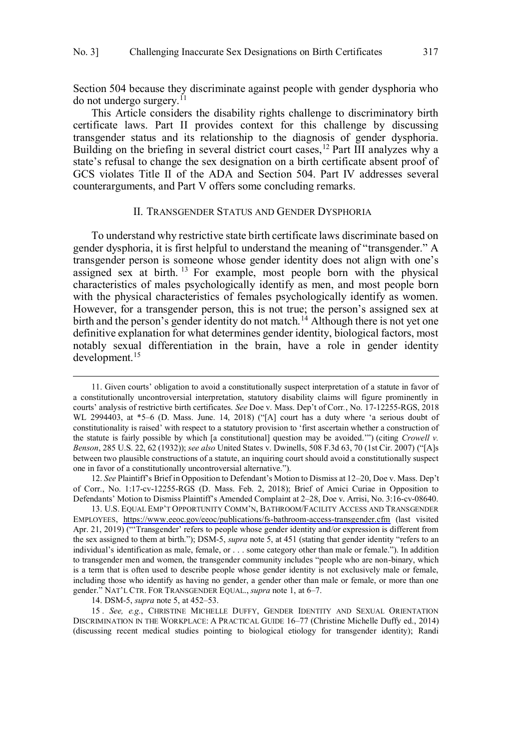Section 504 because they discriminate against people with gender dysphoria who do not undergo surgery.[11]

This Article considers the disability rights challenge to discriminatory birth certificate laws. Part II provides context for this challenge by discussing transgender status and its relationship to the diagnosis of gender dysphoria. Building on the briefing in several district court cases,[12] Part III analyzes why a state's refusal to change the sex designation on a birth certificate absent proof of GCS violates Title II of the ADA and Section 504. Part IV addresses several counterarguments, and Part V offers some concluding remarks.

## II. Transgender Status and Gender Dysphoria

To understand why restrictive state birth certificate laws discriminate based on gender dysphoria, it is first helpful to understand the meaning of "transgender." A transgender person is someone whose gender identity does not align with one's assigned sex at birth.[13] For example, most people born with the physical characteristics of males psychologically identify as men, and most people born with the physical characteristics of females psychologically identify as women. However, for a transgender person, this is not true; the person's assigned sex at birth and the person's gender identity do not match.[14] Although there is not yet one definitive explanation for what determines gender identity, biological factors, most notably sexual differentiation in the brain, have a role in gender identity development.[15]

---

11. Given courts' obligation to avoid a constitutionally suspect interpretation of a statute in favor of a constitutionally uncontroversial interpretation, statutory disability claims will figure prominently in courts' analysis of restrictive birth certificates. *See* Doe v. Mass. Dep't of Corr., No. 17-12255-RGS, 2018 WL 2994403, at *5–6 (D. Mass. June. 14, 2018) ("[A] court has a duty where 'a serious doubt of constitutionality is raised' with respect to a statutory provision to 'first ascertain whether a construction of the statute is fairly possible by which [a constitutional] question may be avoided.'") (citing *Crowell v. Benson*, 285 U.S. 22, 62 (1932)); *see also* United States v. Dwinells, 508 F.3d 63, 70 (1st Cir. 2007) ("[A]s between two plausible constructions of a statute, an inquiring court should avoid a constitutionally suspect one in favor of a constitutionally uncontroversial alternative.").

12. *See* Plaintiff's Brief in Opposition to Defendant's Motion to Dismiss at 12–20, Doe v. Mass. Dep't of Corr., No. 1:17-cv-12255-RGS (D. Mass. Feb. 2, 2018); Brief of Amici Curiae in Opposition to Defendants' Motion to Dismiss Plaintiff's Amended Complaint at 2–28, Doe v. Arrisi, No. 3:16-cv-08640.

13. U.S. Equal Emp't Opportunity Comm'n, Bathroom/Facility Access and Transgender Employees, https://www.eeoc.gov/eeoc/publications/fs-bathroom-access-transgender.cfm (last visited Apr. 21, 2019) ("'Transgender' refers to people whose gender identity and/or expression is different from the sex assigned to them at birth."); DSM-5, *supra* note 5, at 451 (stating that gender identity "refers to an individual's identification as male, female, or . . . some category other than male or female."). In addition to transgender men and women, the transgender community includes "people who are non-binary, which is a term that is often used to describe people whose gender identity is not exclusively male or female, including those who identify as having no gender, a gender other than male or female, or more than one gender." Nat'l Ctr. for Transgender Equal., *supra* note 1, at 6–7.

14. DSM-5, *supra* note 5, at 452–53.

15. *See, e.g.*, Christine Michelle Duffy, Gender Identity and Sexual Orientation Discrimination in the Workplace: A Practical Guide 16–77 (Christine Michelle Duffy ed., 2014) (discussing recent medical studies pointing to biological etiology for transgender identity); Randi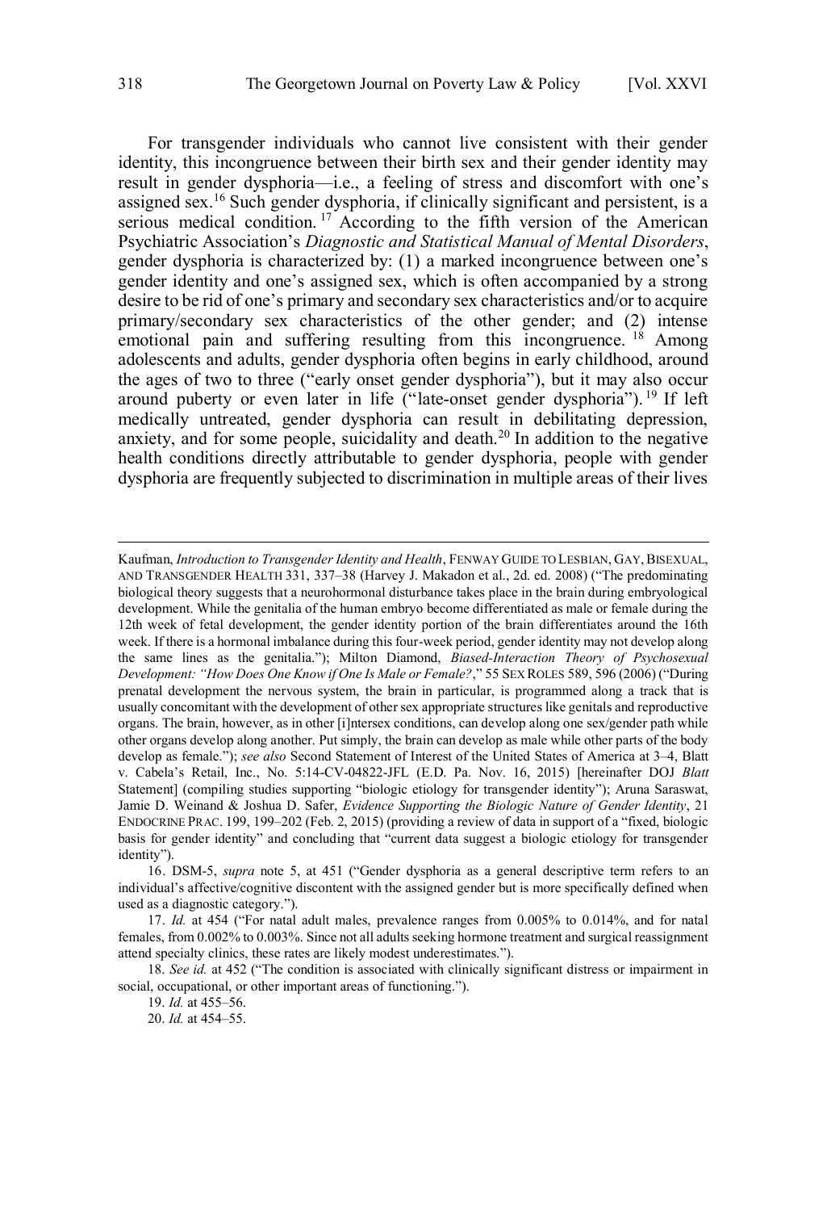For transgender individuals who cannot live consistent with their gender identity, this incongruence between their birth sex and their gender identity may result in gender dysphoria—i.e., a feeling of stress and discomfort with one's assigned sex.[16] Such gender dysphoria, if clinically significant and persistent, is a serious medical condition.[17] According to the fifth version of the American Psychiatric Association's *Diagnostic and Statistical Manual of Mental Disorders*, gender dysphoria is characterized by: (1) a marked incongruence between one's gender identity and one's assigned sex, which is often accompanied by a strong desire to be rid of one's primary and secondary sex characteristics and/or to acquire primary/secondary sex characteristics of the other gender; and (2) intense emotional pain and suffering resulting from this incongruence.[18] Among adolescents and adults, gender dysphoria often begins in early childhood, around the ages of two to three ("early onset gender dysphoria"), but it may also occur around puberty or even later in life ("late-onset gender dysphoria").[19] If left medically untreated, gender dysphoria can result in debilitating depression, anxiety, and for some people, suicidality and death.[20] In addition to the negative health conditions directly attributable to gender dysphoria, people with gender dysphoria are frequently subjected to discrimination in multiple areas of their lives

---

Kaufman, *Introduction to Transgender Identity and Health*, FENWAY GUIDE TO LESBIAN, GAY, BISEXUAL, AND TRANSGENDER HEALTH 331, 337–38 (Harvey J. Makadon et al., 2d. ed. 2008) ("The predominating biological theory suggests that a neurohormonal disturbance takes place in the brain during embryological development. While the genitalia of the human embryo become differentiated as male or female during the 12th week of fetal development, the gender identity portion of the brain differentiates around the 16th week. If there is a hormonal imbalance during this four-week period, gender identity may not develop along the same lines as the genitalia."); Milton Diamond, *Biased-Interaction Theory of Psychosexual Development: "How Does One Know if One Is Male or Female?*," 55 SEX ROLES 589, 596 (2006) ("During prenatal development the nervous system, the brain in particular, is programmed along a track that is usually concomitant with the development of other sex appropriate structures like genitals and reproductive organs. The brain, however, as in other [i]ntersex conditions, can develop along one sex/gender path while other organs develop along another. Put simply, the brain can develop as male while other parts of the body develop as female."); *see also* Second Statement of Interest of the United States of America at 3–4, Blatt v. Cabela's Retail, Inc., No. 5:14-CV-04822-JFL (E.D. Pa. Nov. 16, 2015) [hereinafter DOJ *Blatt* Statement] (compiling studies supporting "biologic etiology for transgender identity"); Aruna Saraswat, Jamie D. Weinand & Joshua D. Safer, *Evidence Supporting the Biologic Nature of Gender Identity*, 21 ENDOCRINE PRAC. 199, 199–202 (Feb. 2, 2015) (providing a review of data in support of a "fixed, biologic basis for gender identity" and concluding that "current data suggest a biologic etiology for transgender identity").

16. DSM-5, *supra* note 5, at 451 ("Gender dysphoria as a general descriptive term refers to an individual's affective/cognitive discontent with the assigned gender but is more specifically defined when used as a diagnostic category.").

17. *Id.* at 454 ("For natal adult males, prevalence ranges from 0.005% to 0.014%, and for natal females, from 0.002% to 0.003%. Since not all adults seeking hormone treatment and surgical reassignment attend specialty clinics, these rates are likely modest underestimates.").

18. *See id.* at 452 ("The condition is associated with clinically significant distress or impairment in social, occupational, or other important areas of functioning.").

19. *Id.* at 455–56.

20. *Id.* at 454–55.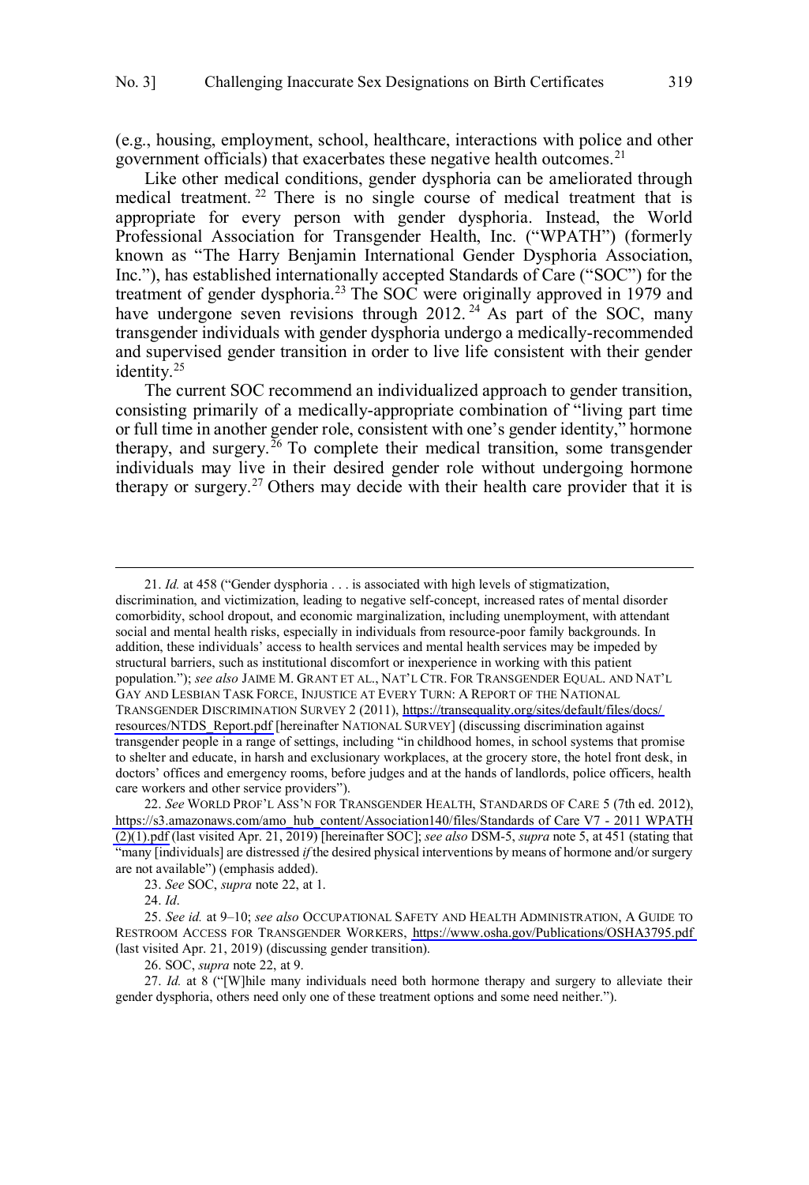(e.g., housing, employment, school, healthcare, interactions with police and other government officials) that exacerbates these negative health outcomes.[21]

Like other medical conditions, gender dysphoria can be ameliorated through medical treatment.[22] There is no single course of medical treatment that is appropriate for every person with gender dysphoria. Instead, the World Professional Association for Transgender Health, Inc. ("WPATH") (formerly known as "The Harry Benjamin International Gender Dysphoria Association, Inc."), has established internationally accepted Standards of Care ("SOC") for the treatment of gender dysphoria.[23] The SOC were originally approved in 1979 and have undergone seven revisions through 2012.[24] As part of the SOC, many transgender individuals with gender dysphoria undergo a medically-recommended and supervised gender transition in order to live life consistent with their gender identity.[25]

The current SOC recommend an individualized approach to gender transition, consisting primarily of a medically-appropriate combination of "living part time or full time in another gender role, consistent with one's gender identity," hormone therapy, and surgery.[26] To complete their medical transition, some transgender individuals may live in their desired gender role without undergoing hormone therapy or surgery.[27] Others may decide with their health care provider that it is

---

21. *Id.* at 458 ("Gender dysphoria . . . is associated with high levels of stigmatization, discrimination, and victimization, leading to negative self-concept, increased rates of mental disorder comorbidity, school dropout, and economic marginalization, including unemployment, with attendant social and mental health risks, especially in individuals from resource-poor family backgrounds. In addition, these individuals' access to health services and mental health services may be impeded by structural barriers, such as institutional discomfort or inexperience in working with this patient population."); *see also* JAIME M. GRANT ET AL., NAT'L CTR. FOR TRANSGENDER EQUAL. AND NAT'L GAY AND LESBIAN TASK FORCE, INJUSTICE AT EVERY TURN: A REPORT OF THE NATIONAL TRANSGENDER DISCRIMINATION SURVEY 2 (2011), https://transequality.org/sites/default/files/docs/resources/NTDS_Report.pdf [hereinafter NATIONAL SURVEY] (discussing discrimination against transgender people in a range of settings, including "in childhood homes, in school systems that promise to shelter and educate, in harsh and exclusionary workplaces, at the grocery store, the hotel front desk, in doctors' offices and emergency rooms, before judges and at the hands of landlords, police officers, health care workers and other service providers").

22. *See* WORLD PROF'L ASS'N FOR TRANSGENDER HEALTH, STANDARDS OF CARE 5 (7th ed. 2012), https://s3.amazonaws.com/amo_hub_content/Association140/files/Standards of Care V7 - 2011 WPATH (2)(1).pdf (last visited Apr. 21, 2019) [hereinafter SOC]; *see also* DSM-5, *supra* note 5, at 451 (stating that "many [individuals] are distressed *if* the desired physical interventions by means of hormone and/or surgery are not available") (emphasis added).

23. *See* SOC, *supra* note 22, at 1.

24. *Id*.

25. *See id.* at 9–10; *see also* OCCUPATIONAL SAFETY AND HEALTH ADMINISTRATION, A GUIDE TO RESTROOM ACCESS FOR TRANSGENDER WORKERS, https://www.osha.gov/Publications/OSHA3795.pdf (last visited Apr. 21, 2019) (discussing gender transition).

26. SOC, *supra* note 22, at 9.

27. *Id.* at 8 ("[W]hile many individuals need both hormone therapy and surgery to alleviate their gender dysphoria, others need only one of these treatment options and some need neither.").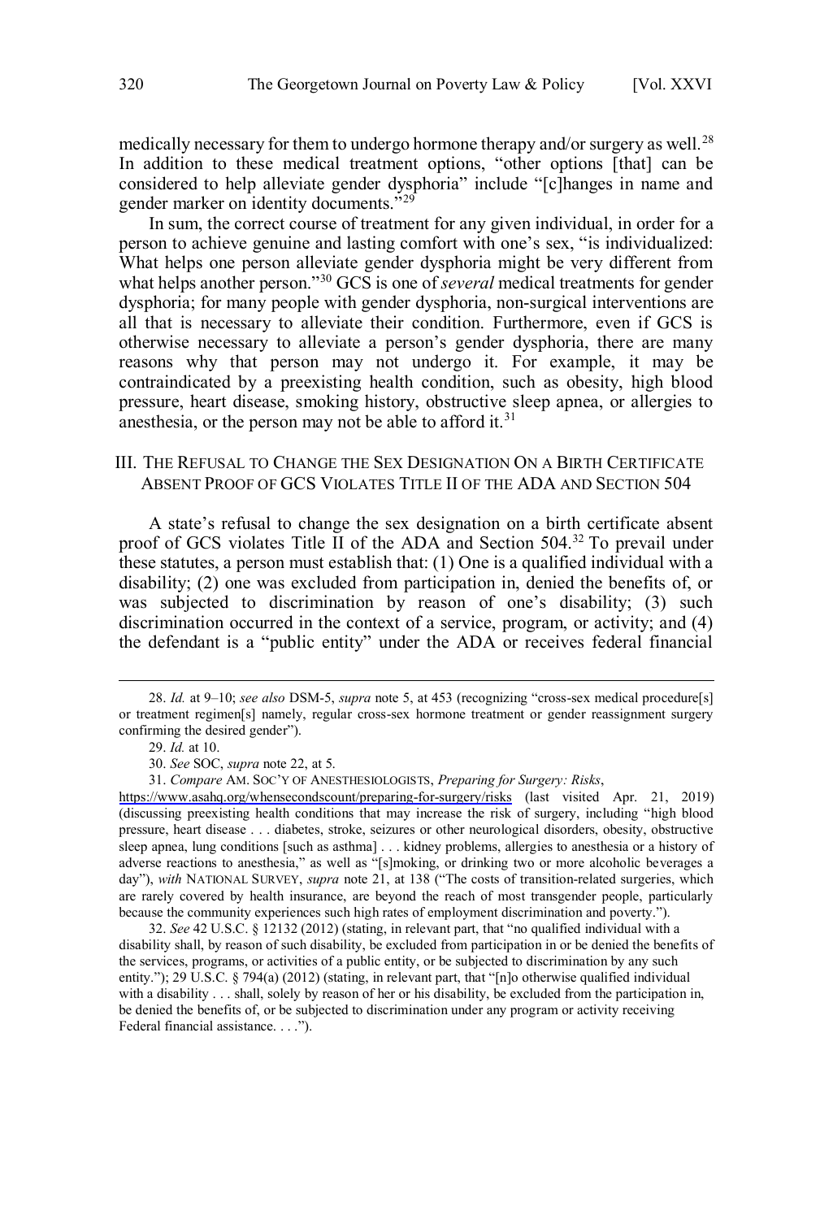medically necessary for them to undergo hormone therapy and/or surgery as well.[28] In addition to these medical treatment options, "other options [that] can be considered to help alleviate gender dysphoria" include "[c]hanges in name and gender marker on identity documents."[29]

In sum, the correct course of treatment for any given individual, in order for a person to achieve genuine and lasting comfort with one's sex, "is individualized: What helps one person alleviate gender dysphoria might be very different from what helps another person."[30] GCS is one of *several* medical treatments for gender dysphoria; for many people with gender dysphoria, non-surgical interventions are all that is necessary to alleviate their condition. Furthermore, even if GCS is otherwise necessary to alleviate a person's gender dysphoria, there are many reasons why that person may not undergo it. For example, it may be contraindicated by a preexisting health condition, such as obesity, high blood pressure, heart disease, smoking history, obstructive sleep apnea, or allergies to anesthesia, or the person may not be able to afford it.[31]

## III. The Refusal to Change the Sex Designation On a Birth Certificate Absent Proof of GCS Violates Title II of the ADA and Section 504

A state's refusal to change the sex designation on a birth certificate absent proof of GCS violates Title II of the ADA and Section 504.[32] To prevail under these statutes, a person must establish that: (1) One is a qualified individual with a disability; (2) one was excluded from participation in, denied the benefits of, or was subjected to discrimination by reason of one's disability; (3) such discrimination occurred in the context of a service, program, or activity; and (4) the defendant is a "public entity" under the ADA or receives federal financial

---

28. *Id.* at 9–10; *see also* DSM-5, *supra* note 5, at 453 (recognizing "cross-sex medical procedure[s] or treatment regimen[s] namely, regular cross-sex hormone treatment or gender reassignment surgery confirming the desired gender").

29. *Id.* at 10.

30. *See* SOC, *supra* note 22, at 5.

31. *Compare* AM. SOC'Y OF ANESTHESIOLOGISTS, *Preparing for Surgery: Risks*, https://www.asahq.org/whensecondscount/preparing-for-surgery/risks (last visited Apr. 21, 2019) (discussing preexisting health conditions that may increase the risk of surgery, including "high blood pressure, heart disease . . . diabetes, stroke, seizures or other neurological disorders, obesity, obstructive sleep apnea, lung conditions [such as asthma] . . . kidney problems, allergies to anesthesia or a history of adverse reactions to anesthesia," as well as "[s]moking, or drinking two or more alcoholic beverages a day"), *with* NATIONAL SURVEY, *supra* note 21, at 138 ("The costs of transition-related surgeries, which are rarely covered by health insurance, are beyond the reach of most transgender people, particularly because the community experiences such high rates of employment discrimination and poverty.").

32. *See* 42 U.S.C. § 12132 (2012) (stating, in relevant part, that "no qualified individual with a disability shall, by reason of such disability, be excluded from participation in or be denied the benefits of the services, programs, or activities of a public entity, or be subjected to discrimination by any such entity."); 29 U.S.C. § 794(a) (2012) (stating, in relevant part, that "[n]o otherwise qualified individual with a disability . . . shall, solely by reason of her or his disability, be excluded from the participation in, be denied the benefits of, or be subjected to discrimination under any program or activity receiving Federal financial assistance. . . .").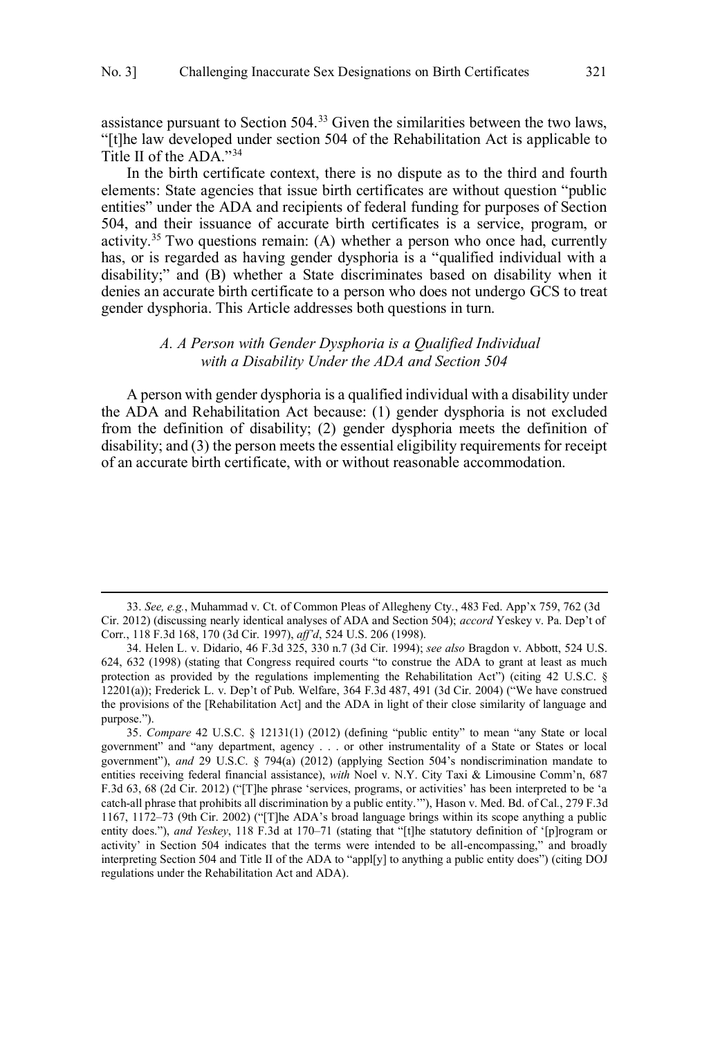assistance pursuant to Section 504.[33] Given the similarities between the two laws, "[t]he law developed under section 504 of the Rehabilitation Act is applicable to Title II of the ADA."[34]

In the birth certificate context, there is no dispute as to the third and fourth elements: State agencies that issue birth certificates are without question "public entities" under the ADA and recipients of federal funding for purposes of Section 504, and their issuance of accurate birth certificates is a service, program, or activity.[35] Two questions remain: (A) whether a person who once had, currently has, or is regarded as having gender dysphoria is a "qualified individual with a disability;" and (B) whether a State discriminates based on disability when it denies an accurate birth certificate to a person who does not undergo GCS to treat gender dysphoria. This Article addresses both questions in turn.

### *A. A Person with Gender Dysphoria is a Qualified Individual with a Disability Under the ADA and Section 504*

A person with gender dysphoria is a qualified individual with a disability under the ADA and Rehabilitation Act because: (1) gender dysphoria is not excluded from the definition of disability; (2) gender dysphoria meets the definition of disability; and (3) the person meets the essential eligibility requirements for receipt of an accurate birth certificate, with or without reasonable accommodation.

---

33. *See, e.g.*, Muhammad v. Ct. of Common Pleas of Allegheny Cty., 483 Fed. App'x 759, 762 (3d Cir. 2012) (discussing nearly identical analyses of ADA and Section 504); *accord* Yeskey v. Pa. Dep't of Corr., 118 F.3d 168, 170 (3d Cir. 1997), *aff'd*, 524 U.S. 206 (1998).

34. Helen L. v. Didario, 46 F.3d 325, 330 n.7 (3d Cir. 1994); *see also* Bragdon v. Abbott, 524 U.S. 624, 632 (1998) (stating that Congress required courts "to construe the ADA to grant at least as much protection as provided by the regulations implementing the Rehabilitation Act") (citing 42 U.S.C. § 12201(a)); Frederick L. v. Dep't of Pub. Welfare, 364 F.3d 487, 491 (3d Cir. 2004) ("We have construed the provisions of the [Rehabilitation Act] and the ADA in light of their close similarity of language and purpose.").

35. *Compare* 42 U.S.C. § 12131(1) (2012) (defining "public entity" to mean "any State or local government" and "any department, agency . . . or other instrumentality of a State or States or local government"), *and* 29 U.S.C. § 794(a) (2012) (applying Section 504's nondiscrimination mandate to entities receiving federal financial assistance), *with* Noel v. N.Y. City Taxi & Limousine Comm'n, 687 F.3d 63, 68 (2d Cir. 2012) ("[T]he phrase 'services, programs, or activities' has been interpreted to be 'a catch-all phrase that prohibits all discrimination by a public entity.'"), Hason v. Med. Bd. of Cal., 279 F.3d 1167, 1172–73 (9th Cir. 2002) ("[T]he ADA's broad language brings within its scope anything a public entity does."), *and Yeskey*, 118 F.3d at 170–71 (stating that "[t]he statutory definition of '[p]rogram or activity' in Section 504 indicates that the terms were intended to be all-encompassing," and broadly interpreting Section 504 and Title II of the ADA to "appl[y] to anything a public entity does") (citing DOJ regulations under the Rehabilitation Act and ADA).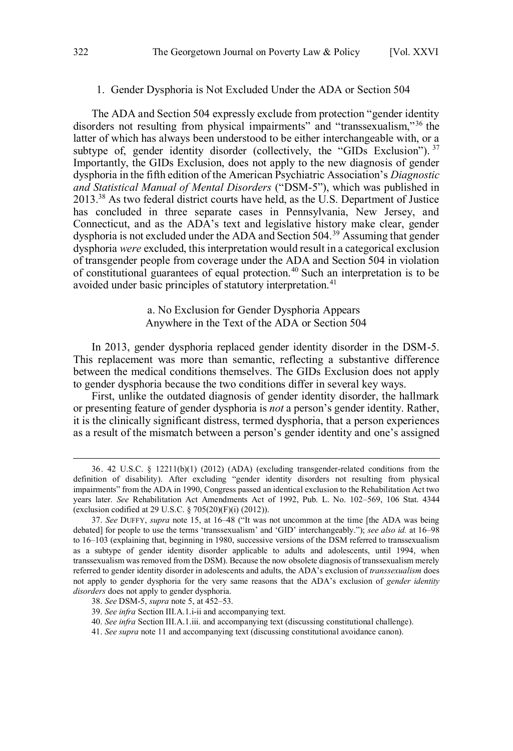### 1. Gender Dysphoria is Not Excluded Under the ADA or Section 504

The ADA and Section 504 expressly exclude from protection "gender identity disorders not resulting from physical impairments" and "transsexualism,"[36] the latter of which has always been understood to be either interchangeable with, or a subtype of, gender identity disorder (collectively, the "GIDs Exclusion").[37] Importantly, the GIDs Exclusion, does not apply to the new diagnosis of gender dysphoria in the fifth edition of the American Psychiatric Association's *Diagnostic and Statistical Manual of Mental Disorders* ("DSM-5"), which was published in 2013.[38] As two federal district courts have held, as the U.S. Department of Justice has concluded in three separate cases in Pennsylvania, New Jersey, and Connecticut, and as the ADA's text and legislative history make clear, gender dysphoria is not excluded under the ADA and Section 504.[39] Assuming that gender dysphoria *were* excluded, this interpretation would result in a categorical exclusion of transgender people from coverage under the ADA and Section 504 in violation of constitutional guarantees of equal protection.[40] Such an interpretation is to be avoided under basic principles of statutory interpretation.[41]

#### a. No Exclusion for Gender Dysphoria Appears Anywhere in the Text of the ADA or Section 504

In 2013, gender dysphoria replaced gender identity disorder in the DSM-5. This replacement was more than semantic, reflecting a substantive difference between the medical conditions themselves. The GIDs Exclusion does not apply to gender dysphoria because the two conditions differ in several key ways.

First, unlike the outdated diagnosis of gender identity disorder, the hallmark or presenting feature of gender dysphoria is *not* a person's gender identity. Rather, it is the clinically significant distress, termed dysphoria, that a person experiences as a result of the mismatch between a person's gender identity and one's assigned

---

36. 42 U.S.C. § 12211(b)(1) (2012) (ADA) (excluding transgender-related conditions from the definition of disability). After excluding "gender identity disorders not resulting from physical impairments" from the ADA in 1990, Congress passed an identical exclusion to the Rehabilitation Act two years later. *See* Rehabilitation Act Amendments Act of 1992, Pub. L. No. 102–569, 106 Stat. 4344 (exclusion codified at 29 U.S.C. § 705(20)(F)(i) (2012)).

37. *See* DUFFY, *supra* note 15, at 16–48 ("It was not uncommon at the time [the ADA was being debated] for people to use the terms 'transsexualism' and 'GID' interchangeably."); *see also id.* at 16–98 to 16–103 (explaining that, beginning in 1980, successive versions of the DSM referred to transsexualism as a subtype of gender identity disorder applicable to adults and adolescents, until 1994, when transsexualism was removed from the DSM). Because the now obsolete diagnosis of transsexualism merely referred to gender identity disorder in adolescents and adults, the ADA's exclusion of *transsexualism* does not apply to gender dysphoria for the very same reasons that the ADA's exclusion of *gender identity disorders* does not apply to gender dysphoria.

38. *See* DSM-5, *supra* note 5, at 452–53.

39. *See infra* Section III.A.1.i-ii and accompanying text.

40. *See infra* Section III.A.1.iii. and accompanying text (discussing constitutional challenge).

41. *See supra* note 11 and accompanying text (discussing constitutional avoidance canon).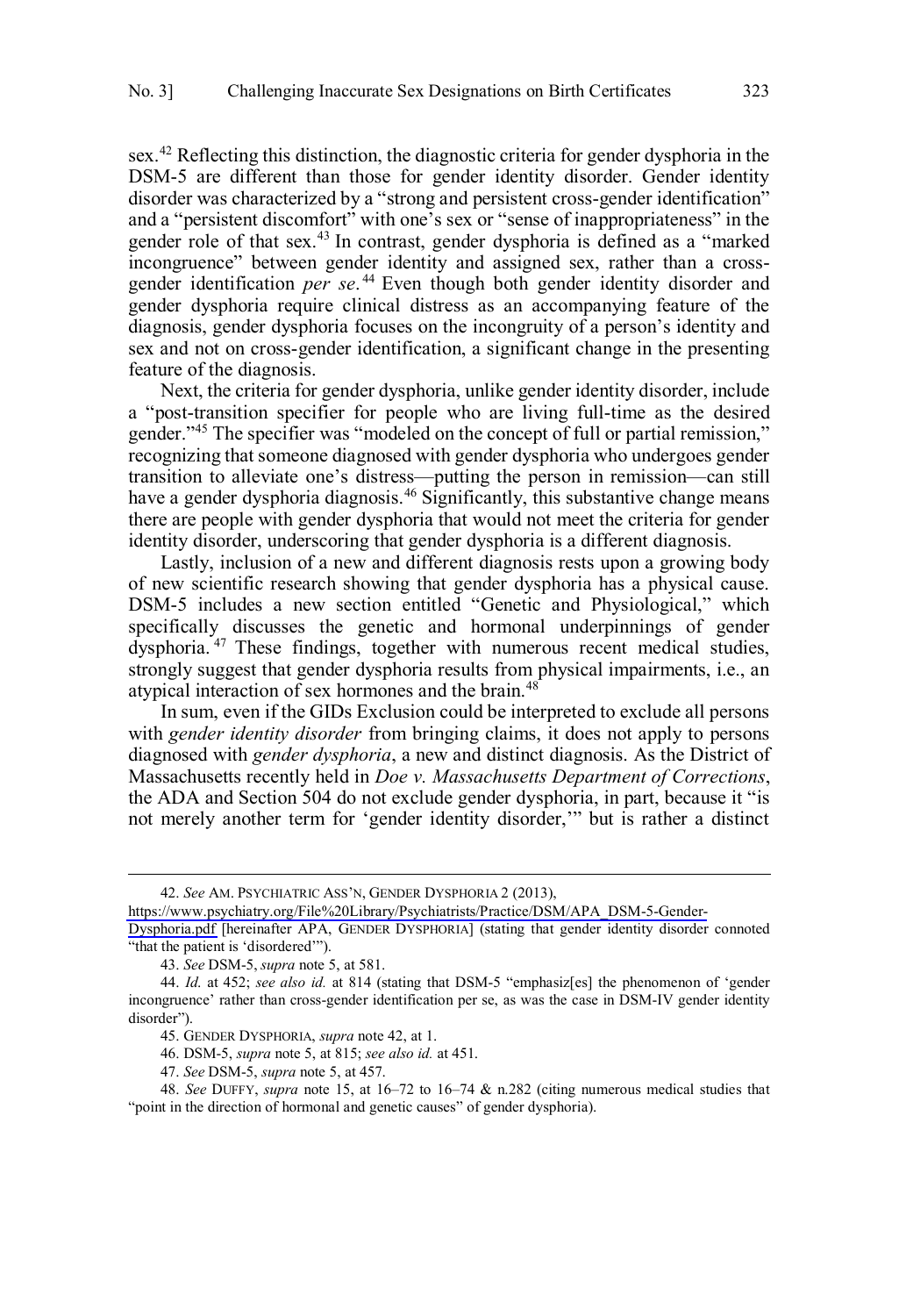sex.[42] Reflecting this distinction, the diagnostic criteria for gender dysphoria in the DSM-5 are different than those for gender identity disorder. Gender identity disorder was characterized by a "strong and persistent cross-gender identification" and a "persistent discomfort" with one's sex or "sense of inappropriateness" in the gender role of that sex.[43] In contrast, gender dysphoria is defined as a "marked incongruence" between gender identity and assigned sex, rather than a cross-gender identification *per se*.[44] Even though both gender identity disorder and gender dysphoria require clinical distress as an accompanying feature of the diagnosis, gender dysphoria focuses on the incongruity of a person's identity and sex and not on cross-gender identification, a significant change in the presenting feature of the diagnosis.

Next, the criteria for gender dysphoria, unlike gender identity disorder, include a "post-transition specifier for people who are living full-time as the desired gender."[45] The specifier was "modeled on the concept of full or partial remission," recognizing that someone diagnosed with gender dysphoria who undergoes gender transition to alleviate one's distress—putting the person in remission—can still have a gender dysphoria diagnosis.[46] Significantly, this substantive change means there are people with gender dysphoria that would not meet the criteria for gender identity disorder, underscoring that gender dysphoria is a different diagnosis.

Lastly, inclusion of a new and different diagnosis rests upon a growing body of new scientific research showing that gender dysphoria has a physical cause. DSM-5 includes a new section entitled "Genetic and Physiological," which specifically discusses the genetic and hormonal underpinnings of gender dysphoria.[47] These findings, together with numerous recent medical studies, strongly suggest that gender dysphoria results from physical impairments, i.e., an atypical interaction of sex hormones and the brain.[48]

In sum, even if the GIDs Exclusion could be interpreted to exclude all persons with *gender identity disorder* from bringing claims, it does not apply to persons diagnosed with *gender dysphoria*, a new and distinct diagnosis. As the District of Massachusetts recently held in *Doe v. Massachusetts Department of Corrections*, the ADA and Section 504 do not exclude gender dysphoria, in part, because it "is not merely another term for 'gender identity disorder,'" but is rather a distinct

---

42. *See* AM. PSYCHIATRIC ASS'N, GENDER DYSPHORIA 2 (2013), https://www.psychiatry.org/File%20Library/Psychiatrists/Practice/DSM/APA_DSM-5-Gender-Dysphoria.pdf [hereinafter APA, GENDER DYSPHORIA] (stating that gender identity disorder connoted "that the patient is 'disordered'").

43. *See* DSM-5, *supra* note 5, at 581.

44. *Id*. at 452; *see also id.* at 814 (stating that DSM-5 "emphasiz[es] the phenomenon of 'gender incongruence' rather than cross-gender identification per se, as was the case in DSM-IV gender identity disorder").

45. GENDER DYSPHORIA, *supra* note 42, at 1.

46. DSM-5, *supra* note 5, at 815; *see also id.* at 451.

47. *See* DSM-5, *supra* note 5, at 457.

48. *See* DUFFY, *supra* note 15, at 16–72 to 16–74 & n.282 (citing numerous medical studies that "point in the direction of hormonal and genetic causes" of gender dysphoria).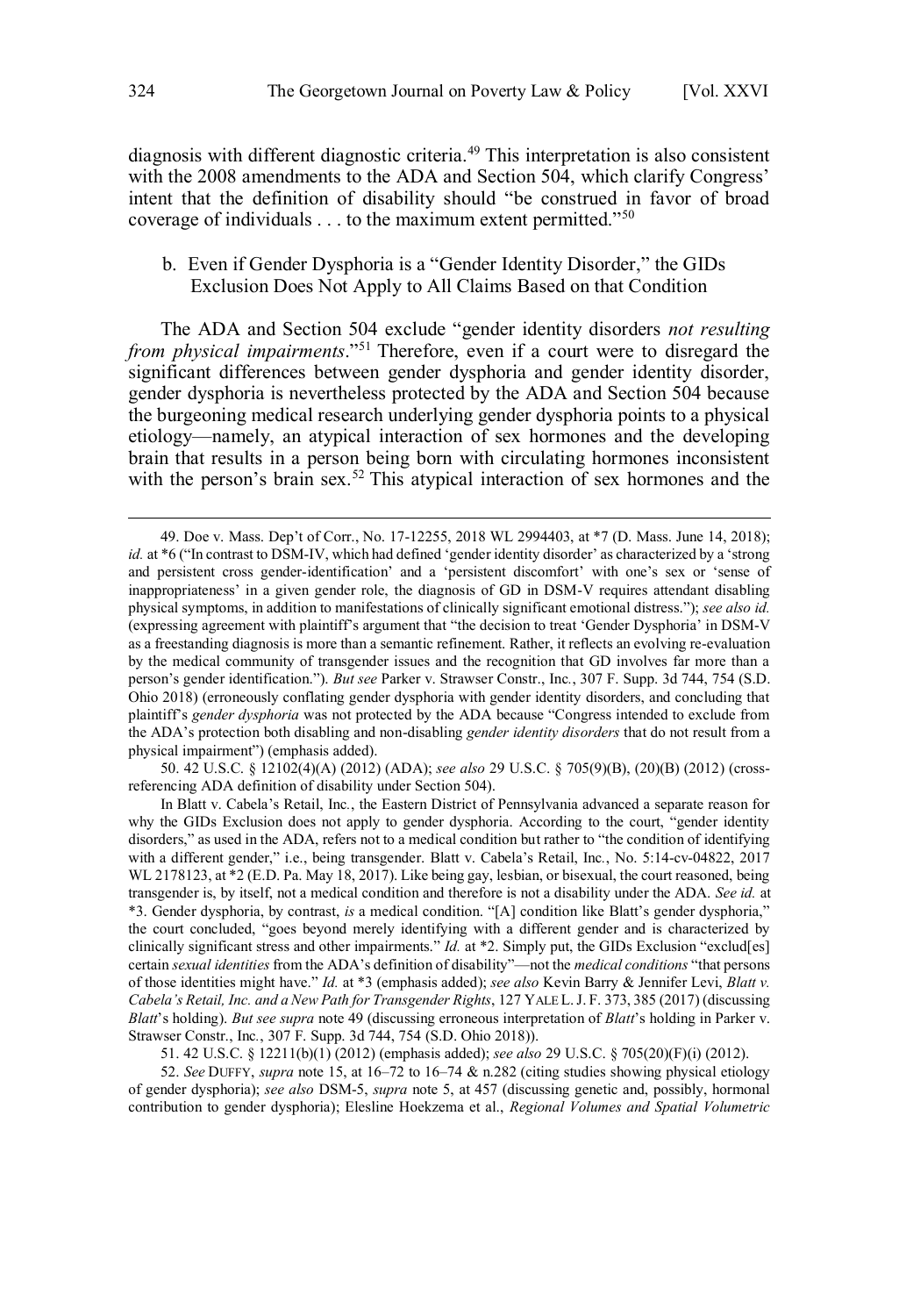diagnosis with different diagnostic criteria.[49] This interpretation is also consistent with the 2008 amendments to the ADA and Section 504, which clarify Congress' intent that the definition of disability should "be construed in favor of broad coverage of individuals . . . to the maximum extent permitted."[50]

### b. Even if Gender Dysphoria is a "Gender Identity Disorder," the GIDs Exclusion Does Not Apply to All Claims Based on that Condition

The ADA and Section 504 exclude "gender identity disorders *not resulting from physical impairments*."[51] Therefore, even if a court were to disregard the significant differences between gender dysphoria and gender identity disorder, gender dysphoria is nevertheless protected by the ADA and Section 504 because the burgeoning medical research underlying gender dysphoria points to a physical etiology—namely, an atypical interaction of sex hormones and the developing brain that results in a person being born with circulating hormones inconsistent with the person's brain sex.[52] This atypical interaction of sex hormones and the

---

49. Doe v. Mass. Dep't of Corr., No. 17-12255, 2018 WL 2994403, at *7 (D. Mass. June 14, 2018); *id.* at *6 ("In contrast to DSM-IV, which had defined 'gender identity disorder' as characterized by a 'strong and persistent cross gender-identification' and a 'persistent discomfort' with one's sex or 'sense of inappropriateness' in a given gender role, the diagnosis of GD in DSM-V requires attendant disabling physical symptoms, in addition to manifestations of clinically significant emotional distress."); *see also id.* (expressing agreement with plaintiff's argument that "the decision to treat 'Gender Dysphoria' in DSM-V as a freestanding diagnosis is more than a semantic refinement. Rather, it reflects an evolving re-evaluation by the medical community of transgender issues and the recognition that GD involves far more than a person's gender identification."). *But see* Parker v. Strawser Constr., Inc., 307 F. Supp. 3d 744, 754 (S.D. Ohio 2018) (erroneously conflating gender dysphoria with gender identity disorders, and concluding that plaintiff's *gender dysphoria* was not protected by the ADA because "Congress intended to exclude from the ADA's protection both disabling and non-disabling *gender identity disorders* that do not result from a physical impairment") (emphasis added).

50. 42 U.S.C. § 12102(4)(A) (2012) (ADA); *see also* 29 U.S.C. § 705(9)(B), (20)(B) (2012) (cross-referencing ADA definition of disability under Section 504).

In Blatt v. Cabela's Retail, Inc., the Eastern District of Pennsylvania advanced a separate reason for why the GIDs Exclusion does not apply to gender dysphoria. According to the court, "gender identity disorders," as used in the ADA, refers not to a medical condition but rather to "the condition of identifying with a different gender," i.e., being transgender. Blatt v. Cabela's Retail, Inc., No. 5:14-cv-04822, 2017 WL 2178123, at *2 (E.D. Pa. May 18, 2017). Like being gay, lesbian, or bisexual, the court reasoned, being transgender is, by itself, not a medical condition and therefore is not a disability under the ADA. *See id.* at *3. Gender dysphoria, by contrast, *is* a medical condition. "[A] condition like Blatt's gender dysphoria," the court concluded, "goes beyond merely identifying with a different gender and is characterized by clinically significant stress and other impairments." *Id.* at *2. Simply put, the GIDs Exclusion "exclud[es] certain *sexual identities* from the ADA's definition of disability"—not the *medical conditions* "that persons of those identities might have." *Id.* at *3 (emphasis added); *see also* Kevin Barry & Jennifer Levi, *Blatt v. Cabela's Retail, Inc. and a New Path for Transgender Rights*, 127 YALE L. J. F. 373, 385 (2017) (discussing *Blatt*'s holding). *But see supra* note 49 (discussing erroneous interpretation of *Blatt*'s holding in Parker v. Strawser Constr., Inc., 307 F. Supp. 3d 744, 754 (S.D. Ohio 2018)).

51. 42 U.S.C. § 12211(b)(1) (2012) (emphasis added); *see also* 29 U.S.C. § 705(20)(F)(i) (2012).

52. *See* DUFFY, *supra* note 15, at 16–72 to 16–74 & n.282 (citing studies showing physical etiology of gender dysphoria); *see also* DSM-5, *supra* note 5, at 457 (discussing genetic and, possibly, hormonal contribution to gender dysphoria); Elesline Hoekzema et al., *Regional Volumes and Spatial Volumetric*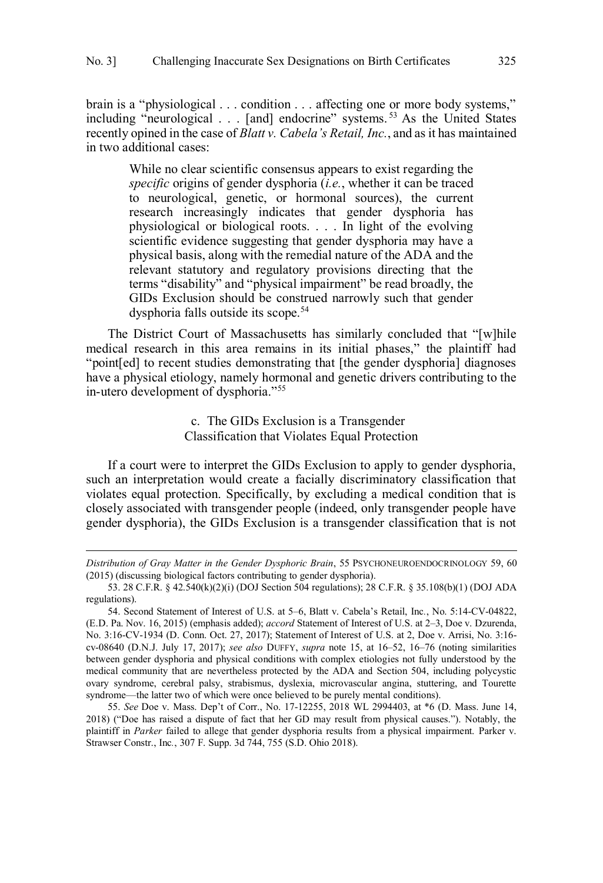brain is a "physiological . . . condition . . . affecting one or more body systems," including "neurological . . . [and] endocrine" systems.[53] As the United States recently opined in the case of *Blatt v. Cabela's Retail, Inc.*, and as it has maintained in two additional cases:

> While no clear scientific consensus appears to exist regarding the *specific* origins of gender dysphoria (*i.e.*, whether it can be traced to neurological, genetic, or hormonal sources), the current research increasingly indicates that gender dysphoria has physiological or biological roots. . . . In light of the evolving scientific evidence suggesting that gender dysphoria may have a physical basis, along with the remedial nature of the ADA and the relevant statutory and regulatory provisions directing that the terms "disability" and "physical impairment" be read broadly, the GIDs Exclusion should be construed narrowly such that gender dysphoria falls outside its scope.[54]

The District Court of Massachusetts has similarly concluded that "[w]hile medical research in this area remains in its initial phases," the plaintiff had "point[ed] to recent studies demonstrating that [the gender dysphoria] diagnoses have a physical etiology, namely hormonal and genetic drivers contributing to the in-utero development of dysphoria."[55]

### c. The GIDs Exclusion is a Transgender Classification that Violates Equal Protection

If a court were to interpret the GIDs Exclusion to apply to gender dysphoria, such an interpretation would create a facially discriminatory classification that violates equal protection. Specifically, by excluding a medical condition that is closely associated with transgender people (indeed, only transgender people have gender dysphoria), the GIDs Exclusion is a transgender classification that is not

---

*Distribution of Gray Matter in the Gender Dysphoric Brain*, 55 PSYCHONEUROENDOCRINOLOGY 59, 60 (2015) (discussing biological factors contributing to gender dysphoria).

53. 28 C.F.R. § 42.540(k)(2)(i) (DOJ Section 504 regulations); 28 C.F.R. § 35.108(b)(1) (DOJ ADA regulations).

54. Second Statement of Interest of U.S. at 5–6, Blatt v. Cabela's Retail, Inc., No. 5:14-CV-04822, (E.D. Pa. Nov. 16, 2015) (emphasis added); *accord* Statement of Interest of U.S. at 2–3, Doe v. Dzurenda, No. 3:16-CV-1934 (D. Conn. Oct. 27, 2017); Statement of Interest of U.S. at 2, Doe v. Arrisi, No. 3:16-cv-08640 (D.N.J. July 17, 2017); *see also* DUFFY, *supra* note 15, at 16–52, 16–76 (noting similarities between gender dysphoria and physical conditions with complex etiologies not fully understood by the medical community that are nevertheless protected by the ADA and Section 504, including polycystic ovary syndrome, cerebral palsy, strabismus, dyslexia, microvascular angina, stuttering, and Tourette syndrome—the latter two of which were once believed to be purely mental conditions).

55. *See* Doe v. Mass. Dep't of Corr., No. 17-12255, 2018 WL 2994403, at *6 (D. Mass. June 14, 2018) ("Doe has raised a dispute of fact that her GD may result from physical causes."). Notably, the plaintiff in *Parker* failed to allege that gender dysphoria results from a physical impairment. Parker v. Strawser Constr., Inc., 307 F. Supp. 3d 744, 755 (S.D. Ohio 2018).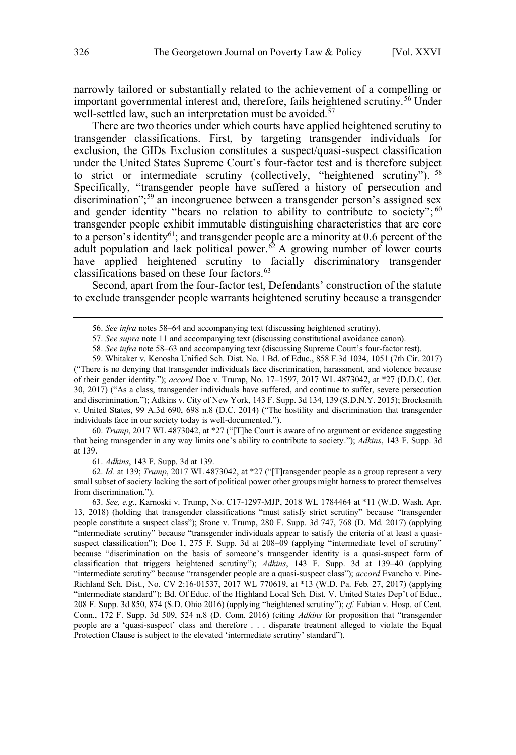narrowly tailored or substantially related to the achievement of a compelling or important governmental interest and, therefore, fails heightened scrutiny.[56] Under well-settled law, such an interpretation must be avoided.[57]

There are two theories under which courts have applied heightened scrutiny to transgender classifications. First, by targeting transgender individuals for exclusion, the GIDs Exclusion constitutes a suspect/quasi-suspect classification under the United States Supreme Court's four-factor test and is therefore subject to strict or intermediate scrutiny (collectively, "heightened scrutiny"). [58] Specifically, "transgender people have suffered a history of persecution and discrimination";[59] an incongruence between a transgender person's assigned sex and gender identity "bears no relation to ability to contribute to society"; [60] transgender people exhibit immutable distinguishing characteristics that are core to a person's identity[61]; and transgender people are a minority at 0.6 percent of the adult population and lack political power.[62] A growing number of lower courts have applied heightened scrutiny to facially discriminatory transgender classifications based on these four factors.[63]

Second, apart from the four-factor test, Defendants' construction of the statute to exclude transgender people warrants heightened scrutiny because a transgender

---

56. *See infra* notes 58–64 and accompanying text (discussing heightened scrutiny).

57. *See supra* note 11 and accompanying text (discussing constitutional avoidance canon).

58. *See infra* note 58–63 and accompanying text (discussing Supreme Court's four-factor test).

59. Whitaker v. Kenosha Unified Sch. Dist. No. 1 Bd. of Educ., 858 F.3d 1034, 1051 (7th Cir. 2017) ("There is no denying that transgender individuals face discrimination, harassment, and violence because of their gender identity."); *accord* Doe v. Trump, No. 17–1597, 2017 WL 4873042, at *27 (D.D.C. Oct. 30, 2017) ("As a class, transgender individuals have suffered, and continue to suffer, severe persecution and discrimination."); Adkins v. City of New York, 143 F. Supp. 3d 134, 139 (S.D.N.Y. 2015); Brocksmith v. United States, 99 A.3d 690, 698 n.8 (D.C. 2014) ("The hostility and discrimination that transgender individuals face in our society today is well-documented.").

60. *Trump*, 2017 WL 4873042, at *27 ("[T]he Court is aware of no argument or evidence suggesting that being transgender in any way limits one's ability to contribute to society."); *Adkins*, 143 F. Supp. 3d at 139.

61. *Adkins*, 143 F. Supp. 3d at 139.

62. *Id.* at 139; *Trump*, 2017 WL 4873042, at *27 ("[T]ransgender people as a group represent a very small subset of society lacking the sort of political power other groups might harness to protect themselves from discrimination.").

63. *See, e.g.*, Karnoski v. Trump, No. C17-1297-MJP, 2018 WL 1784464 at *11 (W.D. Wash. Apr. 13, 2018) (holding that transgender classifications "must satisfy strict scrutiny" because "transgender people constitute a suspect class"); Stone v. Trump, 280 F. Supp. 3d 747, 768 (D. Md. 2017) (applying "intermediate scrutiny" because "transgender individuals appear to satisfy the criteria of at least a quasi-suspect classification"); Doe 1, 275 F. Supp. 3d at 208–09 (applying "intermediate level of scrutiny" because "discrimination on the basis of someone's transgender identity is a quasi-suspect form of classification that triggers heightened scrutiny"); *Adkins*, 143 F. Supp. 3d at 139–40 (applying "intermediate scrutiny" because "transgender people are a quasi-suspect class"); *accord* Evancho v. Pine-Richland Sch. Dist., No. CV 2:16-01537, 2017 WL 770619, at *13 (W.D. Pa. Feb. 27, 2017) (applying "intermediate standard"); Bd. Of Educ. of the Highland Local Sch. Dist. V. United States Dep't of Educ., 208 F. Supp. 3d 850, 874 (S.D. Ohio 2016) (applying "heightened scrutiny"); *cf.* Fabian v. Hosp. of Cent. Conn., 172 F. Supp. 3d 509, 524 n.8 (D. Conn. 2016) (citing *Adkins* for proposition that "transgender people are a 'quasi-suspect' class and therefore . . . disparate treatment alleged to violate the Equal Protection Clause is subject to the elevated 'intermediate scrutiny' standard").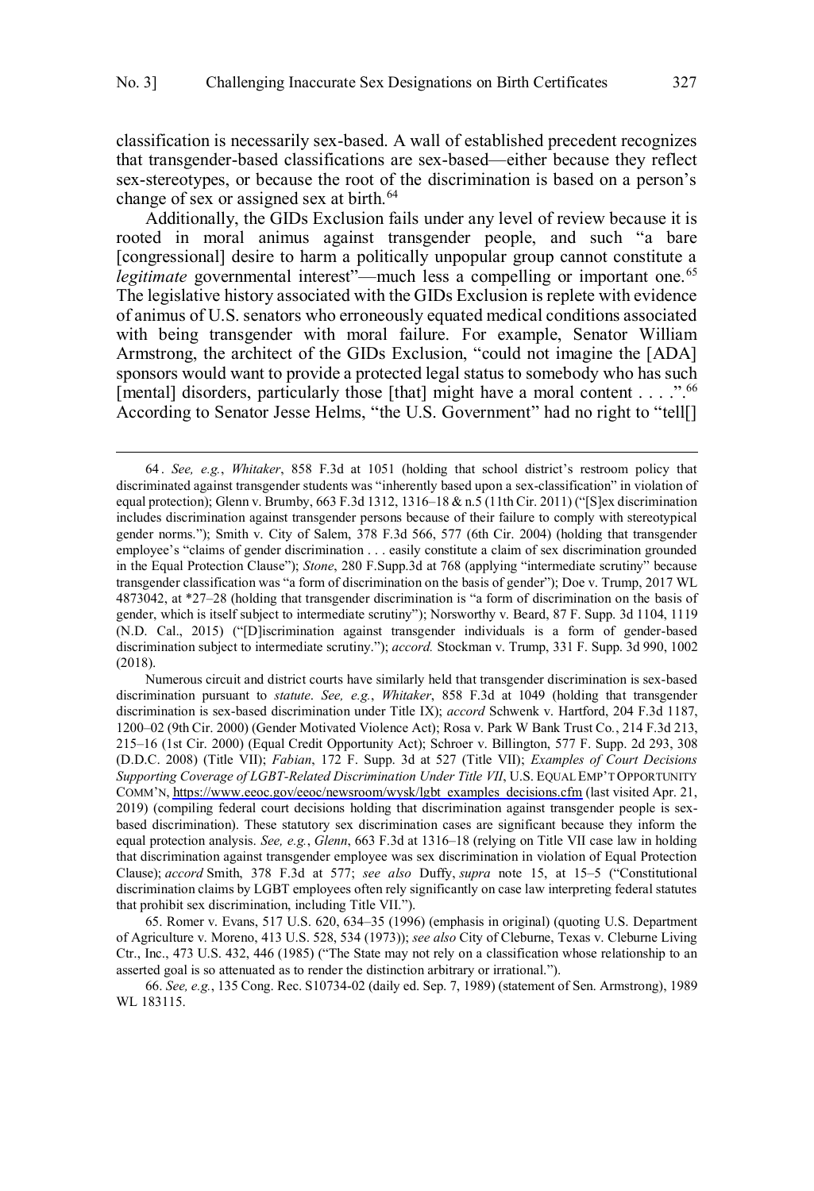classification is necessarily sex-based. A wall of established precedent recognizes that transgender-based classifications are sex-based—either because they reflect sex-stereotypes, or because the root of the discrimination is based on a person's change of sex or assigned sex at birth.[64]

Additionally, the GIDs Exclusion fails under any level of review because it is rooted in moral animus against transgender people, and such "a bare [congressional] desire to harm a politically unpopular group cannot constitute a *legitimate* governmental interest"—much less a compelling or important one.[65] The legislative history associated with the GIDs Exclusion is replete with evidence of animus of U.S. senators who erroneously equated medical conditions associated with being transgender with moral failure. For example, Senator William Armstrong, the architect of the GIDs Exclusion, "could not imagine the [ADA] sponsors would want to provide a protected legal status to somebody who has such [mental] disorders, particularly those [that] might have a moral content . . . ."[66] According to Senator Jesse Helms, "the U.S. Government" had no right to "tell[]

---

64. *See, e.g.*, *Whitaker*, 858 F.3d at 1051 (holding that school district's restroom policy that discriminated against transgender students was "inherently based upon a sex-classification" in violation of equal protection); Glenn v. Brumby, 663 F.3d 1312, 1316–18 & n.5 (11th Cir. 2011) ("[S]ex discrimination includes discrimination against transgender persons because of their failure to comply with stereotypical gender norms."); Smith v. City of Salem, 378 F.3d 566, 577 (6th Cir. 2004) (holding that transgender employee's "claims of gender discrimination . . . easily constitute a claim of sex discrimination grounded in the Equal Protection Clause"); *Stone*, 280 F.Supp.3d at 768 (applying "intermediate scrutiny" because transgender classification was "a form of discrimination on the basis of gender"); Doe v. Trump, 2017 WL 4873042, at *27–28 (holding that transgender discrimination is "a form of discrimination on the basis of gender, which is itself subject to intermediate scrutiny"); Norsworthy v. Beard, 87 F. Supp. 3d 1104, 1119 (N.D. Cal., 2015) ("[D]iscrimination against transgender individuals is a form of gender-based discrimination subject to intermediate scrutiny."); *accord.* Stockman v. Trump, 331 F. Supp. 3d 990, 1002 (2018).

Numerous circuit and district courts have similarly held that transgender discrimination is sex-based discrimination pursuant to *statute*. *See, e.g.*, *Whitaker*, 858 F.3d at 1049 (holding that transgender discrimination is sex-based discrimination under Title IX); *accord* Schwenk v. Hartford, 204 F.3d 1187, 1200–02 (9th Cir. 2000) (Gender Motivated Violence Act); Rosa v. Park W Bank Trust Co*.*, 214 F.3d 213, 215–16 (1st Cir. 2000) (Equal Credit Opportunity Act); Schroer v. Billington, 577 F. Supp. 2d 293, 308 (D.D.C. 2008) (Title VII); *Fabian*, 172 F. Supp. 3d at 527 (Title VII); *Examples of Court Decisions Supporting Coverage of LGBT-Related Discrimination Under Title VII*, U.S. EQUAL EMP'T OPPORTUNITY COMM'N, https://www.eeoc.gov/eeoc/newsroom/wysk/lgbt_examples_decisions.cfm (last visited Apr. 21, 2019) (compiling federal court decisions holding that discrimination against transgender people is sex-based discrimination). These statutory sex discrimination cases are significant because they inform the equal protection analysis. *See, e.g.*, *Glenn*, 663 F.3d at 1316–18 (relying on Title VII case law in holding that discrimination against transgender employee was sex discrimination in violation of Equal Protection Clause); *accord* Smith, 378 F.3d at 577; *see also* Duffy, *supra* note 15, at 15–5 ("Constitutional discrimination claims by LGBT employees often rely significantly on case law interpreting federal statutes that prohibit sex discrimination, including Title VII.").

65. Romer v. Evans, 517 U.S. 620, 634–35 (1996) (emphasis in original) (quoting U.S. Department of Agriculture v. Moreno, 413 U.S. 528, 534 (1973)); *see also* City of Cleburne, Texas v. Cleburne Living Ctr., Inc., 473 U.S. 432, 446 (1985) ("The State may not rely on a classification whose relationship to an asserted goal is so attenuated as to render the distinction arbitrary or irrational.").

66. *See, e.g.*, 135 Cong. Rec. S10734-02 (daily ed. Sep. 7, 1989) (statement of Sen. Armstrong), 1989 WL 183115.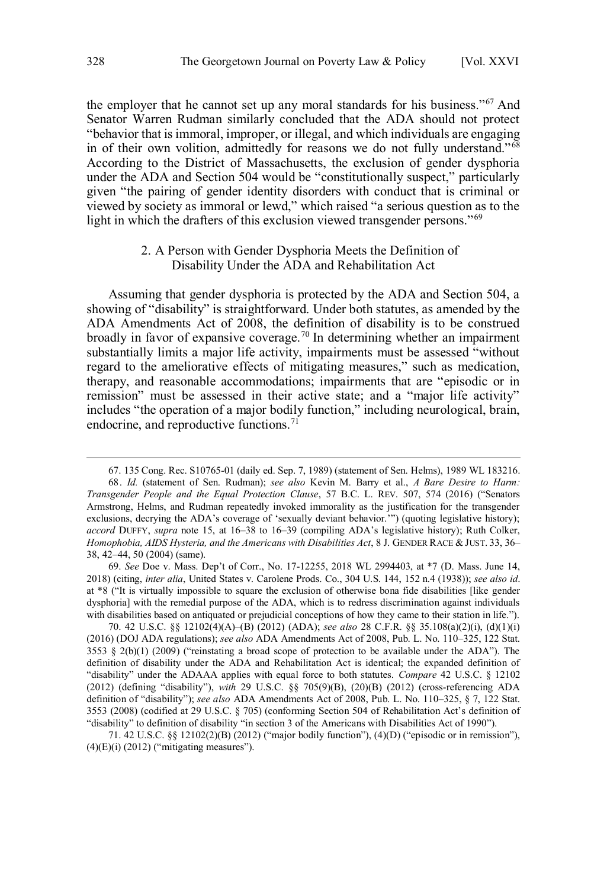the employer that he cannot set up any moral standards for his business."[67] And Senator Warren Rudman similarly concluded that the ADA should not protect "behavior that is immoral, improper, or illegal, and which individuals are engaging in of their own volition, admittedly for reasons we do not fully understand."[68] According to the District of Massachusetts, the exclusion of gender dysphoria under the ADA and Section 504 would be "constitutionally suspect," particularly given "the pairing of gender identity disorders with conduct that is criminal or viewed by society as immoral or lewd," which raised "a serious question as to the light in which the drafters of this exclusion viewed transgender persons."[69]

### 2. A Person with Gender Dysphoria Meets the Definition of Disability Under the ADA and Rehabilitation Act

Assuming that gender dysphoria is protected by the ADA and Section 504, a showing of "disability" is straightforward. Under both statutes, as amended by the ADA Amendments Act of 2008, the definition of disability is to be construed broadly in favor of expansive coverage.[70] In determining whether an impairment substantially limits a major life activity, impairments must be assessed "without regard to the ameliorative effects of mitigating measures," such as medication, therapy, and reasonable accommodations; impairments that are "episodic or in remission" must be assessed in their active state; and a "major life activity" includes "the operation of a major bodily function," including neurological, brain, endocrine, and reproductive functions.[71]

---

67. 135 Cong. Rec. S10765-01 (daily ed. Sep. 7, 1989) (statement of Sen. Helms), 1989 WL 183216.

68. *Id.* (statement of Sen. Rudman); *see also* Kevin M. Barry et al., *A Bare Desire to Harm: Transgender People and the Equal Protection Clause*, 57 B.C. L. REV. 507, 574 (2016) ("Senators Armstrong, Helms, and Rudman repeatedly invoked immorality as the justification for the transgender exclusions, decrying the ADA's coverage of 'sexually deviant behavior.'") (quoting legislative history); *accord* DUFFY, *supra* note 15, at 16–38 to 16–39 (compiling ADA's legislative history); Ruth Colker, *Homophobia, AIDS Hysteria, and the Americans with Disabilities Act*, 8 J. GENDER RACE & JUST. 33, 36–38, 42–44, 50 (2004) (same).

69. *See* Doe v. Mass. Dep't of Corr., No. 17-12255, 2018 WL 2994403, at *7 (D. Mass. June 14, 2018) (citing, *inter alia*, United States v. Carolene Prods. Co., 304 U.S. 144, 152 n.4 (1938)); *see also id*. at *8 ("It is virtually impossible to square the exclusion of otherwise bona fide disabilities [like gender dysphoria] with the remedial purpose of the ADA, which is to redress discrimination against individuals with disabilities based on antiquated or prejudicial conceptions of how they came to their station in life.").

70. 42 U.S.C. §§ 12102(4)(A)–(B) (2012) (ADA); *see also* 28 C.F.R. §§ 35.108(a)(2)(i), (d)(1)(i) (2016) (DOJ ADA regulations); *see also* ADA Amendments Act of 2008, Pub. L. No. 110–325, 122 Stat. 3553 § 2(b)(1) (2009) ("reinstating a broad scope of protection to be available under the ADA"). The definition of disability under the ADA and Rehabilitation Act is identical; the expanded definition of "disability" under the ADAAA applies with equal force to both statutes. *Compare* 42 U.S.C. § 12102 (2012) (defining "disability"), *with* 29 U.S.C. §§ 705(9)(B), (20)(B) (2012) (cross-referencing ADA definition of "disability"); *see also* ADA Amendments Act of 2008, Pub. L. No. 110–325, § 7, 122 Stat. 3553 (2008) (codified at 29 U.S.C. § 705) (conforming Section 504 of Rehabilitation Act's definition of "disability" to definition of disability "in section 3 of the Americans with Disabilities Act of 1990").

71. 42 U.S.C. §§ 12102(2)(B) (2012) ("major bodily function"), (4)(D) ("episodic or in remission"), (4)(E)(i) (2012) ("mitigating measures").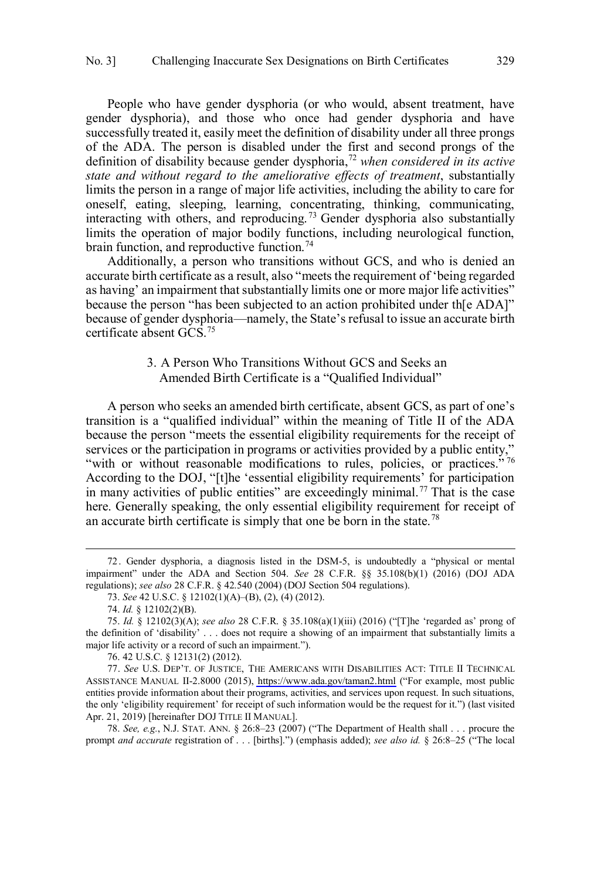People who have gender dysphoria (or who would, absent treatment, have gender dysphoria), and those who once had gender dysphoria and have successfully treated it, easily meet the definition of disability under all three prongs of the ADA. The person is disabled under the first and second prongs of the definition of disability because gender dysphoria,[72] *when considered in its active state and without regard to the ameliorative effects of treatment*, substantially limits the person in a range of major life activities, including the ability to care for oneself, eating, sleeping, learning, concentrating, thinking, communicating, interacting with others, and reproducing.[73] Gender dysphoria also substantially limits the operation of major bodily functions, including neurological function, brain function, and reproductive function.[74]

Additionally, a person who transitions without GCS, and who is denied an accurate birth certificate as a result, also "meets the requirement of 'being regarded as having' an impairment that substantially limits one or more major life activities" because the person "has been subjected to an action prohibited under th[e ADA]" because of gender dysphoria—namely, the State's refusal to issue an accurate birth certificate absent GCS.[75]

### 3. A Person Who Transitions Without GCS and Seeks an Amended Birth Certificate is a "Qualified Individual"

A person who seeks an amended birth certificate, absent GCS, as part of one's transition is a "qualified individual" within the meaning of Title II of the ADA because the person "meets the essential eligibility requirements for the receipt of services or the participation in programs or activities provided by a public entity," "with or without reasonable modifications to rules, policies, or practices."[76] According to the DOJ, "[t]he 'essential eligibility requirements' for participation in many activities of public entities" are exceedingly minimal.[77] That is the case here. Generally speaking, the only essential eligibility requirement for receipt of an accurate birth certificate is simply that one be born in the state.[78]

---

72. Gender dysphoria, a diagnosis listed in the DSM-5, is undoubtedly a "physical or mental impairment" under the ADA and Section 504. *See* 28 C.F.R. §§ 35.108(b)(1) (2016) (DOJ ADA regulations); *see also* 28 C.F.R. § 42.540 (2004) (DOJ Section 504 regulations).

73. *See* 42 U.S.C. § 12102(1)(A)–(B), (2), (4) (2012).

74. *Id.* § 12102(2)(B).

75. *Id.* § 12102(3)(A); *see also* 28 C.F.R. § 35.108(a)(1)(iii) (2016) ("[T]he 'regarded as' prong of the definition of 'disability' . . . does not require a showing of an impairment that substantially limits a major life activity or a record of such an impairment.").

76. 42 U.S.C. § 12131(2) (2012).

77. *See* U.S. DEP'T. OF JUSTICE, THE AMERICANS WITH DISABILITIES ACT: TITLE II TECHNICAL ASSISTANCE MANUAL II-2.8000 (2015), https://www.ada.gov/taman2.html ("For example, most public entities provide information about their programs, activities, and services upon request. In such situations, the only 'eligibility requirement' for receipt of such information would be the request for it.") (last visited Apr. 21, 2019) [hereinafter DOJ TITLE II MANUAL].

78. *See, e.g.*, N.J. STAT. ANN. § 26:8–23 (2007) ("The Department of Health shall . . . procure the prompt *and accurate* registration of . . . [births].") (emphasis added); *see also id.* § 26:8–25 ("The local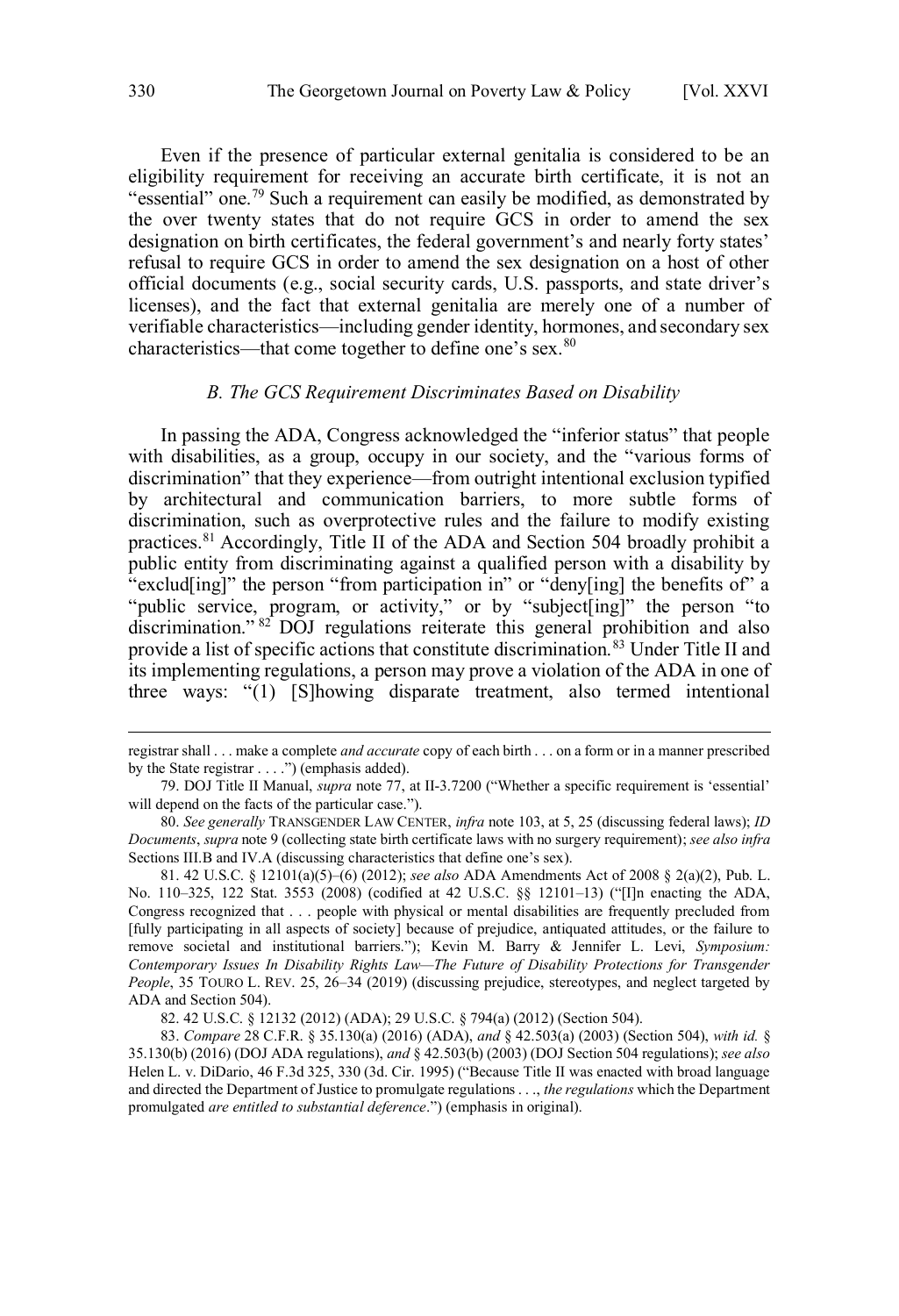Even if the presence of particular external genitalia is considered to be an eligibility requirement for receiving an accurate birth certificate, it is not an "essential" one.[79] Such a requirement can easily be modified, as demonstrated by the over twenty states that do not require GCS in order to amend the sex designation on birth certificates, the federal government's and nearly forty states' refusal to require GCS in order to amend the sex designation on a host of other official documents (e.g., social security cards, U.S. passports, and state driver's licenses), and the fact that external genitalia are merely one of a number of verifiable characteristics—including gender identity, hormones, and secondary sex characteristics—that come together to define one's sex.[80]

### *B. The GCS Requirement Discriminates Based on Disability*

In passing the ADA, Congress acknowledged the "inferior status" that people with disabilities, as a group, occupy in our society, and the "various forms of discrimination" that they experience—from outright intentional exclusion typified by architectural and communication barriers, to more subtle forms of discrimination, such as overprotective rules and the failure to modify existing practices.[81] Accordingly, Title II of the ADA and Section 504 broadly prohibit a public entity from discriminating against a qualified person with a disability by "exclud[ing]" the person "from participation in" or "deny[ing] the benefits of" a "public service, program, or activity," or by "subject[ing]" the person "to discrimination."[82] DOJ regulations reiterate this general prohibition and also provide a list of specific actions that constitute discrimination.[83] Under Title II and its implementing regulations, a person may prove a violation of the ADA in one of three ways: "(1) [S]howing disparate treatment, also termed intentional

---

registrar shall . . . make a complete *and accurate* copy of each birth . . . on a form or in a manner prescribed by the State registrar . . . .") (emphasis added).

79. DOJ Title II Manual, *supra* note 77, at II-3.7200 ("Whether a specific requirement is 'essential' will depend on the facts of the particular case.").

80. *See generally* TRANSGENDER LAW CENTER, *infra* note 103, at 5, 25 (discussing federal laws); *ID Documents*, *supra* note 9 (collecting state birth certificate laws with no surgery requirement); *see also infra* Sections III.B and IV.A (discussing characteristics that define one's sex).

81. 42 U.S.C. § 12101(a)(5)–(6) (2012); *see also* ADA Amendments Act of 2008 § 2(a)(2), Pub. L. No. 110–325, 122 Stat. 3553 (2008) (codified at 42 U.S.C. §§ 12101–13) ("[I]n enacting the ADA, Congress recognized that . . . people with physical or mental disabilities are frequently precluded from [fully participating in all aspects of society] because of prejudice, antiquated attitudes, or the failure to remove societal and institutional barriers."); Kevin M. Barry & Jennifer L. Levi, *Symposium: Contemporary Issues In Disability Rights Law—The Future of Disability Protections for Transgender People*, 35 TOURO L. REV. 25, 26–34 (2019) (discussing prejudice, stereotypes, and neglect targeted by ADA and Section 504).

82. 42 U.S.C. § 12132 (2012) (ADA); 29 U.S.C. § 794(a) (2012) (Section 504).

83. *Compare* 28 C.F.R. § 35.130(a) (2016) (ADA), *and* § 42.503(a) (2003) (Section 504), *with id.* § 35.130(b) (2016) (DOJ ADA regulations), *and* § 42.503(b) (2003) (DOJ Section 504 regulations); *see also* Helen L. v. DiDario, 46 F.3d 325, 330 (3d. Cir. 1995) ("Because Title II was enacted with broad language and directed the Department of Justice to promulgate regulations . . ., *the regulations* which the Department promulgated *are entitled to substantial deference*.") (emphasis in original).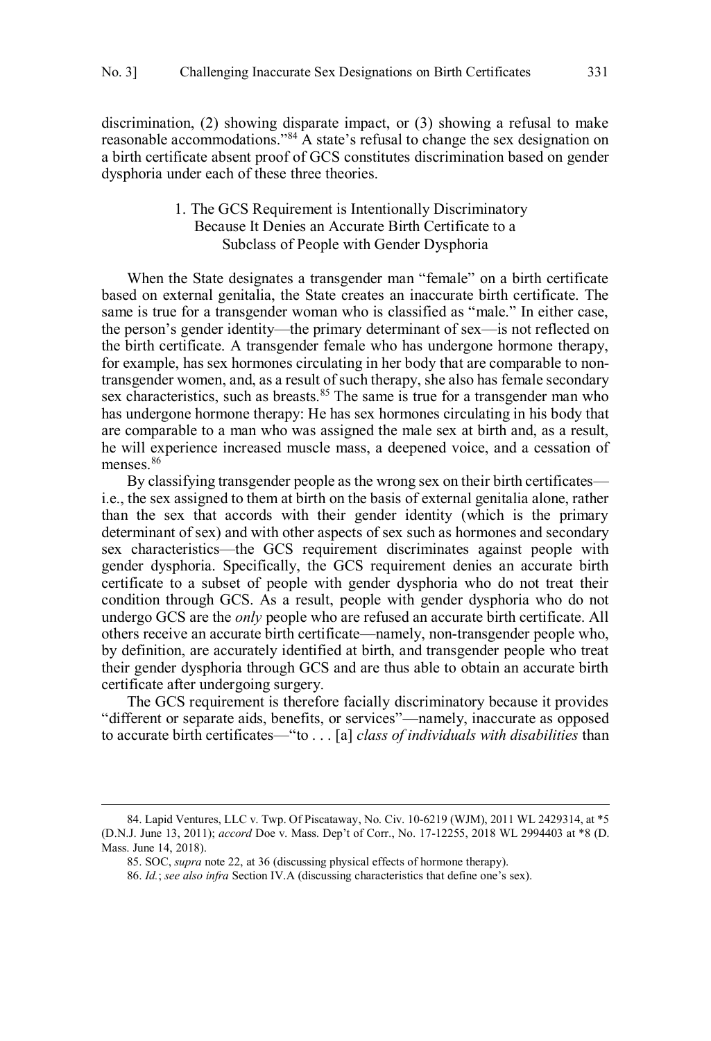discrimination, (2) showing disparate impact, or (3) showing a refusal to make reasonable accommodations."[84] A state's refusal to change the sex designation on a birth certificate absent proof of GCS constitutes discrimination based on gender dysphoria under each of these three theories.

### 1. The GCS Requirement is Intentionally Discriminatory Because It Denies an Accurate Birth Certificate to a Subclass of People with Gender Dysphoria

When the State designates a transgender man "female" on a birth certificate based on external genitalia, the State creates an inaccurate birth certificate. The same is true for a transgender woman who is classified as "male." In either case, the person's gender identity—the primary determinant of sex—is not reflected on the birth certificate. A transgender female who has undergone hormone therapy, for example, has sex hormones circulating in her body that are comparable to non-transgender women, and, as a result of such therapy, she also has female secondary sex characteristics, such as breasts.[85] The same is true for a transgender man who has undergone hormone therapy: He has sex hormones circulating in his body that are comparable to a man who was assigned the male sex at birth and, as a result, he will experience increased muscle mass, a deepened voice, and a cessation of menses.[86]

By classifying transgender people as the wrong sex on their birth certificates—i.e., the sex assigned to them at birth on the basis of external genitalia alone, rather than the sex that accords with their gender identity (which is the primary determinant of sex) and with other aspects of sex such as hormones and secondary sex characteristics—the GCS requirement discriminates against people with gender dysphoria. Specifically, the GCS requirement denies an accurate birth certificate to a subset of people with gender dysphoria who do not treat their condition through GCS. As a result, people with gender dysphoria who do not undergo GCS are the *only* people who are refused an accurate birth certificate. All others receive an accurate birth certificate—namely, non-transgender people who, by definition, are accurately identified at birth, and transgender people who treat their gender dysphoria through GCS and are thus able to obtain an accurate birth certificate after undergoing surgery.

The GCS requirement is therefore facially discriminatory because it provides "different or separate aids, benefits, or services"—namely, inaccurate as opposed to accurate birth certificates—"to . . . [a] *class of individuals with disabilities* than

---

84. Lapid Ventures, LLC v. Twp. Of Piscataway, No. Civ. 10-6219 (WJM), 2011 WL 2429314, at *5 (D.N.J. June 13, 2011); *accord* Doe v. Mass. Dep't of Corr., No. 17-12255, 2018 WL 2994403 at *8 (D. Mass. June 14, 2018).

85. SOC, *supra* note 22, at 36 (discussing physical effects of hormone therapy).

86. *Id.*; *see also infra* Section IV.A (discussing characteristics that define one's sex).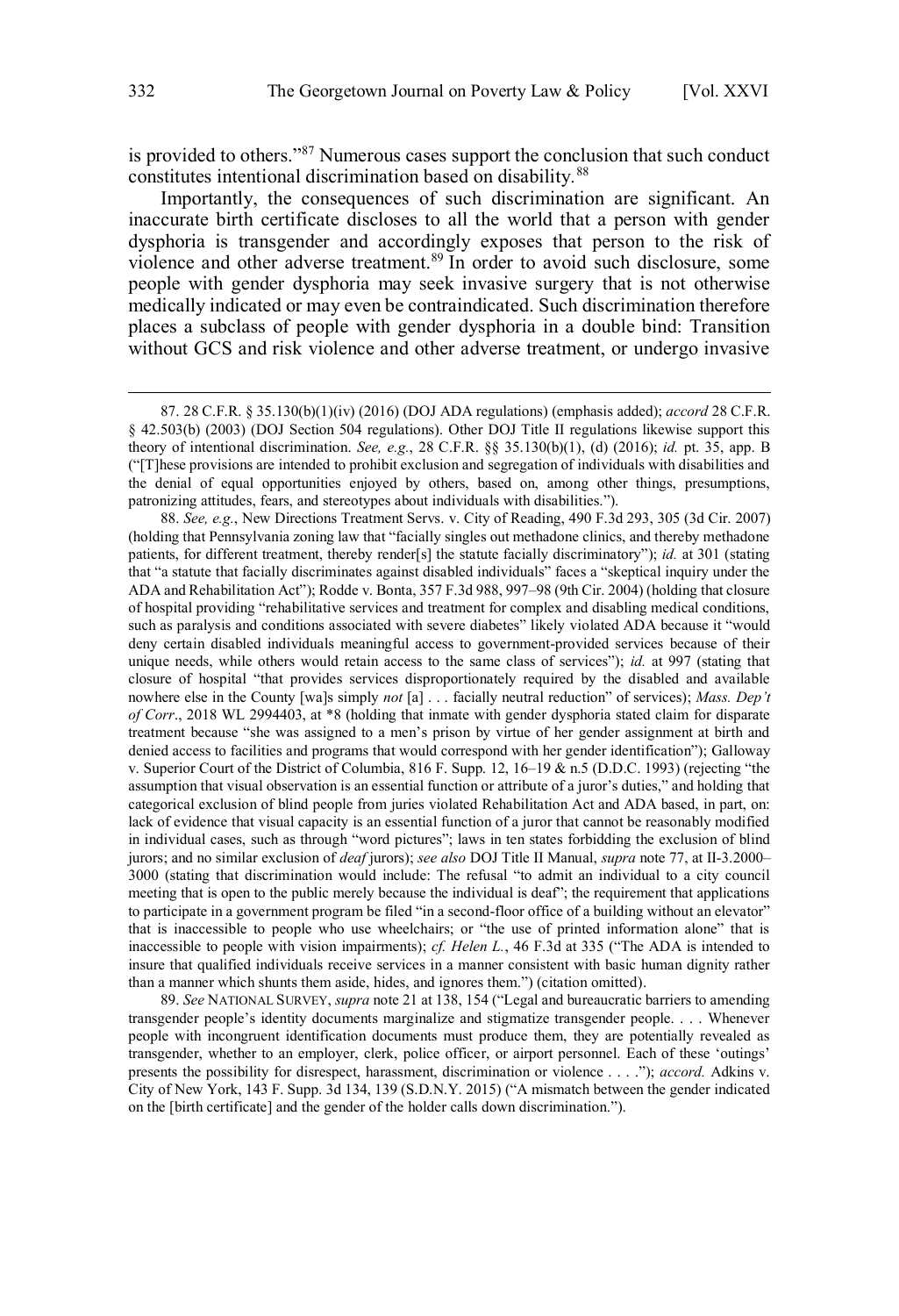is provided to others."[87] Numerous cases support the conclusion that such conduct constitutes intentional discrimination based on disability.[88]

Importantly, the consequences of such discrimination are significant. An inaccurate birth certificate discloses to all the world that a person with gender dysphoria is transgender and accordingly exposes that person to the risk of violence and other adverse treatment.[89] In order to avoid such disclosure, some people with gender dysphoria may seek invasive surgery that is not otherwise medically indicated or may even be contraindicated. Such discrimination therefore places a subclass of people with gender dysphoria in a double bind: Transition without GCS and risk violence and other adverse treatment, or undergo invasive

---

87. 28 C.F.R. § 35.130(b)(1)(iv) (2016) (DOJ ADA regulations) (emphasis added); *accord* 28 C.F.R. § 42.503(b) (2003) (DOJ Section 504 regulations). Other DOJ Title II regulations likewise support this theory of intentional discrimination. *See, e.g.*, 28 C.F.R. §§ 35.130(b)(1), (d) (2016); *id.* pt. 35, app. B ("[T]hese provisions are intended to prohibit exclusion and segregation of individuals with disabilities and the denial of equal opportunities enjoyed by others, based on, among other things, presumptions, patronizing attitudes, fears, and stereotypes about individuals with disabilities.").

88. *See, e.g.*, New Directions Treatment Servs. v. City of Reading, 490 F.3d 293, 305 (3d Cir. 2007) (holding that Pennsylvania zoning law that "facially singles out methadone clinics, and thereby methadone patients, for different treatment, thereby render[s] the statute facially discriminatory"); *id.* at 301 (stating that "a statute that facially discriminates against disabled individuals" faces a "skeptical inquiry under the ADA and Rehabilitation Act"); Rodde v. Bonta, 357 F.3d 988, 997–98 (9th Cir. 2004) (holding that closure of hospital providing "rehabilitative services and treatment for complex and disabling medical conditions, such as paralysis and conditions associated with severe diabetes" likely violated ADA because it "would deny certain disabled individuals meaningful access to government-provided services because of their unique needs, while others would retain access to the same class of services"); *id.* at 997 (stating that closure of hospital "that provides services disproportionately required by the disabled and available nowhere else in the County [wa]s simply *not* [a] . . . facially neutral reduction" of services); *Mass. Dep't of Corr*., 2018 WL 2994403, at *8 (holding that inmate with gender dysphoria stated claim for disparate treatment because "she was assigned to a men's prison by virtue of her gender assignment at birth and denied access to facilities and programs that would correspond with her gender identification"); Galloway v. Superior Court of the District of Columbia, 816 F. Supp. 12, 16–19 & n.5 (D.D.C. 1993) (rejecting "the assumption that visual observation is an essential function or attribute of a juror's duties," and holding that categorical exclusion of blind people from juries violated Rehabilitation Act and ADA based, in part, on: lack of evidence that visual capacity is an essential function of a juror that cannot be reasonably modified in individual cases, such as through "word pictures"; laws in ten states forbidding the exclusion of blind jurors; and no similar exclusion of *deaf* jurors); *see also* DOJ Title II Manual, *supra* note 77, at II-3.2000–3000 (stating that discrimination would include: The refusal "to admit an individual to a city council meeting that is open to the public merely because the individual is deaf"; the requirement that applications to participate in a government program be filed "in a second-floor office of a building without an elevator" that is inaccessible to people who use wheelchairs; or "the use of printed information alone" that is inaccessible to people with vision impairments); *cf. Helen L.*, 46 F.3d at 335 ("The ADA is intended to insure that qualified individuals receive services in a manner consistent with basic human dignity rather than a manner which shunts them aside, hides, and ignores them.") (citation omitted).

89. *See* NATIONAL SURVEY, *supra* note 21 at 138, 154 ("Legal and bureaucratic barriers to amending transgender people's identity documents marginalize and stigmatize transgender people. . . . Whenever people with incongruent identification documents must produce them, they are potentially revealed as transgender, whether to an employer, clerk, police officer, or airport personnel. Each of these 'outings' presents the possibility for disrespect, harassment, discrimination or violence . . . ."); *accord.* Adkins v. City of New York, 143 F. Supp. 3d 134, 139 (S.D.N.Y. 2015) ("A mismatch between the gender indicated on the [birth certificate] and the gender of the holder calls down discrimination.").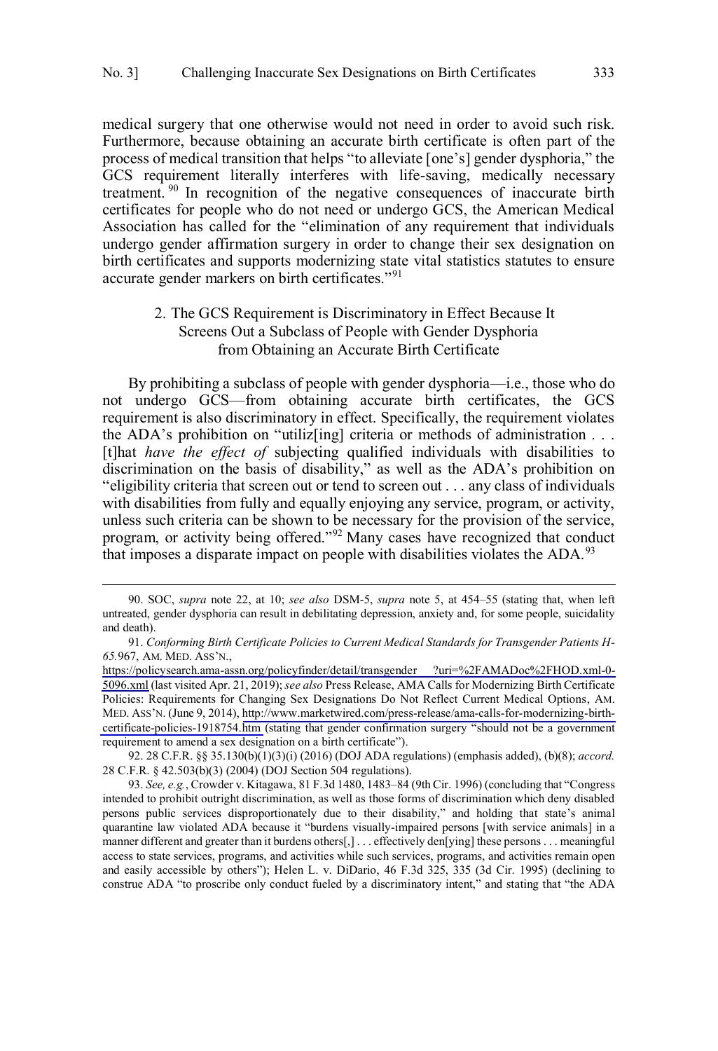medical surgery that one otherwise would not need in order to avoid such risk. Furthermore, because obtaining an accurate birth certificate is often part of the process of medical transition that helps "to alleviate [one's] gender dysphoria," the GCS requirement literally interferes with life-saving, medically necessary treatment.[90] In recognition of the negative consequences of inaccurate birth certificates for people who do not need or undergo GCS, the American Medical Association has called for the "elimination of any requirement that individuals undergo gender affirmation surgery in order to change their sex designation on birth certificates and supports modernizing state vital statistics statutes to ensure accurate gender markers on birth certificates."[91]

### 2. The GCS Requirement is Discriminatory in Effect Because It Screens Out a Subclass of People with Gender Dysphoria from Obtaining an Accurate Birth Certificate

By prohibiting a subclass of people with gender dysphoria—i.e., those who do not undergo GCS—from obtaining accurate birth certificates, the GCS requirement is also discriminatory in effect. Specifically, the requirement violates the ADA's prohibition on "utiliz[ing] criteria or methods of administration . . . [t]hat *have the effect of* subjecting qualified individuals with disabilities to discrimination on the basis of disability," as well as the ADA's prohibition on "eligibility criteria that screen out or tend to screen out . . . any class of individuals with disabilities from fully and equally enjoying any service, program, or activity, unless such criteria can be shown to be necessary for the provision of the service, program, or activity being offered."[92] Many cases have recognized that conduct that imposes a disparate impact on people with disabilities violates the ADA.[93]

---

90. SOC, *supra* note 22, at 10; *see also* DSM-5, *supra* note 5, at 454–55 (stating that, when left untreated, gender dysphoria can result in debilitating depression, anxiety and, for some people, suicidality and death).

91. *Conforming Birth Certificate Policies to Current Medical Standards for Transgender Patients H-65.*967, AM. MED. ASS'N., https://policysearch.ama-assn.org/policyfinder/detail/transgender ?uri=%2FAMADoc%2FHOD.xml-0-5096.xml (last visited Apr. 21, 2019); *see also* Press Release, AMA Calls for Modernizing Birth Certificate Policies: Requirements for Changing Sex Designations Do Not Reflect Current Medical Options, AM. MED. ASS'N. (June 9, 2014), http://www.marketwired.com/press-release/ama-calls-for-modernizing-birth-certificate-policies-1918754.htm (stating that gender confirmation surgery "should not be a government requirement to amend a sex designation on a birth certificate").

92. 28 C.F.R. §§ 35.130(b)(1)(3)(i) (2016) (DOJ ADA regulations) (emphasis added), (b)(8); *accord.* 28 C.F.R. § 42.503(b)(3) (2004) (DOJ Section 504 regulations).

93. *See, e.g.*, Crowder v. Kitagawa, 81 F.3d 1480, 1483–84 (9th Cir. 1996) (concluding that "Congress intended to prohibit outright discrimination, as well as those forms of discrimination which deny disabled persons public services disproportionately due to their disability," and holding that state's animal quarantine law violated ADA because it "burdens visually-impaired persons [with service animals] in a manner different and greater than it burdens others[,] . . . effectively den[ying] these persons . . . meaningful access to state services, programs, and activities while such services, programs, and activities remain open and easily accessible by others"); Helen L. v. DiDario, 46 F.3d 325, 335 (3d Cir. 1995) (declining to construe ADA "to proscribe only conduct fueled by a discriminatory intent," and stating that "the ADA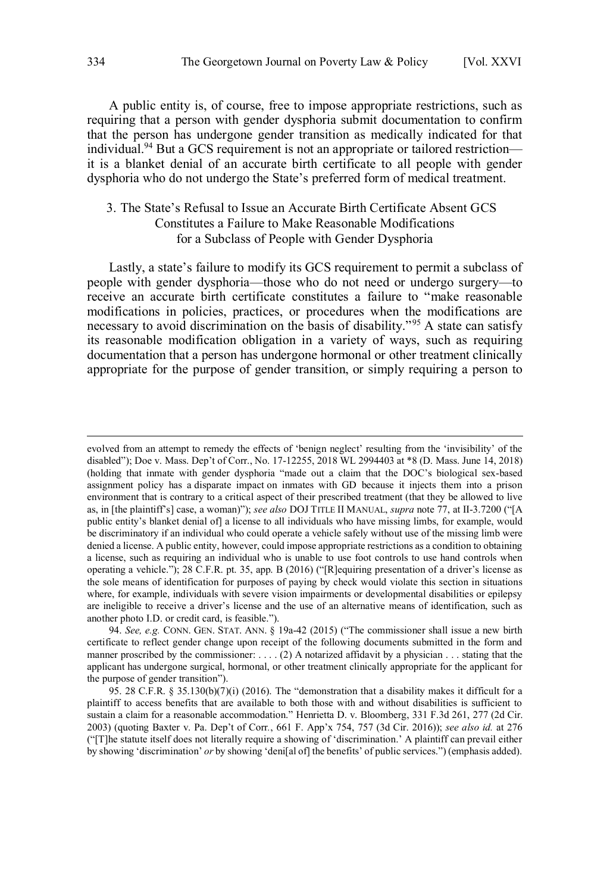A public entity is, of course, free to impose appropriate restrictions, such as requiring that a person with gender dysphoria submit documentation to confirm that the person has undergone gender transition as medically indicated for that individual.[94] But a GCS requirement is not an appropriate or tailored restriction—it is a blanket denial of an accurate birth certificate to all people with gender dysphoria who do not undergo the State's preferred form of medical treatment.

### 3. The State's Refusal to Issue an Accurate Birth Certificate Absent GCS Constitutes a Failure to Make Reasonable Modifications for a Subclass of People with Gender Dysphoria

Lastly, a state's failure to modify its GCS requirement to permit a subclass of people with gender dysphoria—those who do not need or undergo surgery—to receive an accurate birth certificate constitutes a failure to "make reasonable modifications in policies, practices, or procedures when the modifications are necessary to avoid discrimination on the basis of disability."[95] A state can satisfy its reasonable modification obligation in a variety of ways, such as requiring documentation that a person has undergone hormonal or other treatment clinically appropriate for the purpose of gender transition, or simply requiring a person to

---

evolved from an attempt to remedy the effects of 'benign neglect' resulting from the 'invisibility' of the disabled"); Doe v. Mass. Dep't of Corr., No. 17-12255, 2018 WL 2994403 at *8 (D. Mass. June 14, 2018) (holding that inmate with gender dysphoria "made out a claim that the DOC's biological sex-based assignment policy has a disparate impact on inmates with GD because it injects them into a prison environment that is contrary to a critical aspect of their prescribed treatment (that they be allowed to live as, in [the plaintiff's] case, a woman)"); *see also* DOJ TITLE II MANUAL, *supra* note 77, at II-3.7200 ("[A public entity's blanket denial of] a license to all individuals who have missing limbs, for example, would be discriminatory if an individual who could operate a vehicle safely without use of the missing limb were denied a license. A public entity, however, could impose appropriate restrictions as a condition to obtaining a license, such as requiring an individual who is unable to use foot controls to use hand controls when operating a vehicle."); 28 C.F.R. pt. 35, app. B (2016) ("[R]equiring presentation of a driver's license as the sole means of identification for purposes of paying by check would violate this section in situations where, for example, individuals with severe vision impairments or developmental disabilities or epilepsy are ineligible to receive a driver's license and the use of an alternative means of identification, such as another photo I.D. or credit card, is feasible.").

94. *See, e.g.* CONN. GEN. STAT. ANN. § 19a-42 (2015) ("The commissioner shall issue a new birth certificate to reflect gender change upon receipt of the following documents submitted in the form and manner proscribed by the commissioner: . . . . (2) A notarized affidavit by a physician . . . stating that the applicant has undergone surgical, hormonal, or other treatment clinically appropriate for the applicant for the purpose of gender transition").

95. 28 C.F.R. § 35.130(b)(7)(i) (2016). The "demonstration that a disability makes it difficult for a plaintiff to access benefits that are available to both those with and without disabilities is sufficient to sustain a claim for a reasonable accommodation." Henrietta D. v. Bloomberg, 331 F.3d 261, 277 (2d Cir. 2003) (quoting Baxter v. Pa. Dep't of Corr., 661 F. App'x 754, 757 (3d Cir. 2016)); *see also id.* at 276 ("[T]he statute itself does not literally require a showing of 'discrimination.' A plaintiff can prevail either by showing 'discrimination' *or* by showing 'deni[al of] the benefits' of public services.") (emphasis added).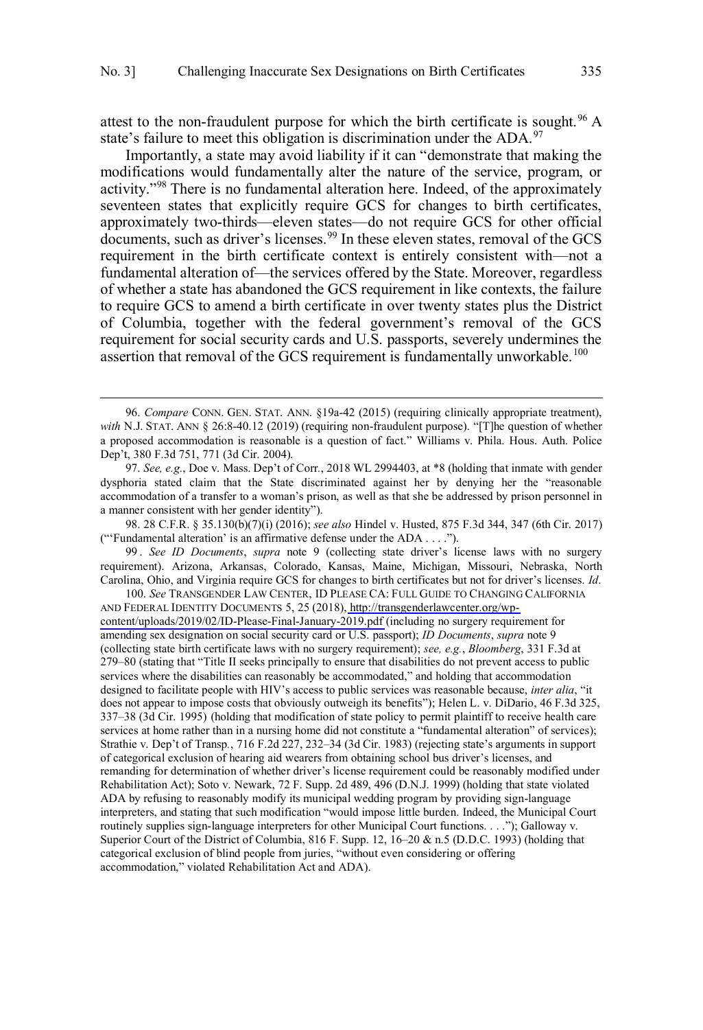attest to the non-fraudulent purpose for which the birth certificate is sought.[96] A state's failure to meet this obligation is discrimination under the ADA.[97]

Importantly, a state may avoid liability if it can "demonstrate that making the modifications would fundamentally alter the nature of the service, program, or activity."[98] There is no fundamental alteration here. Indeed, of the approximately seventeen states that explicitly require GCS for changes to birth certificates, approximately two-thirds—eleven states—do not require GCS for other official documents, such as driver's licenses.[99] In these eleven states, removal of the GCS requirement in the birth certificate context is entirely consistent with—not a fundamental alteration of—the services offered by the State. Moreover, regardless of whether a state has abandoned the GCS requirement in like contexts, the failure to require GCS to amend a birth certificate in over twenty states plus the District of Columbia, together with the federal government's removal of the GCS requirement for social security cards and U.S. passports, severely undermines the assertion that removal of the GCS requirement is fundamentally unworkable.[100]

---

96. *Compare* CONN. GEN. STAT. ANN. §19a-42 (2015) (requiring clinically appropriate treatment), *with* N.J. STAT. ANN § 26:8-40.12 (2019) (requiring non-fraudulent purpose). "[T]he question of whether a proposed accommodation is reasonable is a question of fact." Williams v. Phila. Hous. Auth. Police Dep't, 380 F.3d 751, 771 (3d Cir. 2004).

97. *See, e.g.*, Doe v. Mass. Dep't of Corr., 2018 WL 2994403, at *8 (holding that inmate with gender dysphoria stated claim that the State discriminated against her by denying her the "reasonable accommodation of a transfer to a woman's prison, as well as that she be addressed by prison personnel in a manner consistent with her gender identity").

98. 28 C.F.R. § 35.130(b)(7)(i) (2016); *see also* Hindel v. Husted, 875 F.3d 344, 347 (6th Cir. 2017) ("'Fundamental alteration' is an affirmative defense under the ADA . . . .").

99. *See ID Documents*, *supra* note 9 (collecting state driver's license laws with no surgery requirement). Arizona, Arkansas, Colorado, Kansas, Maine, Michigan, Missouri, Nebraska, North Carolina, Ohio, and Virginia require GCS for changes to birth certificates but not for driver's licenses. *Id*.

100. *See* TRANSGENDER LAW CENTER, ID PLEASE CA: FULL GUIDE TO CHANGING CALIFORNIA AND FEDERAL IDENTITY DOCUMENTS 5, 25 (2018), http://transgenderlawcenter.org/wp-content/uploads/2019/02/ID-Please-Final-January-2019.pdf (including no surgery requirement for amending sex designation on social security card or U.S. passport); *ID Documents*, *supra* note 9 (collecting state birth certificate laws with no surgery requirement); *see, e.g.*, *Bloomberg*, 331 F.3d at 279–80 (stating that "Title II seeks principally to ensure that disabilities do not prevent access to public services where the disabilities can reasonably be accommodated," and holding that accommodation designed to facilitate people with HIV's access to public services was reasonable because, *inter alia*, "it does not appear to impose costs that obviously outweigh its benefits"); Helen L. v. DiDario, 46 F.3d 325, 337–38 (3d Cir. 1995) (holding that modification of state policy to permit plaintiff to receive health care services at home rather than in a nursing home did not constitute a "fundamental alteration" of services); Strathie v. Dep't of Transp*.*, 716 F.2d 227, 232–34 (3d Cir. 1983) (rejecting state's arguments in support of categorical exclusion of hearing aid wearers from obtaining school bus driver's licenses, and remanding for determination of whether driver's license requirement could be reasonably modified under Rehabilitation Act); Soto v. Newark, 72 F. Supp. 2d 489, 496 (D.N.J. 1999) (holding that state violated ADA by refusing to reasonably modify its municipal wedding program by providing sign-language interpreters, and stating that such modification "would impose little burden. Indeed, the Municipal Court routinely supplies sign-language interpreters for other Municipal Court functions. . . ."); Galloway v. Superior Court of the District of Columbia, 816 F. Supp. 12, 16–20 & n.5 (D.D.C. 1993) (holding that categorical exclusion of blind people from juries, "without even considering or offering accommodation," violated Rehabilitation Act and ADA).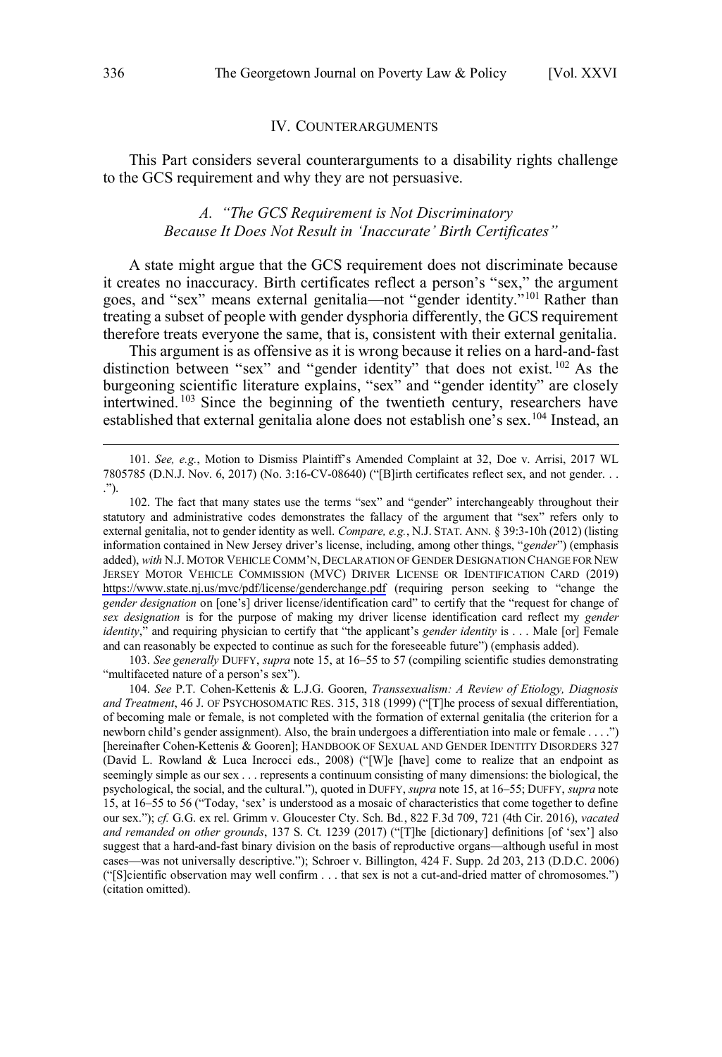## IV. COUNTERARGUMENTS

This Part considers several counterarguments to a disability rights challenge to the GCS requirement and why they are not persuasive.

### A. *"The GCS Requirement is Not Discriminatory Because It Does Not Result in 'Inaccurate' Birth Certificates"*

A state might argue that the GCS requirement does not discriminate because it creates no inaccuracy. Birth certificates reflect a person's "sex," the argument goes, and "sex" means external genitalia—not "gender identity."[101] Rather than treating a subset of people with gender dysphoria differently, the GCS requirement therefore treats everyone the same, that is, consistent with their external genitalia.

This argument is as offensive as it is wrong because it relies on a hard-and-fast distinction between "sex" and "gender identity" that does not exist.[102] As the burgeoning scientific literature explains, "sex" and "gender identity" are closely intertwined.[103] Since the beginning of the twentieth century, researchers have established that external genitalia alone does not establish one's sex.[104] Instead, an

---

101. *See, e.g.*, Motion to Dismiss Plaintiff's Amended Complaint at 32, Doe v. Arrisi, 2017 WL 7805785 (D.N.J. Nov. 6, 2017) (No. 3:16-CV-08640) ("[B]irth certificates reflect sex, and not gender. . . .").

102. The fact that many states use the terms "sex" and "gender" interchangeably throughout their statutory and administrative codes demonstrates the fallacy of the argument that "sex" refers only to external genitalia, not to gender identity as well. *Compare, e.g.*, N.J. STAT. ANN. § 39:3-10h (2012) (listing information contained in New Jersey driver's license, including, among other things, "*gender*") (emphasis added), *with* N.J. MOTOR VEHICLE COMM'N, DECLARATION OF GENDER DESIGNATION CHANGE FOR NEW JERSEY MOTOR VEHICLE COMMISSION (MVC) DRIVER LICENSE OR IDENTIFICATION CARD (2019) https://www.state.nj.us/mvc/pdf/license/genderchange.pdf (requiring person seeking to "change the *gender designation* on [one's] driver license/identification card" to certify that the "request for change of *sex designation* is for the purpose of making my driver license identification card reflect my *gender identity*," and requiring physician to certify that "the applicant's *gender identity* is . . . Male [or] Female and can reasonably be expected to continue as such for the foreseeable future") (emphasis added).

103. *See generally* DUFFY, *supra* note 15, at 16–55 to 57 (compiling scientific studies demonstrating "multifaceted nature of a person's sex").

104. *See* P.T. Cohen-Kettenis & L.J.G. Gooren, *Transsexualism: A Review of Etiology, Diagnosis and Treatment*, 46 J. OF PSYCHOSOMATIC RES. 315, 318 (1999) ("[T]he process of sexual differentiation, of becoming male or female, is not completed with the formation of external genitalia (the criterion for a newborn child's gender assignment). Also, the brain undergoes a differentiation into male or female . . . .") [hereinafter Cohen-Kettenis & Gooren]; HANDBOOK OF SEXUAL AND GENDER IDENTITY DISORDERS 327 (David L. Rowland & Luca Incrocci eds., 2008) ("[W]e [have] come to realize that an endpoint as seemingly simple as our sex . . . represents a continuum consisting of many dimensions: the biological, the psychological, the social, and the cultural."), quoted in DUFFY, *supra* note 15, at 16–55; DUFFY, *supra* note 15, at 16–55 to 56 ("Today, 'sex' is understood as a mosaic of characteristics that come together to define our sex."); *cf.* G.G. ex rel. Grimm v. Gloucester Cty. Sch. Bd., 822 F.3d 709, 721 (4th Cir. 2016), *vacated and remanded on other grounds*, 137 S. Ct. 1239 (2017) ("[T]he [dictionary] definitions [of 'sex'] also suggest that a hard-and-fast binary division on the basis of reproductive organs—although useful in most cases—was not universally descriptive."); Schroer v. Billington, 424 F. Supp. 2d 203, 213 (D.D.C. 2006) ("[S]cientific observation may well confirm . . . that sex is not a cut-and-dried matter of chromosomes.") (citation omitted).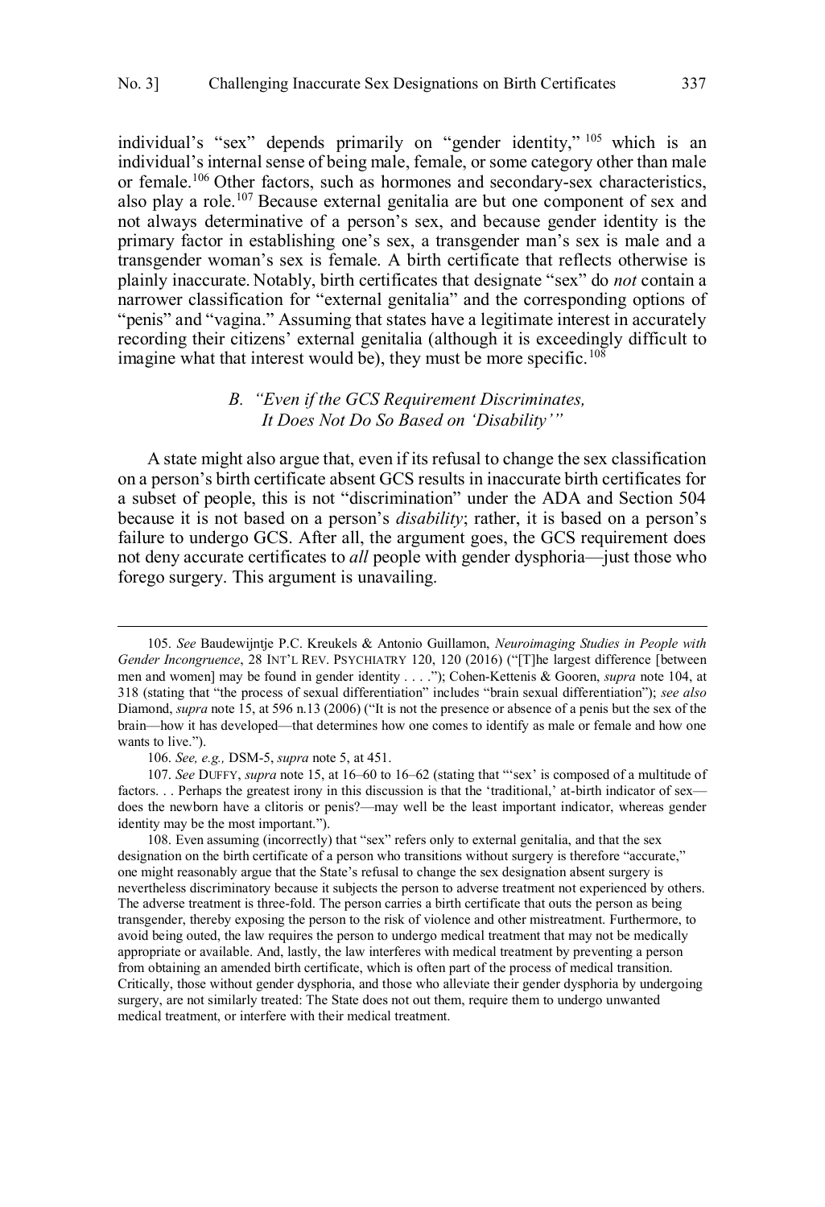individual's "sex" depends primarily on "gender identity,"[105] which is an individual's internal sense of being male, female, or some category other than male or female.[106] Other factors, such as hormones and secondary-sex characteristics, also play a role.[107] Because external genitalia are but one component of sex and not always determinative of a person's sex, and because gender identity is the primary factor in establishing one's sex, a transgender man's sex is male and a transgender woman's sex is female. A birth certificate that reflects otherwise is plainly inaccurate. Notably, birth certificates that designate "sex" do *not* contain a narrower classification for "external genitalia" and the corresponding options of "penis" and "vagina." Assuming that states have a legitimate interest in accurately recording their citizens' external genitalia (although it is exceedingly difficult to imagine what that interest would be), they must be more specific.[108]

### B. *"Even if the GCS Requirement Discriminates, It Does Not Do So Based on 'Disability'"*

A state might also argue that, even if its refusal to change the sex classification on a person's birth certificate absent GCS results in inaccurate birth certificates for a subset of people, this is not "discrimination" under the ADA and Section 504 because it is not based on a person's *disability*; rather, it is based on a person's failure to undergo GCS. After all, the argument goes, the GCS requirement does not deny accurate certificates to *all* people with gender dysphoria—just those who forego surgery. This argument is unavailing.

---

105. *See* Baudewijntje P.C. Kreukels & Antonio Guillamon, *Neuroimaging Studies in People with Gender Incongruence*, 28 INT'L REV. PSYCHIATRY 120, 120 (2016) ("[T]he largest difference [between men and women] may be found in gender identity . . . ."); Cohen-Kettenis & Gooren, *supra* note 104, at 318 (stating that "the process of sexual differentiation" includes "brain sexual differentiation"); *see also* Diamond, *supra* note 15, at 596 n.13 (2006) ("It is not the presence or absence of a penis but the sex of the brain—how it has developed—that determines how one comes to identify as male or female and how one wants to live.").

106. *See, e.g.,* DSM-5, *supra* note 5, at 451.

107. *See* DUFFY, *supra* note 15, at 16–60 to 16–62 (stating that "'sex' is composed of a multitude of factors. . . Perhaps the greatest irony in this discussion is that the 'traditional,' at-birth indicator of sex—does the newborn have a clitoris or penis?—may well be the least important indicator, whereas gender identity may be the most important.").

108. Even assuming (incorrectly) that "sex" refers only to external genitalia, and that the sex designation on the birth certificate of a person who transitions without surgery is therefore "accurate," one might reasonably argue that the State's refusal to change the sex designation absent surgery is nevertheless discriminatory because it subjects the person to adverse treatment not experienced by others. The adverse treatment is three-fold. The person carries a birth certificate that outs the person as being transgender, thereby exposing the person to the risk of violence and other mistreatment. Furthermore, to avoid being outed, the law requires the person to undergo medical treatment that may not be medically appropriate or available. And, lastly, the law interferes with medical treatment by preventing a person from obtaining an amended birth certificate, which is often part of the process of medical transition. Critically, those without gender dysphoria, and those who alleviate their gender dysphoria by undergoing surgery, are not similarly treated: The State does not out them, require them to undergo unwanted medical treatment, or interfere with their medical treatment.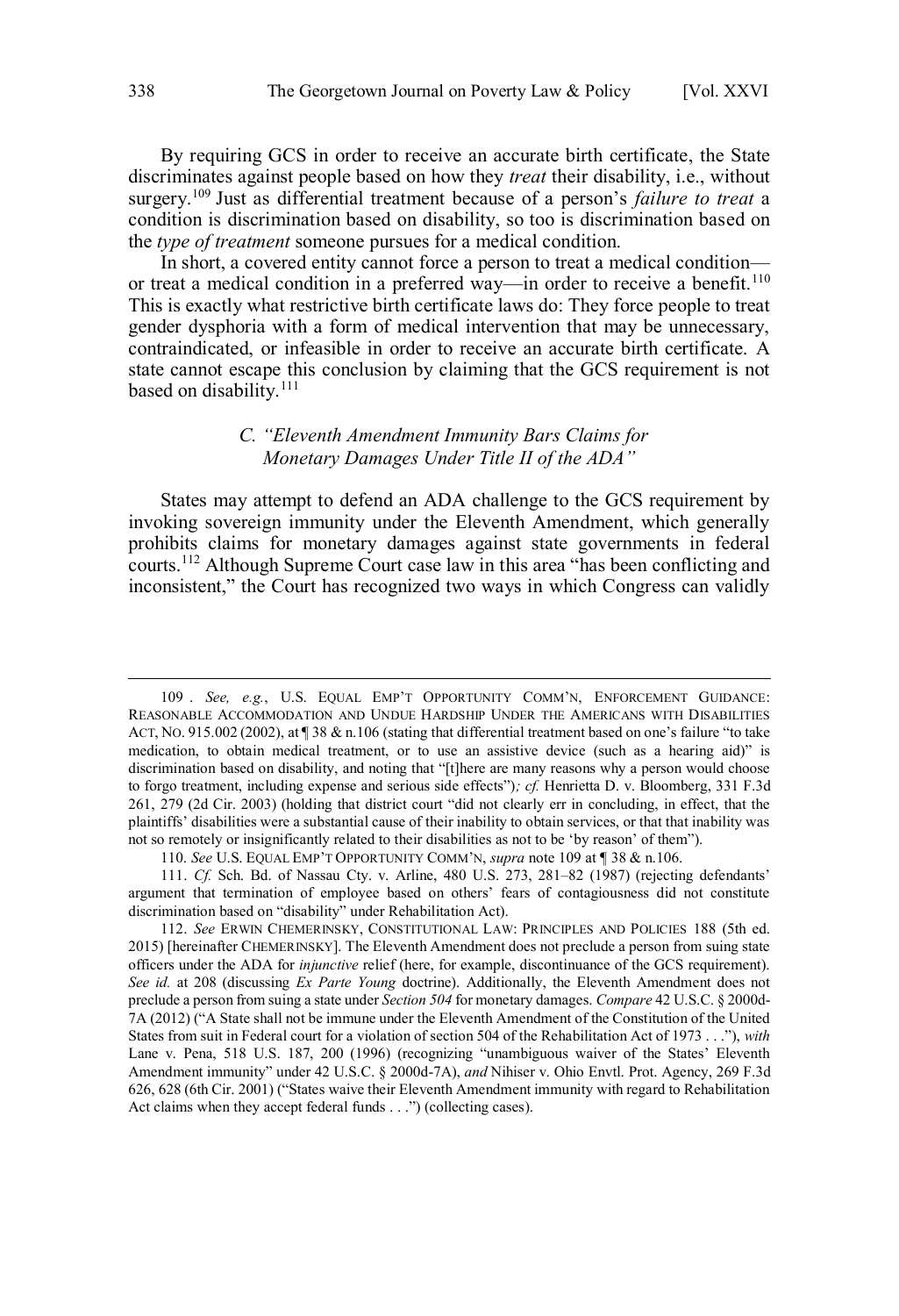By requiring GCS in order to receive an accurate birth certificate, the State discriminates against people based on how they *treat* their disability, i.e., without surgery.[109] Just as differential treatment because of a person's *failure to treat* a condition is discrimination based on disability, so too is discrimination based on the *type of treatment* someone pursues for a medical condition.

In short, a covered entity cannot force a person to treat a medical condition—or treat a medical condition in a preferred way—in order to receive a benefit.[110] This is exactly what restrictive birth certificate laws do: They force people to treat gender dysphoria with a form of medical intervention that may be unnecessary, contraindicated, or infeasible in order to receive an accurate birth certificate. A state cannot escape this conclusion by claiming that the GCS requirement is not based on disability.[111]

### C. *"Eleventh Amendment Immunity Bars Claims for Monetary Damages Under Title II of the ADA"*

States may attempt to defend an ADA challenge to the GCS requirement by invoking sovereign immunity under the Eleventh Amendment, which generally prohibits claims for monetary damages against state governments in federal courts.[112] Although Supreme Court case law in this area "has been conflicting and inconsistent," the Court has recognized two ways in which Congress can validly

---

109 . *See, e.g.*, U.S. EQUAL EMP'T OPPORTUNITY COMM'N, ENFORCEMENT GUIDANCE: REASONABLE ACCOMMODATION AND UNDUE HARDSHIP UNDER THE AMERICANS WITH DISABILITIES ACT, NO. 915.002 (2002), at ¶ 38 & n.106 (stating that differential treatment based on one's failure "to take medication, to obtain medical treatment, or to use an assistive device (such as a hearing aid)" is discrimination based on disability, and noting that "[t]here are many reasons why a person would choose to forgo treatment, including expense and serious side effects")*; cf.* Henrietta D. v. Bloomberg, 331 F.3d 261, 279 (2d Cir. 2003) (holding that district court "did not clearly err in concluding, in effect, that the plaintiffs' disabilities were a substantial cause of their inability to obtain services, or that that inability was not so remotely or insignificantly related to their disabilities as not to be 'by reason' of them").

110. *See* U.S. EQUAL EMP'T OPPORTUNITY COMM'N, *supra* note 109 at ¶ 38 & n.106.

111. *Cf.* Sch. Bd. of Nassau Cty. v. Arline, 480 U.S. 273, 281–82 (1987) (rejecting defendants' argument that termination of employee based on others' fears of contagiousness did not constitute discrimination based on "disability" under Rehabilitation Act).

112. *See* ERWIN CHEMERINSKY, CONSTITUTIONAL LAW: PRINCIPLES AND POLICIES 188 (5th ed. 2015) [hereinafter CHEMERINSKY]. The Eleventh Amendment does not preclude a person from suing state officers under the ADA for *injunctive* relief (here, for example, discontinuance of the GCS requirement). *See id.* at 208 (discussing *Ex Parte Young* doctrine). Additionally, the Eleventh Amendment does not preclude a person from suing a state under *Section 504* for monetary damages. *Compare* 42 U.S.C. § 2000d-7A (2012) ("A State shall not be immune under the Eleventh Amendment of the Constitution of the United States from suit in Federal court for a violation of section 504 of the Rehabilitation Act of 1973 . . ."), *with* Lane v. Pena, 518 U.S. 187, 200 (1996) (recognizing "unambiguous waiver of the States' Eleventh Amendment immunity" under 42 U.S.C. § 2000d-7A), *and* Nihiser v. Ohio Envtl. Prot. Agency, 269 F.3d 626, 628 (6th Cir. 2001) ("States waive their Eleventh Amendment immunity with regard to Rehabilitation Act claims when they accept federal funds . . .") (collecting cases).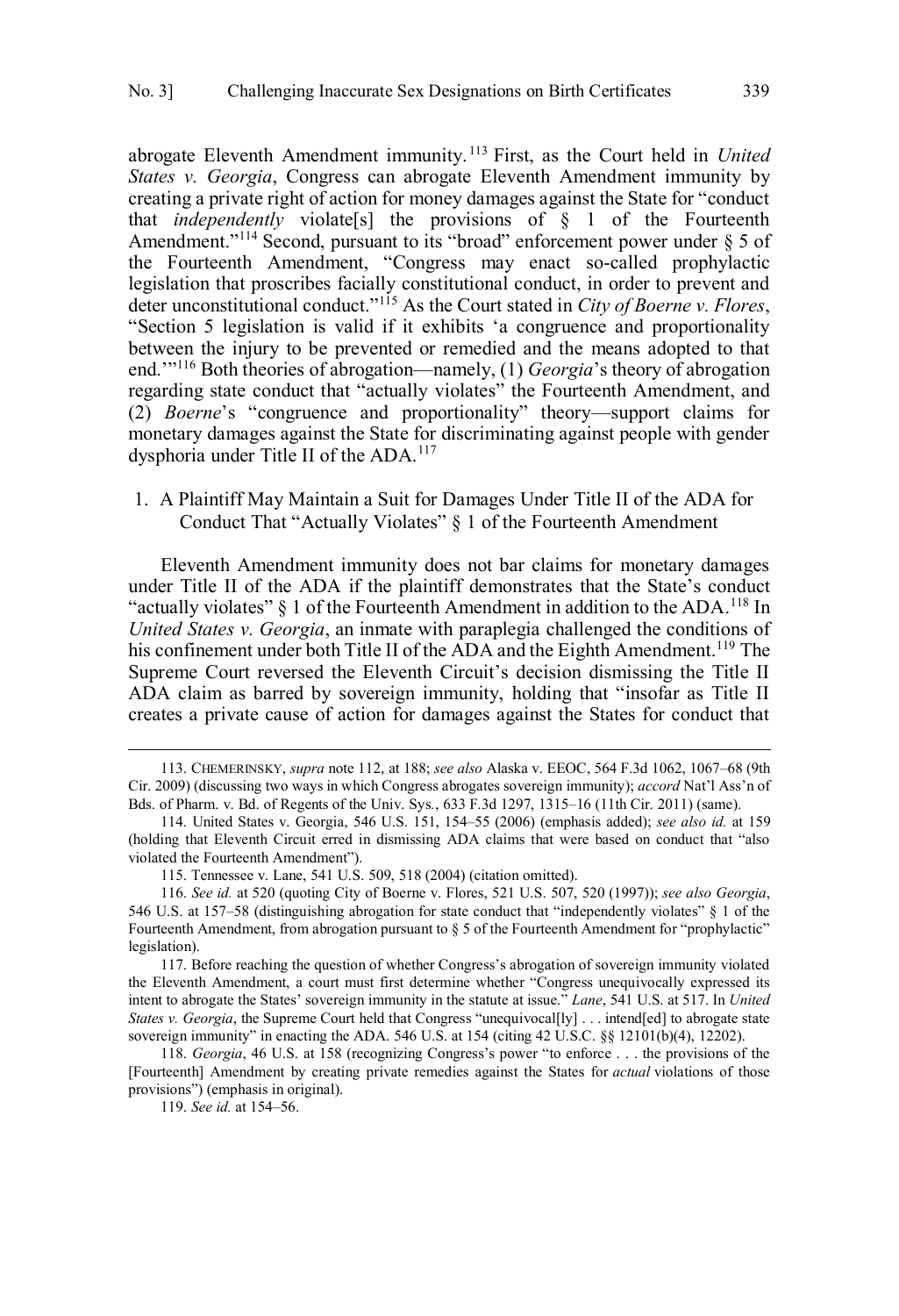abrogate Eleventh Amendment immunity.[113] First, as the Court held in *United States v. Georgia*, Congress can abrogate Eleventh Amendment immunity by creating a private right of action for money damages against the State for "conduct that *independently* violate[s] the provisions of § 1 of the Fourteenth Amendment."[114] Second, pursuant to its "broad" enforcement power under § 5 of the Fourteenth Amendment, "Congress may enact so-called prophylactic legislation that proscribes facially constitutional conduct, in order to prevent and deter unconstitutional conduct."[115] As the Court stated in *City of Boerne v. Flores*, "Section 5 legislation is valid if it exhibits 'a congruence and proportionality between the injury to be prevented or remedied and the means adopted to that end.'"[116] Both theories of abrogation—namely, (1) *Georgia*'s theory of abrogation regarding state conduct that "actually violates" the Fourteenth Amendment, and (2) *Boerne*'s "congruence and proportionality" theory—support claims for monetary damages against the State for discriminating against people with gender dysphoria under Title II of the ADA.[117]

### 1. A Plaintiff May Maintain a Suit for Damages Under Title II of the ADA for Conduct That "Actually Violates" § 1 of the Fourteenth Amendment

Eleventh Amendment immunity does not bar claims for monetary damages under Title II of the ADA if the plaintiff demonstrates that the State's conduct "actually violates" § 1 of the Fourteenth Amendment in addition to the ADA.[118] In *United States v. Georgia*, an inmate with paraplegia challenged the conditions of his confinement under both Title II of the ADA and the Eighth Amendment.[119] The Supreme Court reversed the Eleventh Circuit's decision dismissing the Title II ADA claim as barred by sovereign immunity, holding that "insofar as Title II creates a private cause of action for damages against the States for conduct that

---

113. CHEMERINSKY, *supra* note 112, at 188; *see also* Alaska v. EEOC, 564 F.3d 1062, 1067–68 (9th Cir. 2009) (discussing two ways in which Congress abrogates sovereign immunity); *accord* Nat'l Ass'n of Bds. of Pharm. v. Bd. of Regents of the Univ. Sys., 633 F.3d 1297, 1315–16 (11th Cir. 2011) (same).

114. United States v. Georgia, 546 U.S. 151, 154–55 (2006) (emphasis added); *see also id.* at 159 (holding that Eleventh Circuit erred in dismissing ADA claims that were based on conduct that "also violated the Fourteenth Amendment").

115. Tennessee v. Lane, 541 U.S. 509, 518 (2004) (citation omitted).

116. *See id.* at 520 (quoting City of Boerne v. Flores, 521 U.S. 507, 520 (1997)); *see also Georgia*, 546 U.S. at 157–58 (distinguishing abrogation for state conduct that "independently violates" § 1 of the Fourteenth Amendment, from abrogation pursuant to § 5 of the Fourteenth Amendment for "prophylactic" legislation).

117. Before reaching the question of whether Congress's abrogation of sovereign immunity violated the Eleventh Amendment, a court must first determine whether "Congress unequivocally expressed its intent to abrogate the States' sovereign immunity in the statute at issue." *Lane*, 541 U.S. at 517. In *United States v. Georgia*, the Supreme Court held that Congress "unequivocal[ly] . . . intend[ed] to abrogate state sovereign immunity" in enacting the ADA. 546 U.S. at 154 (citing 42 U.S.C. §§ 12101(b)(4), 12202).

118. *Georgia*, 46 U.S. at 158 (recognizing Congress's power "to enforce . . . the provisions of the [Fourteenth] Amendment by creating private remedies against the States for *actual* violations of those provisions") (emphasis in original).

119. *See id.* at 154–56.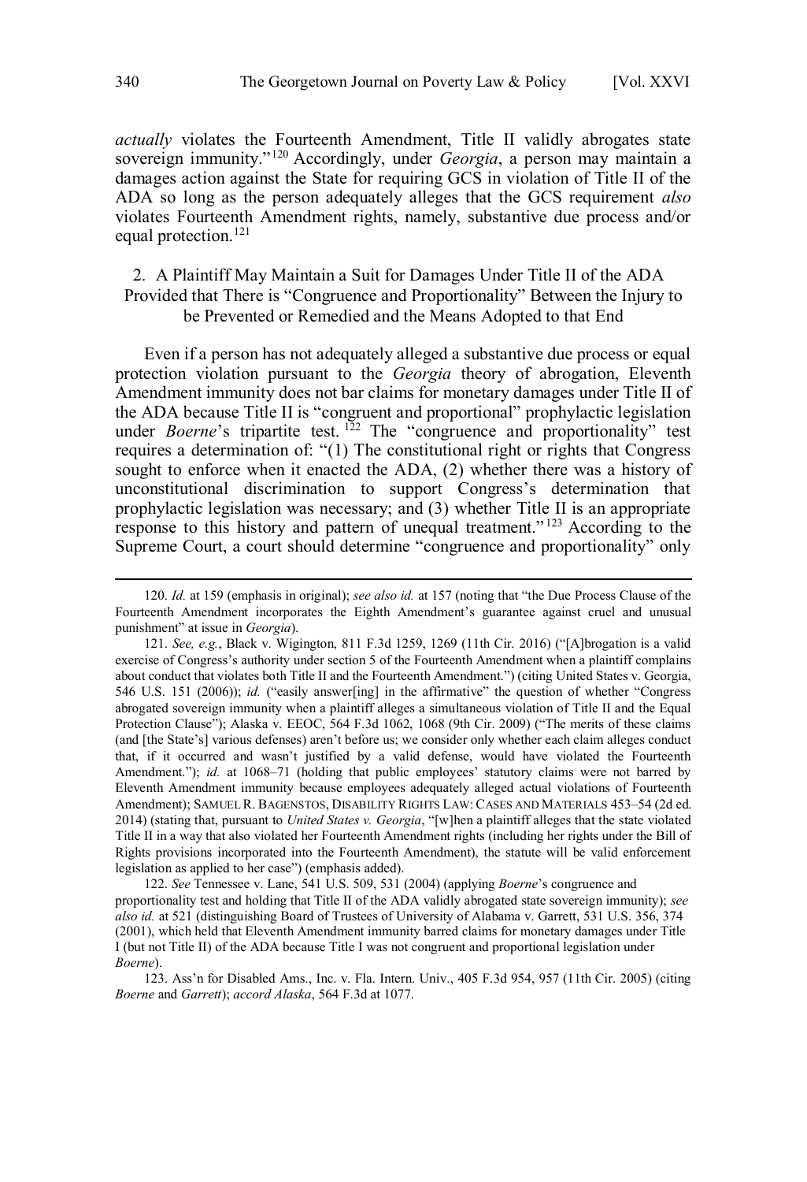*actually* violates the Fourteenth Amendment, Title II validly abrogates state sovereign immunity."[120] Accordingly, under *Georgia*, a person may maintain a damages action against the State for requiring GCS in violation of Title II of the ADA so long as the person adequately alleges that the GCS requirement *also* violates Fourteenth Amendment rights, namely, substantive due process and/or equal protection.[121]

### 2. A Plaintiff May Maintain a Suit for Damages Under Title II of the ADA Provided that There is "Congruence and Proportionality" Between the Injury to be Prevented or Remedied and the Means Adopted to that End

Even if a person has not adequately alleged a substantive due process or equal protection violation pursuant to the *Georgia* theory of abrogation, Eleventh Amendment immunity does not bar claims for monetary damages under Title II of the ADA because Title II is "congruent and proportional" prophylactic legislation under *Boerne*'s tripartite test.[122] The "congruence and proportionality" test requires a determination of: "(1) The constitutional right or rights that Congress sought to enforce when it enacted the ADA, (2) whether there was a history of unconstitutional discrimination to support Congress's determination that prophylactic legislation was necessary; and (3) whether Title II is an appropriate response to this history and pattern of unequal treatment."[123] According to the Supreme Court, a court should determine "congruence and proportionality" only

---

120. *Id.* at 159 (emphasis in original); *see also id.* at 157 (noting that "the Due Process Clause of the Fourteenth Amendment incorporates the Eighth Amendment's guarantee against cruel and unusual punishment" at issue in *Georgia*).

121. *See, e.g.*, Black v. Wigington, 811 F.3d 1259, 1269 (11th Cir. 2016) ("[A]brogation is a valid exercise of Congress's authority under section 5 of the Fourteenth Amendment when a plaintiff complains about conduct that violates both Title II and the Fourteenth Amendment.") (citing United States v. Georgia, 546 U.S. 151 (2006)); *id.* ("easily answer[ing] in the affirmative" the question of whether "Congress abrogated sovereign immunity when a plaintiff alleges a simultaneous violation of Title II and the Equal Protection Clause"); Alaska v. EEOC, 564 F.3d 1062, 1068 (9th Cir. 2009) ("The merits of these claims (and [the State's] various defenses) aren't before us; we consider only whether each claim alleges conduct that, if it occurred and wasn't justified by a valid defense, would have violated the Fourteenth Amendment."); *id.* at 1068–71 (holding that public employees' statutory claims were not barred by Eleventh Amendment immunity because employees adequately alleged actual violations of Fourteenth Amendment); SAMUEL R. BAGENSTOS, DISABILITY RIGHTS LAW: CASES AND MATERIALS 453–54 (2d ed. 2014) (stating that, pursuant to *United States v. Georgia*, "[w]hen a plaintiff alleges that the state violated Title II in a way that also violated her Fourteenth Amendment rights (including her rights under the Bill of Rights provisions incorporated into the Fourteenth Amendment), the statute will be valid enforcement legislation as applied to her case") (emphasis added).

122. *See* Tennessee v. Lane, 541 U.S. 509, 531 (2004) (applying *Boerne*'s congruence and proportionality test and holding that Title II of the ADA validly abrogated state sovereign immunity); *see also id.* at 521 (distinguishing Board of Trustees of University of Alabama v. Garrett, 531 U.S. 356, 374 (2001), which held that Eleventh Amendment immunity barred claims for monetary damages under Title I (but not Title II) of the ADA because Title I was not congruent and proportional legislation under *Boerne*).

123. Ass'n for Disabled Ams., Inc. v. Fla. Intern. Univ., 405 F.3d 954, 957 (11th Cir. 2005) (citing *Boerne* and *Garrett*); *accord Alaska*, 564 F.3d at 1077.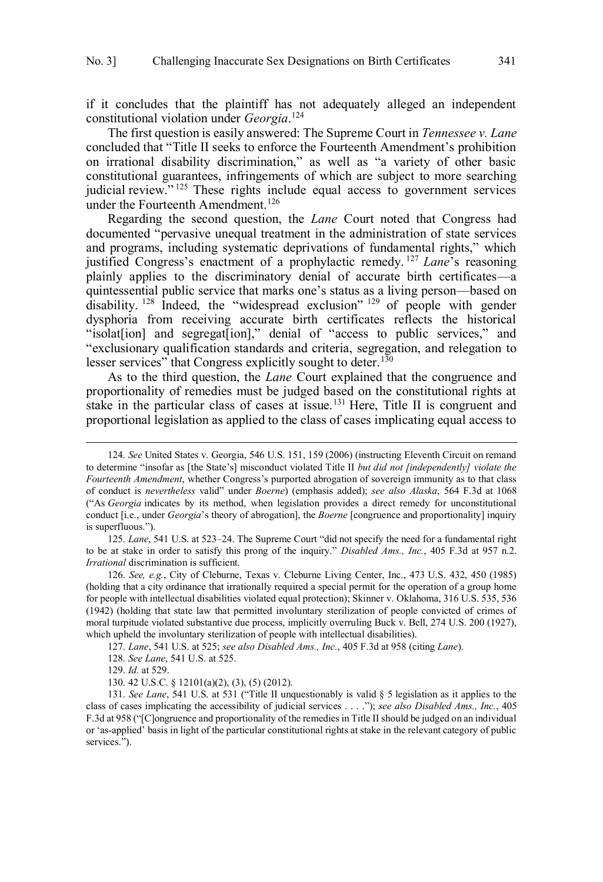if it concludes that the plaintiff has not adequately alleged an independent constitutional violation under *Georgia*.[124]

The first question is easily answered: The Supreme Court in *Tennessee v. Lane* concluded that "Title II seeks to enforce the Fourteenth Amendment's prohibition on irrational disability discrimination," as well as "a variety of other basic constitutional guarantees, infringements of which are subject to more searching judicial review."[125] These rights include equal access to government services under the Fourteenth Amendment.[126]

Regarding the second question, the *Lane* Court noted that Congress had documented "pervasive unequal treatment in the administration of state services and programs, including systematic deprivations of fundamental rights," which justified Congress's enactment of a prophylactic remedy.[127] *Lane*'s reasoning plainly applies to the discriminatory denial of accurate birth certificates—a quintessential public service that marks one's status as a living person—based on disability.[128] Indeed, the "widespread exclusion"[129] of people with gender dysphoria from receiving accurate birth certificates reflects the historical "isolat[ion] and segregat[ion]," denial of "access to public services," and "exclusionary qualification standards and criteria, segregation, and relegation to lesser services" that Congress explicitly sought to deter.[130]

As to the third question, the *Lane* Court explained that the congruence and proportionality of remedies must be judged based on the constitutional rights at stake in the particular class of cases at issue.[131] Here, Title II is congruent and proportional legislation as applied to the class of cases implicating equal access to

---

124. *See* United States v. Georgia, 546 U.S. 151, 159 (2006) (instructing Eleventh Circuit on remand to determine "insofar as [the State's] misconduct violated Title II *but did not [independently] violate the Fourteenth Amendment*, whether Congress's purported abrogation of sovereign immunity as to that class of conduct is *nevertheless* valid" under *Boerne*) (emphasis added); *see also Alaska*, 564 F.3d at 1068 ("As *Georgia* indicates by its method, when legislation provides a direct remedy for unconstitutional conduct [i.e., under *Georgia*'s theory of abrogation], the *Boerne* [congruence and proportionality] inquiry is superfluous.").

125. *Lane*, 541 U.S. at 523–24. The Supreme Court "did not specify the need for a fundamental right to be at stake in order to satisfy this prong of the inquiry." *Disabled Ams., Inc.*, 405 F.3d at 957 n.2. *Irrational* discrimination is sufficient.

126. *See, e.g.*, City of Cleburne, Texas v. Cleburne Living Center, Inc., 473 U.S. 432, 450 (1985) (holding that a city ordinance that irrationally required a special permit for the operation of a group home for people with intellectual disabilities violated equal protection); Skinner v. Oklahoma, 316 U.S. 535, 536 (1942) (holding that state law that permitted involuntary sterilization of people convicted of crimes of moral turpitude violated substantive due process, implicitly overruling Buck v. Bell, 274 U.S. 200 (1927), which upheld the involuntary sterilization of people with intellectual disabilities).

127. *Lane*, 541 U.S. at 525; *see also Disabled Ams., Inc.*, 405 F.3d at 958 (citing *Lane*).

128. *See Lane*, 541 U.S. at 525.

129. *Id.* at 529.

130. 42 U.S.C. § 12101(a)(2), (3), (5) (2012).

131. *See Lane*, 541 U.S. at 531 ("Title II unquestionably is valid § 5 legislation as it applies to the class of cases implicating the accessibility of judicial services . . . ."); *see also Disabled Ams., Inc.*, 405 F.3d at 958 ("[C]ongruence and proportionality of the remedies in Title II should be judged on an individual or 'as-applied' basis in light of the particular constitutional rights at stake in the relevant category of public services.").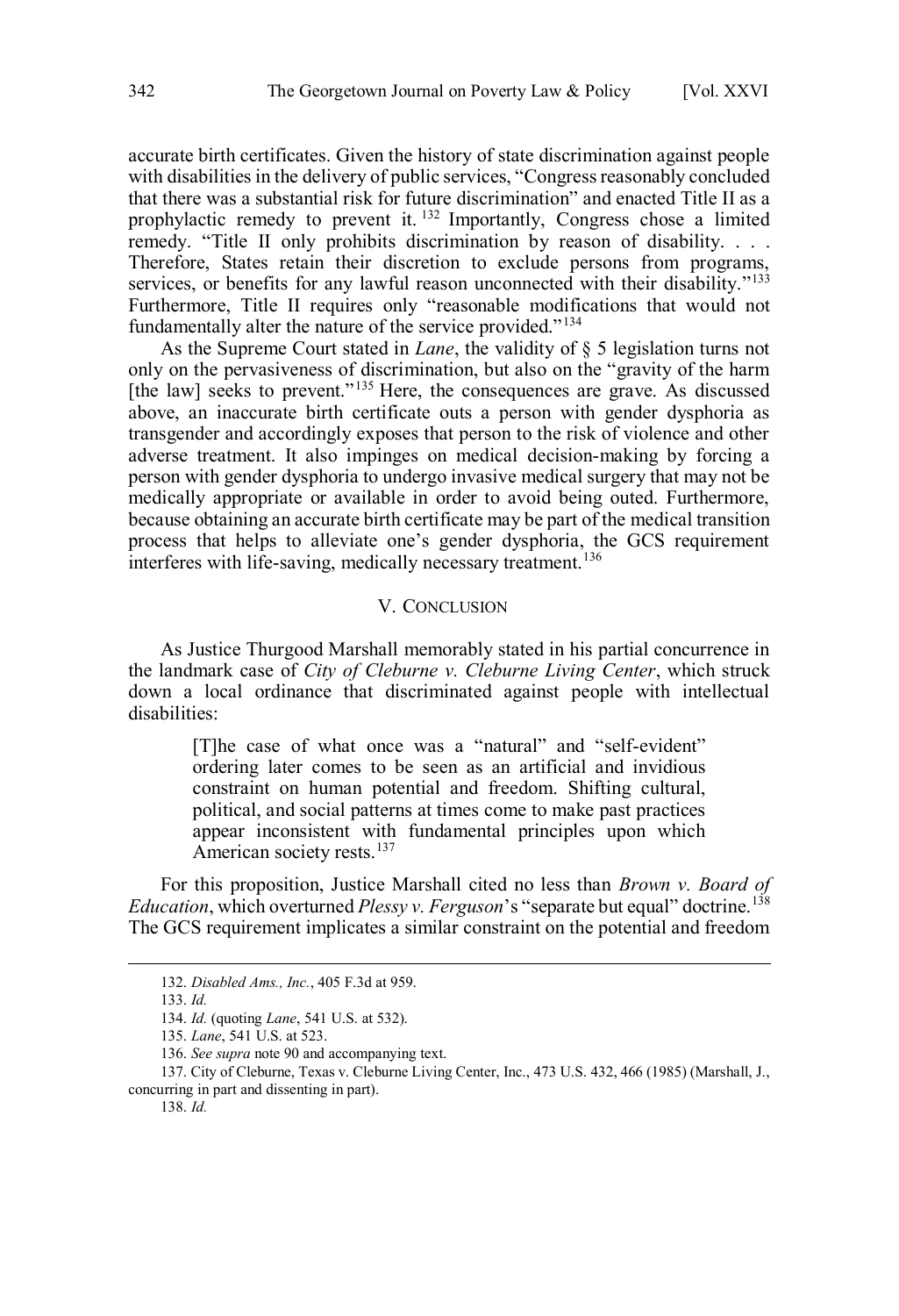accurate birth certificates. Given the history of state discrimination against people with disabilities in the delivery of public services, "Congress reasonably concluded that there was a substantial risk for future discrimination" and enacted Title II as a prophylactic remedy to prevent it.[132] Importantly, Congress chose a limited remedy. "Title II only prohibits discrimination by reason of disability. . . . Therefore, States retain their discretion to exclude persons from programs, services, or benefits for any lawful reason unconnected with their disability."[133] Furthermore, Title II requires only "reasonable modifications that would not fundamentally alter the nature of the service provided."[134]

As the Supreme Court stated in *Lane*, the validity of § 5 legislation turns not only on the pervasiveness of discrimination, but also on the "gravity of the harm [the law] seeks to prevent."[135] Here, the consequences are grave. As discussed above, an inaccurate birth certificate outs a person with gender dysphoria as transgender and accordingly exposes that person to the risk of violence and other adverse treatment. It also impinges on medical decision-making by forcing a person with gender dysphoria to undergo invasive medical surgery that may not be medically appropriate or available in order to avoid being outed. Furthermore, because obtaining an accurate birth certificate may be part of the medical transition process that helps to alleviate one's gender dysphoria, the GCS requirement interferes with life-saving, medically necessary treatment.[136]

## V. Conclusion

As Justice Thurgood Marshall memorably stated in his partial concurrence in the landmark case of *City of Cleburne v. Cleburne Living Center*, which struck down a local ordinance that discriminated against people with intellectual disabilities:

> [T]he case of what once was a "natural" and "self-evident" ordering later comes to be seen as an artificial and invidious constraint on human potential and freedom. Shifting cultural, political, and social patterns at times come to make past practices appear inconsistent with fundamental principles upon which American society rests.[137]

For this proposition, Justice Marshall cited no less than *Brown v. Board of Education*, which overturned *Plessy v. Ferguson*'s "separate but equal" doctrine.[138] The GCS requirement implicates a similar constraint on the potential and freedom

---

132. *Disabled Ams., Inc.*, 405 F.3d at 959.

133. *Id.*

134. *Id.* (quoting *Lane*, 541 U.S. at 532).

135. *Lane*, 541 U.S. at 523.

136. *See supra* note 90 and accompanying text.

137. City of Cleburne, Texas v. Cleburne Living Center, Inc., 473 U.S. 432, 466 (1985) (Marshall, J., concurring in part and dissenting in part).

138. *Id.*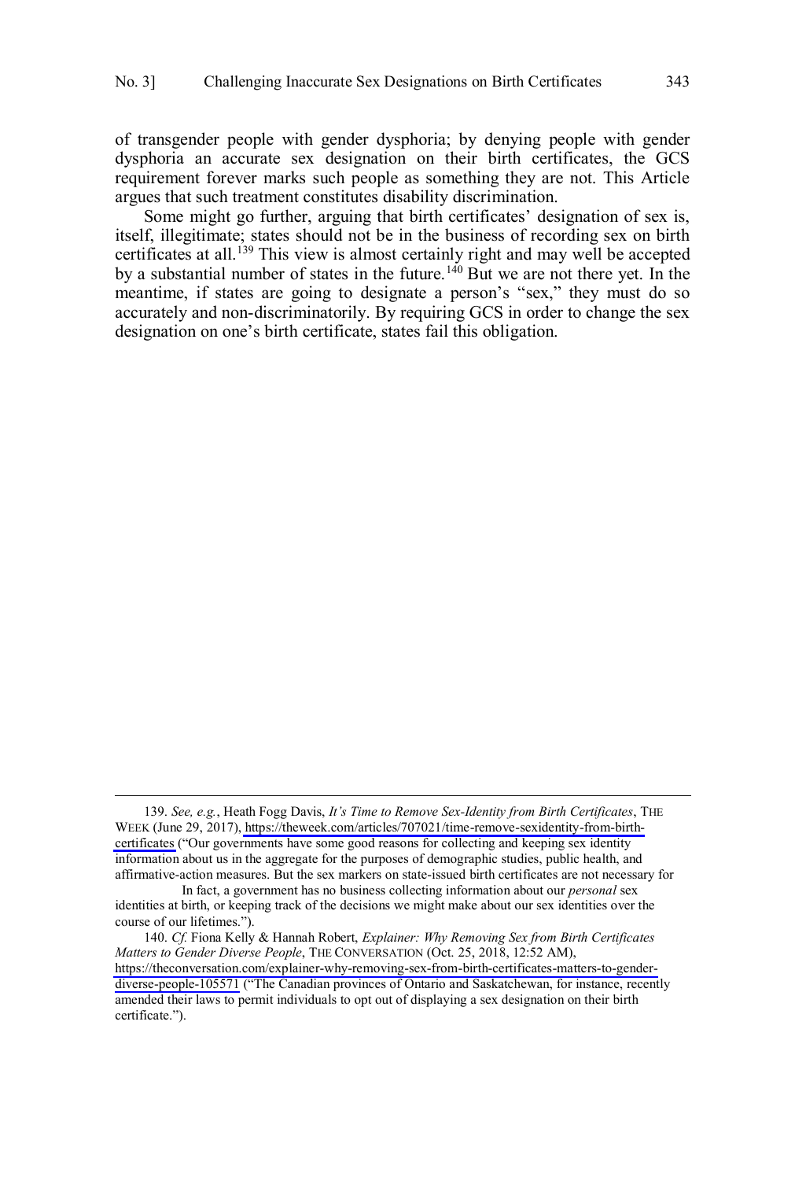of transgender people with gender dysphoria; by denying people with gender dysphoria an accurate sex designation on their birth certificates, the GCS requirement forever marks such people as something they are not. This Article argues that such treatment constitutes disability discrimination.

Some might go further, arguing that birth certificates' designation of sex is, itself, illegitimate; states should not be in the business of recording sex on birth certificates at all.[139] This view is almost certainly right and may well be accepted by a substantial number of states in the future.[140] But we are not there yet. In the meantime, if states are going to designate a person's "sex," they must do so accurately and non-discriminatorily. By requiring GCS in order to change the sex designation on one's birth certificate, states fail this obligation.

---

139. *See, e.g.*, Heath Fogg Davis, *It's Time to Remove Sex-Identity from Birth Certificates*, THE WEEK (June 29, 2017), https://theweek.com/articles/707021/time-remove-sexidentity-from-birth-certificates ("Our governments have some good reasons for collecting and keeping sex identity information about us in the aggregate for the purposes of demographic studies, public health, and affirmative-action measures. But the sex markers on state-issued birth certificates are not necessary for

In fact, a government has no business collecting information about our *personal* sex identities at birth, or keeping track of the decisions we might make about our sex identities over the course of our lifetimes.").

140. *Cf.* Fiona Kelly & Hannah Robert, *Explainer: Why Removing Sex from Birth Certificates Matters to Gender Diverse People*, THE CONVERSATION (Oct. 25, 2018, 12:52 AM), https://theconversation.com/explainer-why-removing-sex-from-birth-certificates-matters-to-gender-diverse-people-105571 ("The Canadian provinces of Ontario and Saskatchewan, for instance, recently amended their laws to permit individuals to opt out of displaying a sex designation on their birth certificate.").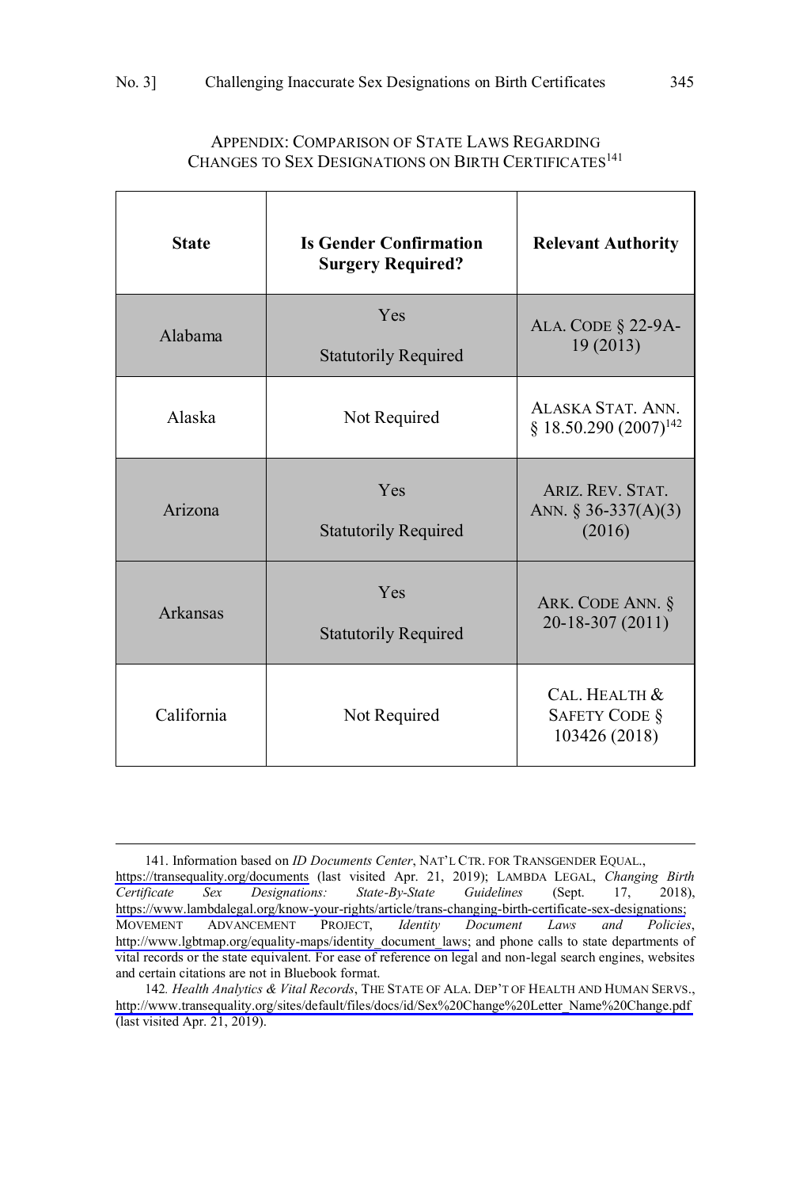## APPENDIX: COMPARISON OF STATE LAWS REGARDING CHANGES TO SEX DESIGNATIONS ON BIRTH CERTIFICATES[141]

| State | Is Gender Confirmation Surgery Required? | Relevant Authority |
|---|---|---|
| Alabama | Yes<br><br>Statutorily Required | ALA. CODE § 22-9A-19 (2013) |
| Alaska | Not Required | ALASKA STAT. ANN. § 18.50.290 (2007)[142] |
| Arizona | Yes<br><br>Statutorily Required | ARIZ. REV. STAT. ANN. § 36-337(A)(3) (2016) |
| Arkansas | Yes<br><br>Statutorily Required | ARK. CODE ANN. § 20-18-307 (2011) |
| California | Not Required | CAL. HEALTH & SAFETY CODE § 103426 (2018) |

---

141. Information based on *ID Documents Center*, NAT'L CTR. FOR TRANSGENDER EQUAL., https://transequality.org/documents (last visited Apr. 21, 2019); LAMBDA LEGAL, *Changing Birth Certificate Sex Designations: State-By-State Guidelines* (Sept. 17, 2018), https://www.lambdalegal.org/know-your-rights/article/trans-changing-birth-certificate-sex-designations; MOVEMENT ADVANCEMENT PROJECT, *Identity Document Laws and Policies*, http://www.lgbtmap.org/equality-maps/identity_document_laws; and phone calls to state departments of vital records or the state equivalent. For ease of reference on legal and non-legal search engines, websites and certain citations are not in Bluebook format.

142. *Health Analytics & Vital Records*, THE STATE OF ALA. DEP'T OF HEALTH AND HUMAN SERVS., http://www.transequality.org/sites/default/files/docs/id/Sex%20Change%20Letter_Name%20Change.pdf (last visited Apr. 21, 2019).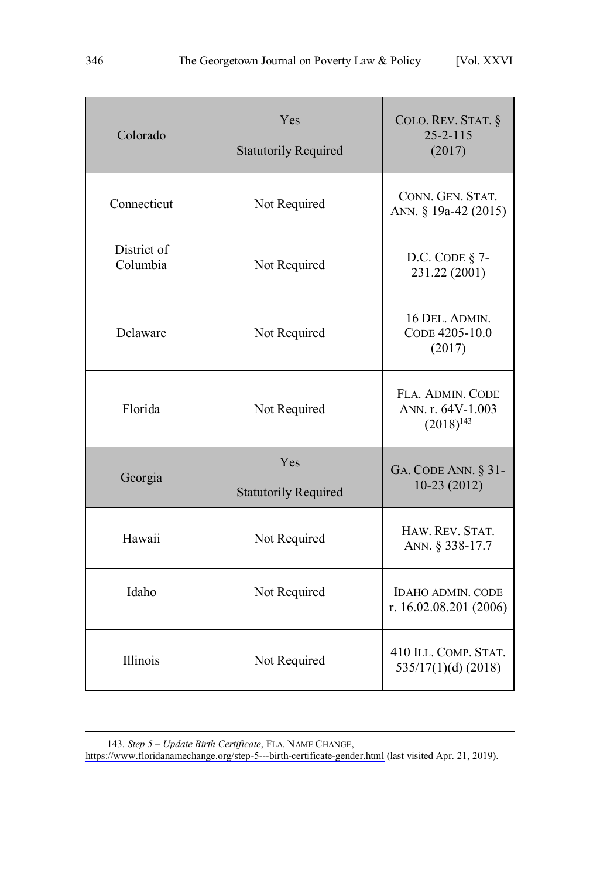| Colorado | Yes<br>Statutorily Required | COLO. REV. STAT. § 25-2-115 (2017) |
|---|---|---|
| Connecticut | Not Required | CONN. GEN. STAT. ANN. § 19a-42 (2015) |
| District of Columbia | Not Required | D.C. CODE § 7-231.22 (2001) |
| Delaware | Not Required | 16 DEL. ADMIN. CODE 4205-10.0 (2017) |
| Florida | Not Required | FLA. ADMIN. CODE ANN. r. 64V-1.003 (2018)[143] |
| Georgia | Yes<br>Statutorily Required | GA. CODE ANN. § 31-10-23 (2012) |
| Hawaii | Not Required | HAW. REV. STAT. ANN. § 338-17.7 |
| Idaho | Not Required | IDAHO ADMIN. CODE r. 16.02.08.201 (2006) |
| Illinois | Not Required | 410 ILL. COMP. STAT. 535/17(1)(d) (2018) |

143. *Step 5 – Update Birth Certificate*, FLA. NAME CHANGE, https://www.floridanamechange.org/step-5---birth-certificate-gender.html (last visited Apr. 21, 2019).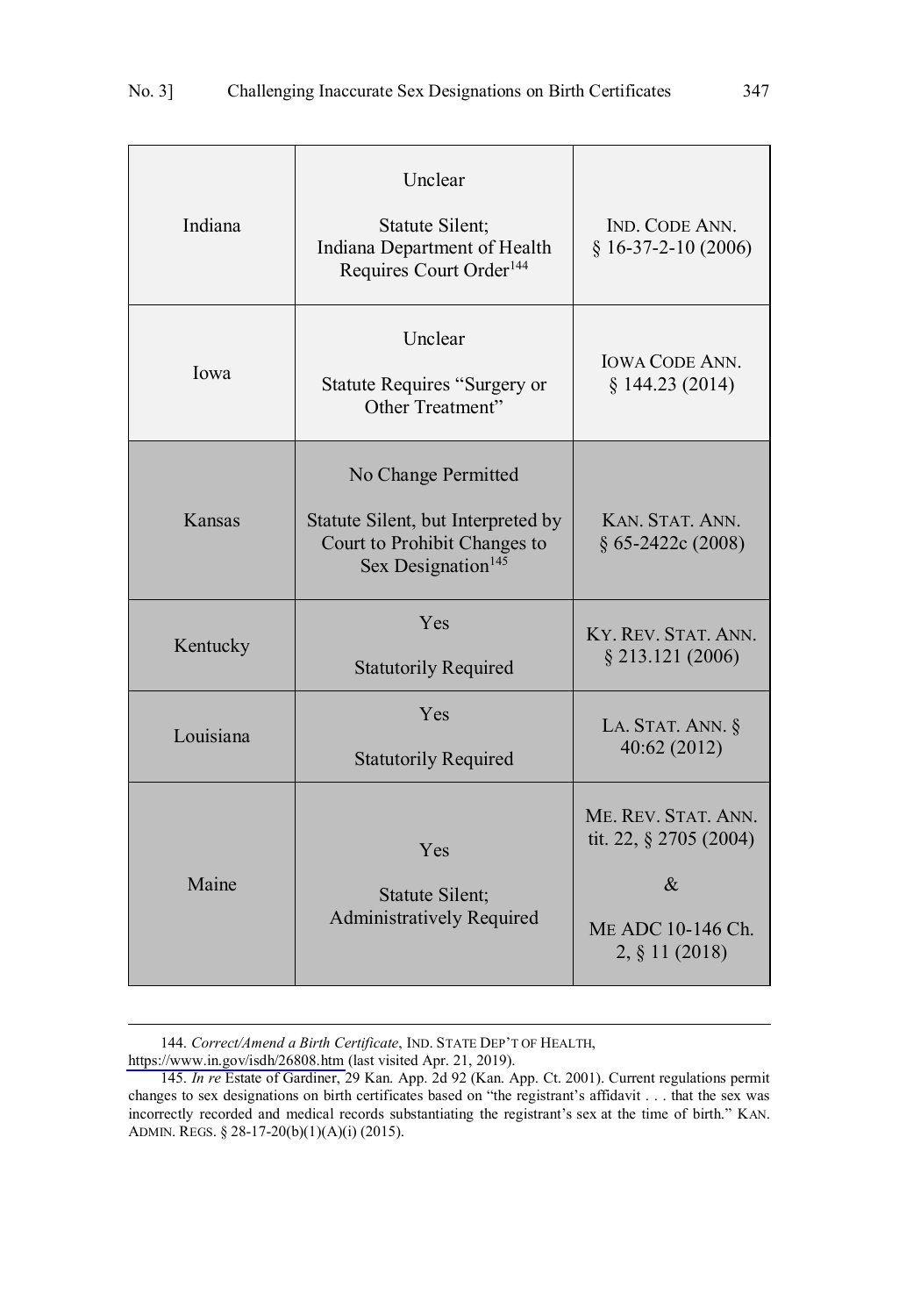| | | |
|---|---|---|
| Indiana | Unclear<br><br>Statute Silent;<br>Indiana Department of Health Requires Court Order[144] | IND. CODE ANN. § 16-37-2-10 (2006) |
| Iowa | Unclear<br><br>Statute Requires "Surgery or Other Treatment" | IOWA CODE ANN. § 144.23 (2014) |
| Kansas | No Change Permitted<br><br>Statute Silent, but Interpreted by Court to Prohibit Changes to Sex Designation[145] | KAN. STAT. ANN. § 65-2422c (2008) |
| Kentucky | Yes<br><br>Statutorily Required | KY. REV. STAT. ANN. § 213.121 (2006) |
| Louisiana | Yes<br><br>Statutorily Required | LA. STAT. ANN. § 40:62 (2012) |
| Maine | Yes<br><br>Statute Silent;<br>Administratively Required | ME. REV. STAT. ANN. tit. 22, § 2705 (2004)<br><br>&<br><br>ME ADC 10-146 Ch. 2, § 11 (2018) |

144. *Correct/Amend a Birth Certificate*, IND. STATE DEP'T OF HEALTH, https://www.in.gov/isdh/26808.htm (last visited Apr. 21, 2019).

145. *In re* Estate of Gardiner, 29 Kan. App. 2d 92 (Kan. App. Ct. 2001). Current regulations permit changes to sex designations on birth certificates based on "the registrant's affidavit . . . that the sex was incorrectly recorded and medical records substantiating the registrant's sex at the time of birth." KAN. ADMIN. REGS. § 28-17-20(b)(1)(A)(i) (2015).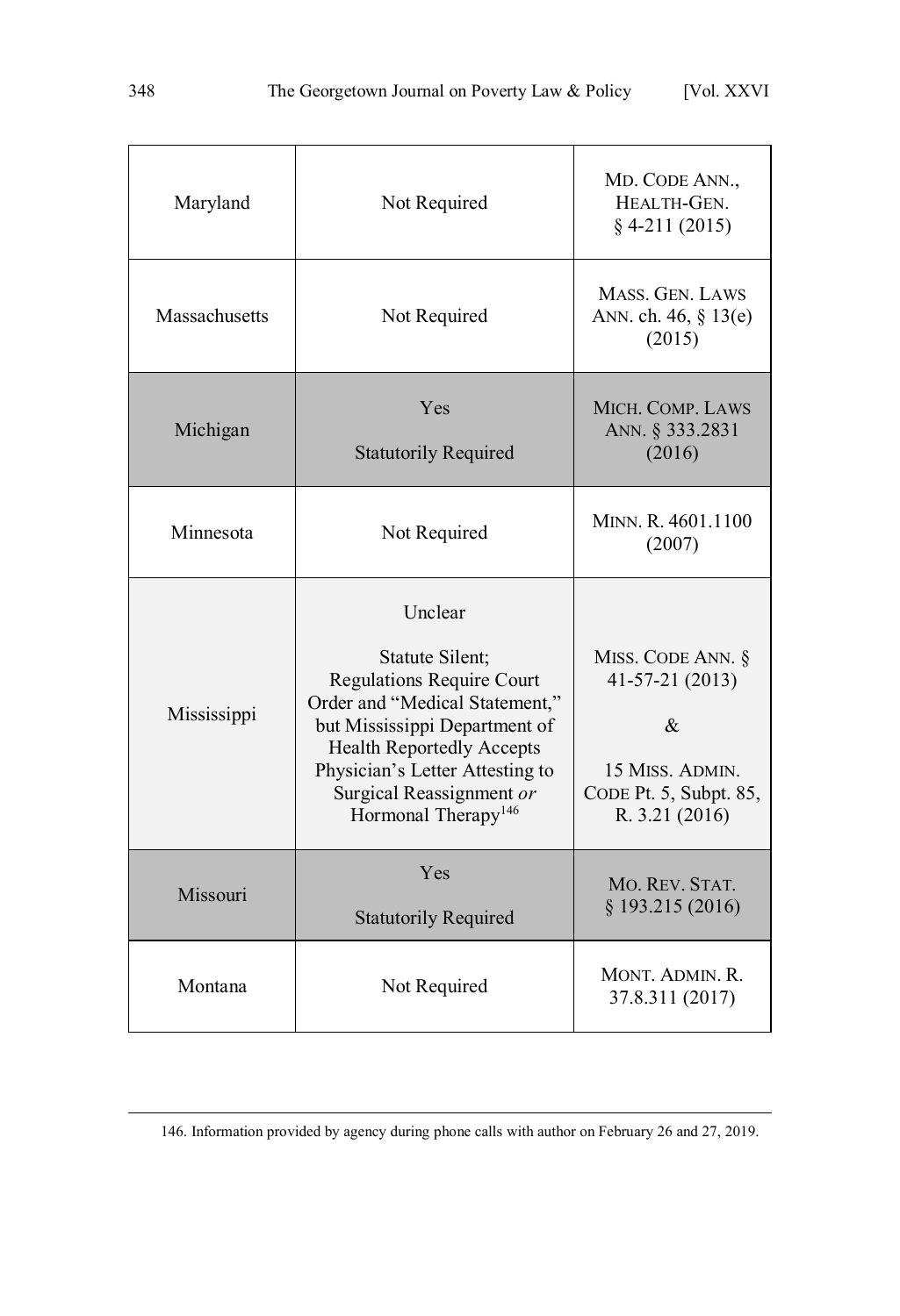| Maryland | Not Required | MD. CODE ANN., HEALTH-GEN. § 4-211 (2015) |
|---|---|---|
| Massachusetts | Not Required | MASS. GEN. LAWS ANN. ch. 46, § 13(e) (2015) |
| Michigan | Yes<br><br>Statutorily Required | MICH. COMP. LAWS ANN. § 333.2831 (2016) |
| Minnesota | Not Required | MINN. R. 4601.1100 (2007) |
| Mississippi | Unclear<br><br>Statute Silent; Regulations Require Court Order and "Medical Statement," but Mississippi Department of Health Reportedly Accepts Physician's Letter Attesting to Surgical Reassignment *or* Hormonal Therapy[146] | MISS. CODE ANN. § 41-57-21 (2013)<br><br>&<br><br>15 MISS. ADMIN. CODE Pt. 5, Subpt. 85, R. 3.21 (2016) |
| Missouri | Yes<br><br>Statutorily Required | MO. REV. STAT. § 193.215 (2016) |
| Montana | Not Required | MONT. ADMIN. R. 37.8.311 (2017) |

146. Information provided by agency during phone calls with author on February 26 and 27, 2019.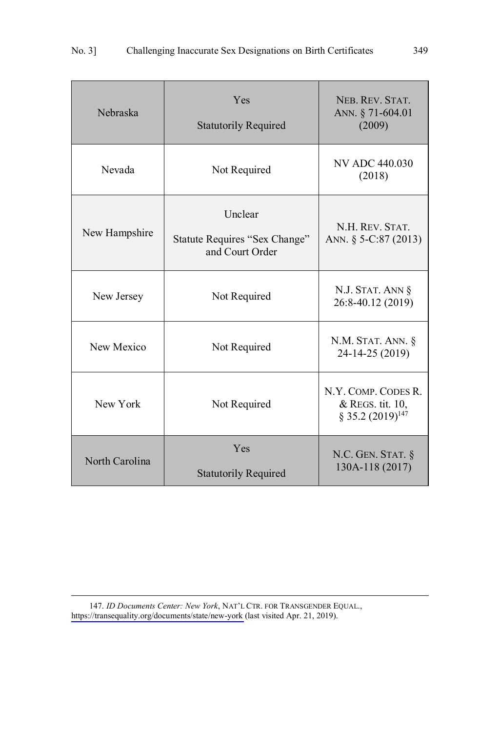| | | |
|---|---|---|
| Nebraska | Yes<br><br>Statutorily Required | NEB. REV. STAT. ANN. § 71-604.01 (2009) |
| Nevada | Not Required | NV ADC 440.030 (2018) |
| New Hampshire | Unclear<br><br>Statute Requires "Sex Change" and Court Order | N.H. REV. STAT. ANN. § 5-C:87 (2013) |
| New Jersey | Not Required | N.J. STAT. ANN § 26:8-40.12 (2019) |
| New Mexico | Not Required | N.M. STAT. ANN. § 24-14-25 (2019) |
| New York | Not Required | N.Y. COMP. CODES R. & REGS. tit. 10, § 35.2 (2019)[147] |
| North Carolina | Yes<br><br>Statutorily Required | N.C. GEN. STAT. § 130A-118 (2017) |

147. *ID Documents Center: New York*, NAT'L CTR. FOR TRANSGENDER EQUAL., https://transequality.org/documents/state/new-york (last visited Apr. 21, 2019).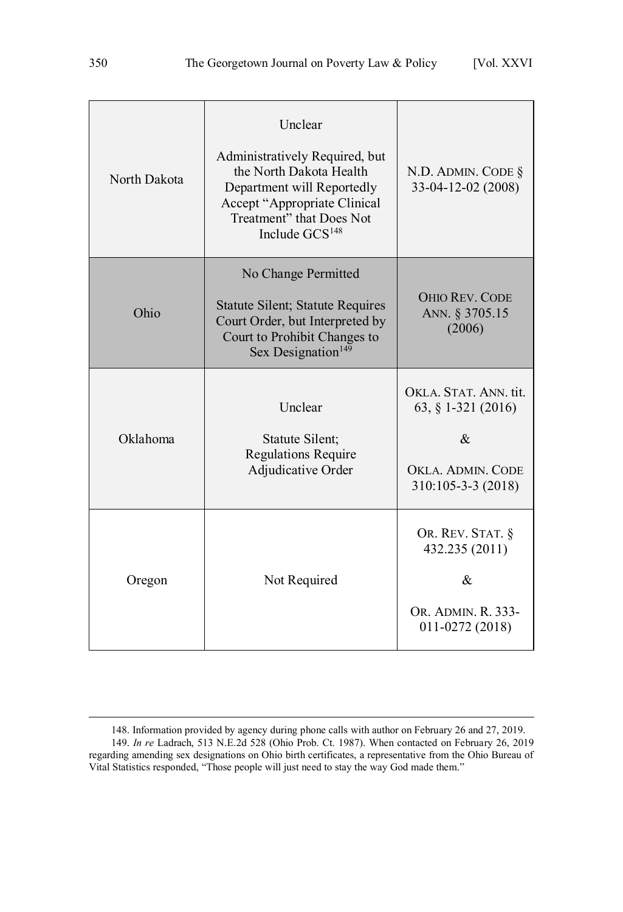| | | |
|---|---|---|
| North Dakota | Unclear<br><br>Administratively Required, but the North Dakota Health Department will Reportedly Accept "Appropriate Clinical Treatment" that Does Not Include GCS[148] | N.D. ADMIN. CODE § 33-04-12-02 (2008) |
| Ohio | No Change Permitted<br><br>Statute Silent; Statute Requires Court Order, but Interpreted by Court to Prohibit Changes to Sex Designation[149] | OHIO REV. CODE ANN. § 3705.15 (2006) |
| Oklahoma | Unclear<br><br>Statute Silent; Regulations Require Adjudicative Order | OKLA. STAT. ANN. tit. 63, § 1-321 (2016)<br><br>&<br><br>OKLA. ADMIN. CODE 310:105-3-3 (2018) |
| Oregon | Not Required | OR. REV. STAT. § 432.235 (2011)<br><br>&<br><br>OR. ADMIN. R. 333-011-0272 (2018) |

148. Information provided by agency during phone calls with author on February 26 and 27, 2019.

149. *In re* Ladrach, 513 N.E.2d 528 (Ohio Prob. Ct. 1987). When contacted on February 26, 2019 regarding amending sex designations on Ohio birth certificates, a representative from the Ohio Bureau of Vital Statistics responded, "Those people will just need to stay the way God made them."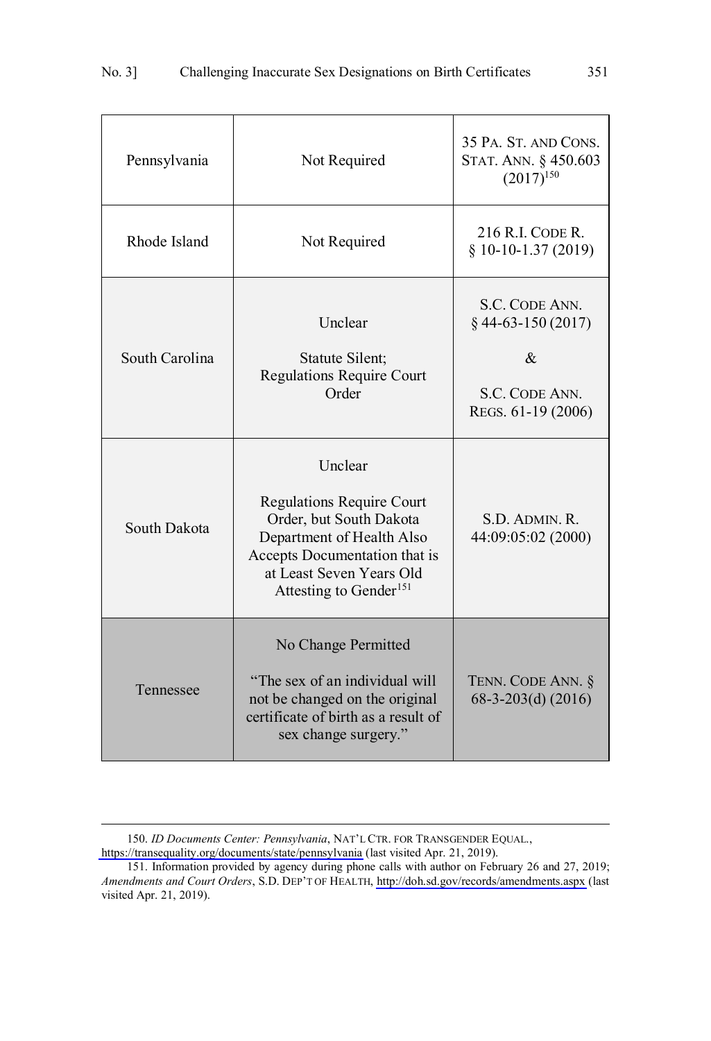| Pennsylvania | Not Required | 35 PA. ST. AND CONS. STAT. ANN. § 450.603 (2017)[150] |
|---|---|---|
| Rhode Island | Not Required | 216 R.I. CODE R. § 10-10-1.37 (2019) |
| South Carolina | Unclear<br><br>Statute Silent; Regulations Require Court Order | S.C. CODE ANN. § 44-63-150 (2017)<br><br>&<br><br>S.C. CODE ANN. REGS. 61-19 (2006) |
| South Dakota | Unclear<br><br>Regulations Require Court Order, but South Dakota Department of Health Also Accepts Documentation that is at Least Seven Years Old Attesting to Gender[151] | S.D. ADMIN. R. 44:09:05:02 (2000) |
| Tennessee | No Change Permitted<br><br>"The sex of an individual will not be changed on the original certificate of birth as a result of sex change surgery." | TENN. CODE ANN. § 68-3-203(d) (2016) |

150. *ID Documents Center: Pennsylvania*, NAT'L CTR. FOR TRANSGENDER EQUAL., https://transequality.org/documents/state/pennsylvania (last visited Apr. 21, 2019).

151. Information provided by agency during phone calls with author on February 26 and 27, 2019; *Amendments and Court Orders*, S.D. DEP'T OF HEALTH, http://doh.sd.gov/records/amendments.aspx (last visited Apr. 21, 2019).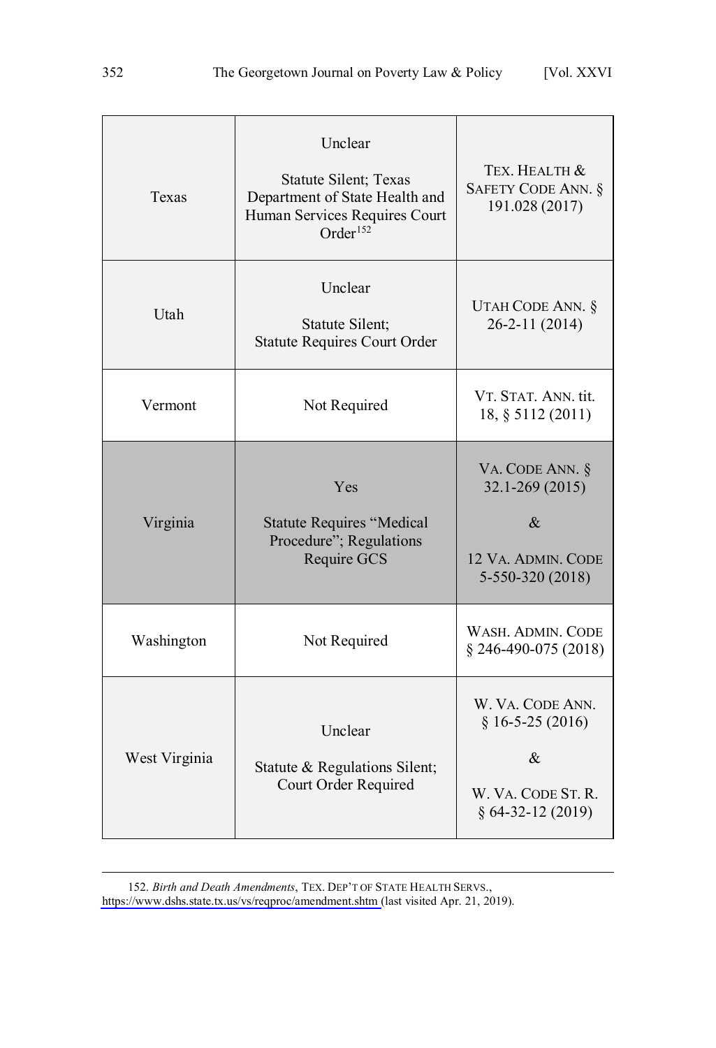| | | |
|---|---|---|
| Texas | Unclear<br><br>Statute Silent; Texas Department of State Health and Human Services Requires Court Order[152] | TEX. HEALTH & SAFETY CODE ANN. § 191.028 (2017) |
| Utah | Unclear<br><br>Statute Silent;<br>Statute Requires Court Order | UTAH CODE ANN. § 26-2-11 (2014) |
| Vermont | Not Required | VT. STAT. ANN. tit. 18, § 5112 (2011) |
| Virginia | Yes<br><br>Statute Requires "Medical Procedure"; Regulations Require GCS | VA. CODE ANN. § 32.1-269 (2015)<br><br>&<br><br>12 VA. ADMIN. CODE 5-550-320 (2018) |
| Washington | Not Required | WASH. ADMIN. CODE § 246-490-075 (2018) |
| West Virginia | Unclear<br><br>Statute & Regulations Silent; Court Order Required | W. VA. CODE ANN. § 16-5-25 (2016)<br><br>&<br><br>W. VA. CODE ST. R. § 64-32-12 (2019) |

152. *Birth and Death Amendments*, TEX. DEP'T OF STATE HEALTH SERVS., https://www.dshs.state.tx.us/vs/reqproc/amendment.shtm (last visited Apr. 21, 2019).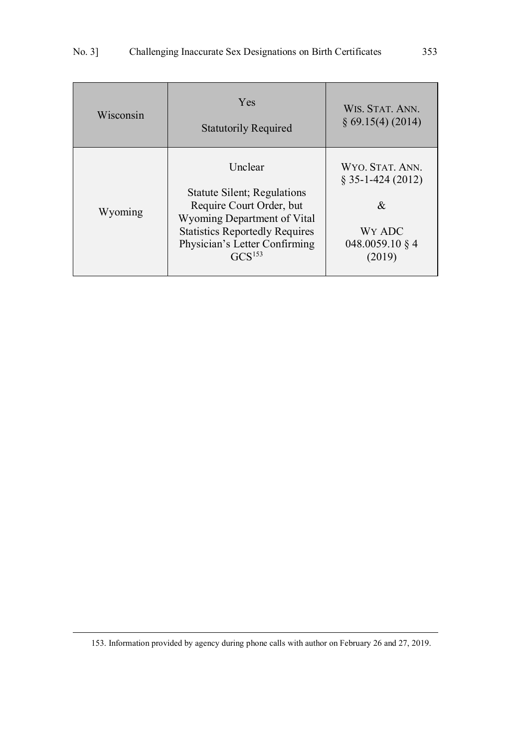| | | |
|---|---|---|
| Wisconsin | Yes<br><br>Statutorily Required | WIS. STAT. ANN. § 69.15(4) (2014) |
| Wyoming | Unclear<br><br>Statute Silent; Regulations Require Court Order, but Wyoming Department of Vital Statistics Reportedly Requires Physician's Letter Confirming GCS[153] | WYO. STAT. ANN. § 35-1-424 (2012)<br><br>&<br><br>WY ADC 048.0059.10 § 4 (2019) |

153. Information provided by agency during phone calls with author on February 26 and 27, 2019.